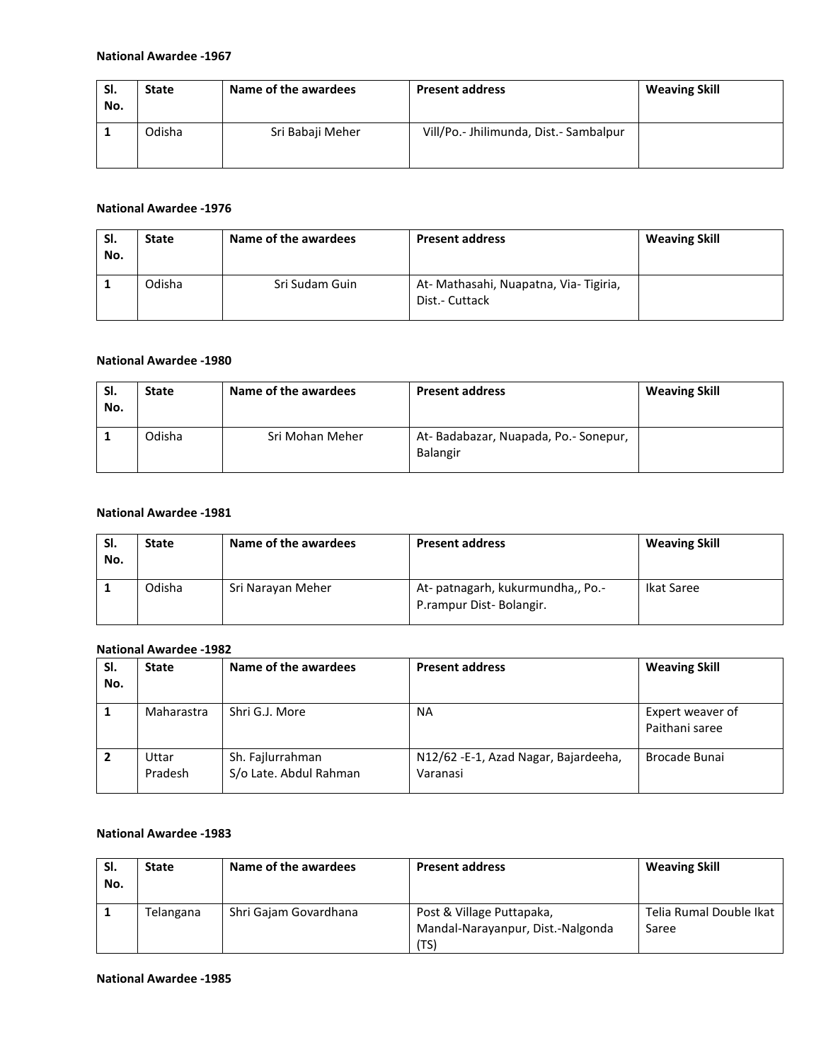**National Awardee -1967**

| Sl. No. | State | Name of the awardees | Present address | Weaving Skill |
|---|---|---|---|---|
| 1 | Odisha | Sri Babaji Meher | Vill/Po.- Jhilimunda, Dist.- Sambalpur | |

**National Awardee -1976**

| Sl. No. | State | Name of the awardees | Present address | Weaving Skill |
|---|---|---|---|---|
| 1 | Odisha | Sri Sudam Guin | At- Mathasahi, Nuapatna, Via- Tigiria, Dist.- Cuttack | |

**National Awardee -1980**

| Sl. No. | State | Name of the awardees | Present address | Weaving Skill |
|---|---|---|---|---|
| 1 | Odisha | Sri Mohan Meher | At- Badabazar, Nuapada, Po.- Sonepur, Balangir | |

**National Awardee -1981**

| Sl. No. | State | Name of the awardees | Present address | Weaving Skill |
|---|---|---|---|---|
| 1 | Odisha | Sri Narayan Meher | At- patnagarh, kukurmundha,, Po.- P.rampur Dist- Bolangir. | Ikat Saree |

**National Awardee -1982**

| Sl. No. | State | Name of the awardees | Present address | Weaving Skill |
|---|---|---|---|---|
| 1 | Maharastra | Shri G.J. More | NA | Expert weaver of Paithani saree |
| 2 | Uttar Pradesh | Sh. Fajlurrahman S/o Late. Abdul Rahman | N12/62 -E-1, Azad Nagar, Bajardeeha, Varanasi | Brocade Bunai |

**National Awardee -1983**

| Sl. No. | State | Name of the awardees | Present address | Weaving Skill |
|---|---|---|---|---|
| 1 | Telangana | Shri Gajam Govardhana | Post & Village Puttapaka, Mandal-Narayanpur, Dist.-Nalgonda (TS) | Telia Rumal Double Ikat Saree |

**National Awardee -1985**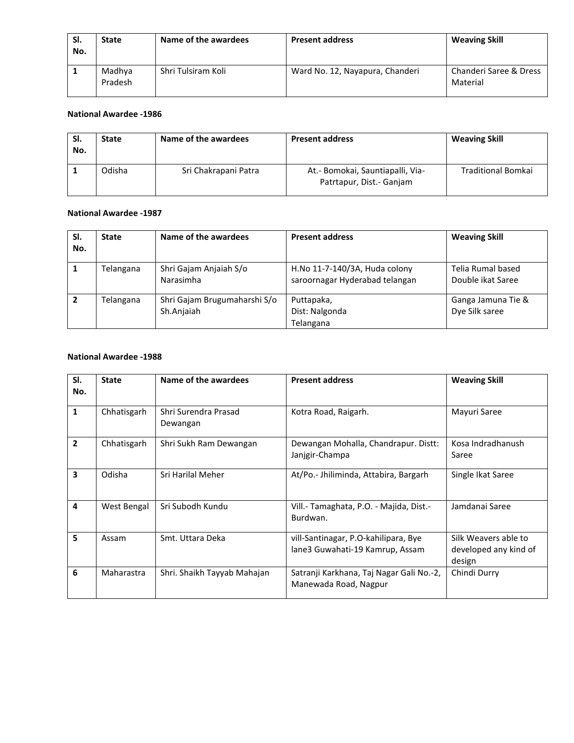| Sl. No. | State | Name of the awardees | Present address | Weaving Skill |
|---|---|---|---|---|
| 1 | Madhya Pradesh | Shri Tulsiram Koli | Ward No. 12, Nayapura, Chanderi | Chanderi Saree & Dress Material |

**National Awardee -1986**

| Sl. No. | State | Name of the awardees | Present address | Weaving Skill |
|---|---|---|---|---|
| 1 | Odisha | Sri Chakrapani Patra | At.- Bomokai, Sauntiapalli, Via- Patrtapur, Dist.- Ganjam | Traditional Bomkai |

**National Awardee -1987**

| Sl. No. | State | Name of the awardees | Present address | Weaving Skill |
|---|---|---|---|---|
| 1 | Telangana | Shri Gajam Anjaiah S/o Narasimha | H.No 11-7-140/3A, Huda colony saroornagar Hyderabad telangan | Telia Rumal based Double ikat Saree |
| 2 | Telangana | Shri Gajam Brugumaharshi S/o Sh.Anjaiah | Puttapaka, Dist: Nalgonda Telangana | Ganga Jamuna Tie & Dye Silk saree |

**National Awardee -1988**

| Sl. No. | State | Name of the awardees | Present address | Weaving Skill |
|---|---|---|---|---|
| 1 | Chhatisgarh | Shri Surendra Prasad Dewangan | Kotra Road, Raigarh. | Mayuri Saree |
| 2 | Chhatisgarh | Shri Sukh Ram Dewangan | Dewangan Mohalla, Chandrapur. Distt: Janjgir-Champa | Kosa Indradhanush Saree |
| 3 | Odisha | Sri Harilal Meher | At/Po.- Jhiliminda, Attabira, Bargarh | Single Ikat Saree |
| 4 | West Bengal | Sri Subodh Kundu | Vill.- Tamaghata, P.O. - Majida, Dist.- Burdwan. | Jamdanai Saree |
| 5 | Assam | Smt. Uttara Deka | vill-Santinagar, P.O-kahilipara, Bye lane3 Guwahati-19 Kamrup, Assam | Silk Weavers able to developed any kind of design |
| 6 | Maharastra | Shri. Shaikh Tayyab Mahajan | Satranji Karkhana, Taj Nagar Gali No.-2, Manewada Road, Nagpur | Chindi Durry |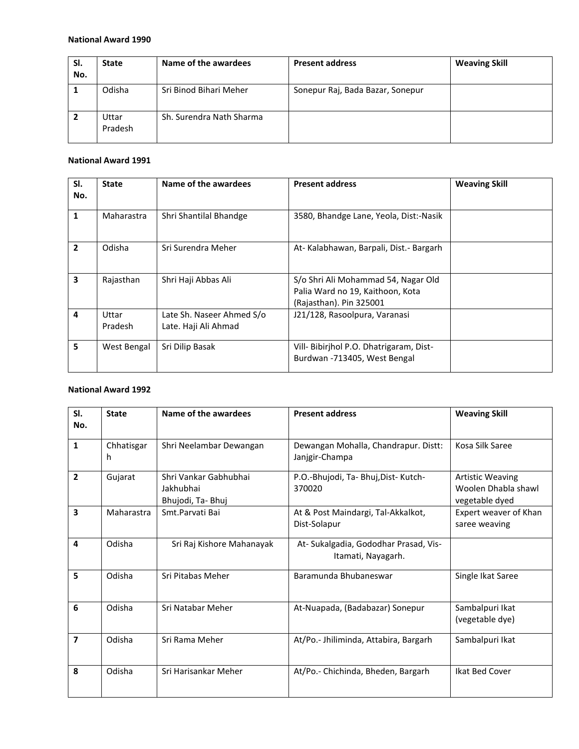**National Award 1990**

| Sl. No. | State | Name of the awardees | Present address | Weaving Skill |
|---|---|---|---|---|
| 1 | Odisha | Sri Binod Bihari Meher | Sonepur Raj, Bada Bazar, Sonepur | |
| 2 | Uttar Pradesh | Sh. Surendra Nath Sharma | | |

**National Award 1991**

| Sl. No. | State | Name of the awardees | Present address | Weaving Skill |
|---|---|---|---|---|
| 1 | Maharastra | Shri Shantilal Bhandge | 3580, Bhandge Lane, Yeola, Dist:-Nasik | |
| 2 | Odisha | Sri Surendra Meher | At- Kalabhawan, Barpali, Dist.- Bargarh | |
| 3 | Rajasthan | Shri Haji Abbas Ali | S/o Shri Ali Mohammad 54, Nagar Old Palia Ward no 19, Kaithoon, Kota (Rajasthan). Pin 325001 | |
| 4 | Uttar Pradesh | Late Sh. Naseer Ahmed S/o Late. Haji Ali Ahmad | J21/128, Rasoolpura, Varanasi | |
| 5 | West Bengal | Sri Dilip Basak | Vill- Bibirjhol P.O. Dhatrigaram, Dist- Burdwan -713405, West Bengal | |

**National Award 1992**

| Sl. No. | State | Name of the awardees | Present address | Weaving Skill |
|---|---|---|---|---|
| 1 | Chhatisgarh | Shri Neelambar Dewangan | Dewangan Mohalla, Chandrapur. Distt: Janjgir-Champa | Kosa Silk Saree |
| 2 | Gujarat | Shri Vankar Gabhubhai Jakhubhai Bhujodi, Ta- Bhuj | P.O.-Bhujodi, Ta- Bhuj,Dist- Kutch- 370020 | Artistic Weaving Woolen Dhabla shawl vegetable dyed |
| 3 | Maharastra | Smt.Parvati Bai | At & Post Maindargi, Tal-Akkalkot, Dist-Solapur | Expert weaver of Khan saree weaving |
| 4 | Odisha | Sri Raj Kishore Mahanayak | At- Sukalgadia, Gododhar Prasad, Vis- Itamati, Nayagarh. | |
| 5 | Odisha | Sri Pitabas Meher | Baramunda Bhubaneswar | Single Ikat Saree |
| 6 | Odisha | Sri Natabar Meher | At-Nuapada, (Badabazar) Sonepur | Sambalpuri Ikat (vegetable dye) |
| 7 | Odisha | Sri Rama Meher | At/Po.- Jhiliminda, Attabira, Bargarh | Sambalpuri Ikat |
| 8 | Odisha | Sri Harisankar Meher | At/Po.- Chichinda, Bheden, Bargarh | Ikat Bed Cover |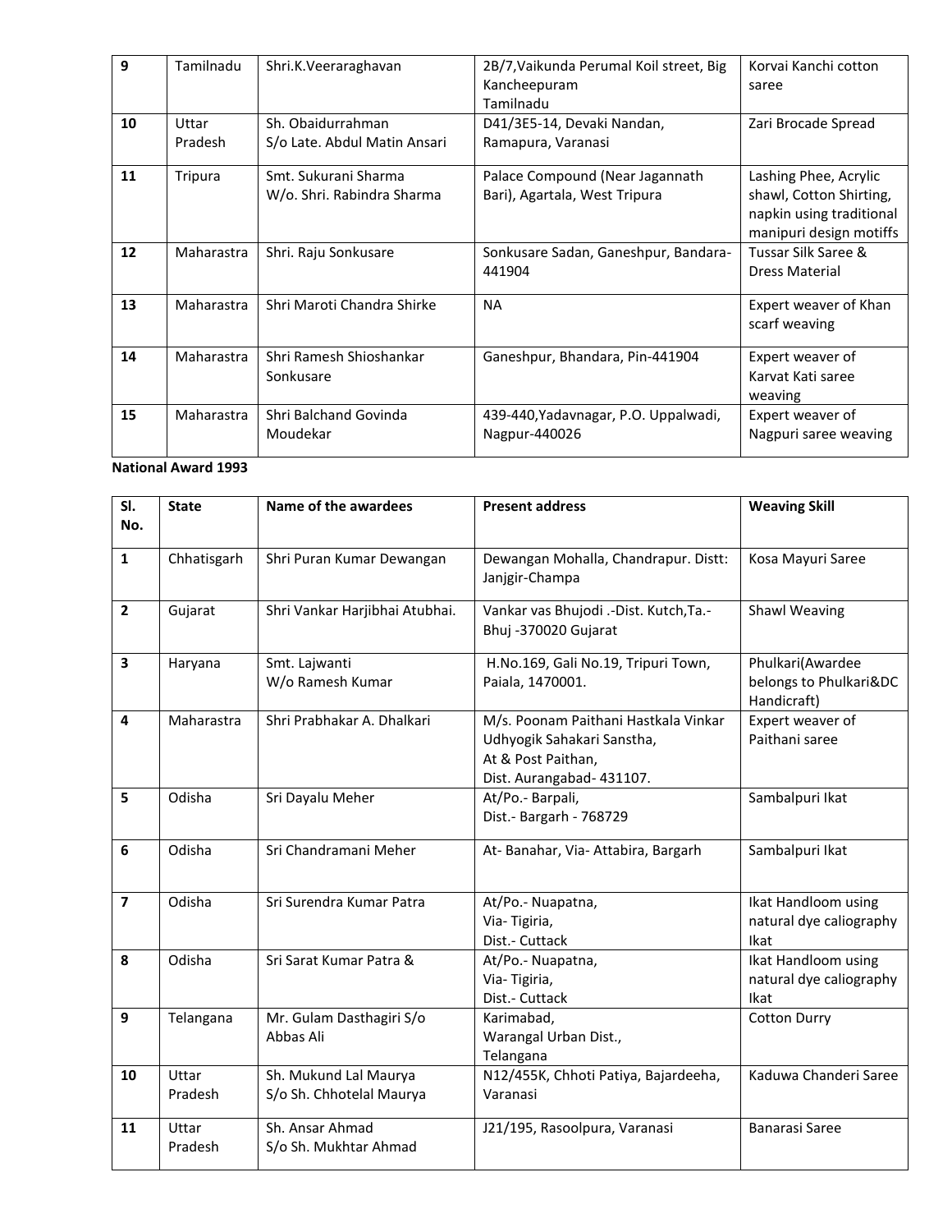| 9 | Tamilnadu | Shri.K.Veeraraghavan | 2B/7,Vaikunda Perumal Koil street, Big Kancheepuram Tamilnadu | Korvai Kanchi cotton saree |
|---|---|---|---|---|
| 10 | Uttar Pradesh | Sh. Obaidurrahman S/o Late. Abdul Matin Ansari | D41/3E5-14, Devaki Nandan, Ramapura, Varanasi | Zari Brocade Spread |
| 11 | Tripura | Smt. Sukurani Sharma W/o. Shri. Rabindra Sharma | Palace Compound (Near Jagannath Bari), Agartala, West Tripura | Lashing Phee, Acrylic shawl, Cotton Shirting, napkin using traditional manipuri design motiffs |
| 12 | Maharastra | Shri. Raju Sonkusare | Sonkusare Sadan, Ganeshpur, Bandara-441904 | Tussar Silk Saree & Dress Material |
| 13 | Maharastra | Shri Maroti Chandra Shirke | NA | Expert weaver of Khan scarf weaving |
| 14 | Maharastra | Shri Ramesh Shioshankar Sonkusare | Ganeshpur, Bhandara, Pin-441904 | Expert weaver of Karvat Kati saree weaving |
| 15 | Maharastra | Shri Balchand Govinda Moudekar | 439-440,Yadavnagar, P.O. Uppalwadi, Nagpur-440026 | Expert weaver of Nagpuri saree weaving |

**National Award 1993**

| Sl. No. | State | Name of the awardees | Present address | Weaving Skill |
|---|---|---|---|---|
| 1 | Chhatisgarh | Shri Puran Kumar Dewangan | Dewangan Mohalla, Chandrapur. Distt: Janjgir-Champa | Kosa Mayuri Saree |
| 2 | Gujarat | Shri Vankar Harjibhai Atubhai. | Vankar vas Bhujodi .-Dist. Kutch,Ta.-Bhuj -370020 Gujarat | Shawl Weaving |
| 3 | Haryana | Smt. Lajwanti W/o Ramesh Kumar | H.No.169, Gali No.19, Tripuri Town, Paiala, 1470001. | Phulkari(Awardee belongs to Phulkari&DC Handicraft) |
| 4 | Maharastra | Shri Prabhakar A. Dhalkari | M/s. Poonam Paithani Hastkala Vinkar Udhyogik Sahakari Sanstha, At & Post Paithan, Dist. Aurangabad- 431107. | Expert weaver of Paithani saree |
| 5 | Odisha | Sri Dayalu Meher | At/Po.- Barpali, Dist.- Bargarh - 768729 | Sambalpuri Ikat |
| 6 | Odisha | Sri Chandramani Meher | At- Banahar, Via- Attabira, Bargarh | Sambalpuri Ikat |
| 7 | Odisha | Sri Surendra Kumar Patra | At/Po.- Nuapatna, Via- Tigiria, Dist.- Cuttack | Ikat Handloom using natural dye caliography Ikat |
| 8 | Odisha | Sri Sarat Kumar Patra & | At/Po.- Nuapatna, Via- Tigiria, Dist.- Cuttack | Ikat Handloom using natural dye caliography Ikat |
| 9 | Telangana | Mr. Gulam Dasthagiri S/o Abbas Ali | Karimabad, Warangal Urban Dist., Telangana | Cotton Durry |
| 10 | Uttar Pradesh | Sh. Mukund Lal Maurya S/o Sh. Chhotelal Maurya | N12/455K, Chhoti Patiya, Bajardeeha, Varanasi | Kaduwa Chanderi Saree |
| 11 | Uttar Pradesh | Sh. Ansar Ahmad S/o Sh. Mukhtar Ahmad | J21/195, Rasoolpura, Varanasi | Banarasi Saree |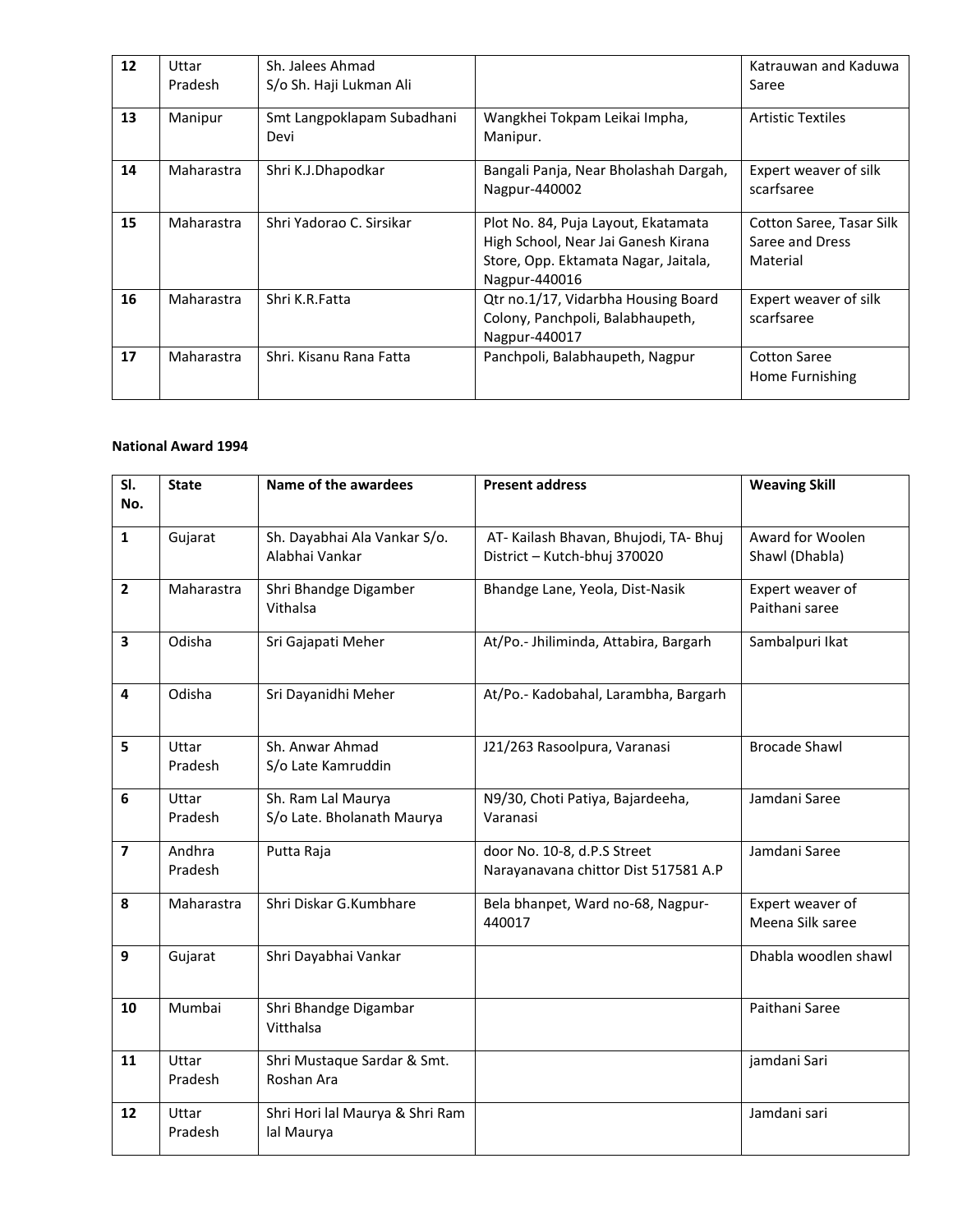| 12 | Uttar Pradesh | Sh. Jalees Ahmad S/o Sh. Haji Lukman Ali | | Katrauwan and Kaduwa Saree |
|---|---|---|---|---|
| 13 | Manipur | Smt Langpoklapam Subadhani Devi | Wangkhei Tokpam Leikai Impha, Manipur. | Artistic Textiles |
| 14 | Maharastra | Shri K.J.Dhapodkar | Bangali Panja, Near Bholashah Dargah, Nagpur-440002 | Expert weaver of silk scarfsaree |
| 15 | Maharastra | Shri Yadorao C. Sirsikar | Plot No. 84, Puja Layout, Ekatamata High School, Near Jai Ganesh Kirana Store, Opp. Ektamata Nagar, Jaitala, Nagpur-440016 | Cotton Saree, Tasar Silk Saree and Dress Material |
| 16 | Maharastra | Shri K.R.Fatta | Qtr no.1/17, Vidarbha Housing Board Colony, Panchpoli, Balabhaupeth, Nagpur-440017 | Expert weaver of silk scarfsaree |
| 17 | Maharastra | Shri. Kisanu Rana Fatta | Panchpoli, Balabhaupeth, Nagpur | Cotton Saree Home Furnishing |

**National Award 1994**

| Sl. No. | State | Name of the awardees | Present address | Weaving Skill |
|---|---|---|---|---|
| 1 | Gujarat | Sh. Dayabhai Ala Vankar S/o. Alabhai Vankar | AT- Kailash Bhavan, Bhujodi, TA- Bhuj District – Kutch-bhuj 370020 | Award for Woolen Shawl (Dhabla) |
| 2 | Maharastra | Shri Bhandge Digamber Vithalsa | Bhandge Lane, Yeola, Dist-Nasik | Expert weaver of Paithani saree |
| 3 | Odisha | Sri Gajapati Meher | At/Po.- Jhiliminda, Attabira, Bargarh | Sambalpuri Ikat |
| 4 | Odisha | Sri Dayanidhi Meher | At/Po.- Kadobahal, Larambha, Bargarh | |
| 5 | Uttar Pradesh | Sh. Anwar Ahmad S/o Late Kamruddin | J21/263 Rasoolpura, Varanasi | Brocade Shawl |
| 6 | Uttar Pradesh | Sh. Ram Lal Maurya S/o Late. Bholanath Maurya | N9/30, Choti Patiya, Bajardeeha, Varanasi | Jamdani Saree |
| 7 | Andhra Pradesh | Putta Raja | door No. 10-8, d.P.S Street Narayanavana chittor Dist 517581 A.P | Jamdani Saree |
| 8 | Maharastra | Shri Diskar G.Kumbhare | Bela bhanpet, Ward no-68, Nagpur-440017 | Expert weaver of Meena Silk saree |
| 9 | Gujarat | Shri Dayabhai Vankar | | Dhabla woodlen shawl |
| 10 | Mumbai | Shri Bhandge Digambar Vitthalsa | | Paithani Saree |
| 11 | Uttar Pradesh | Shri Mustaque Sardar & Smt. Roshan Ara | | jamdani Sari |
| 12 | Uttar Pradesh | Shri Hori lal Maurya & Shri Ram lal Maurya | | Jamdani sari |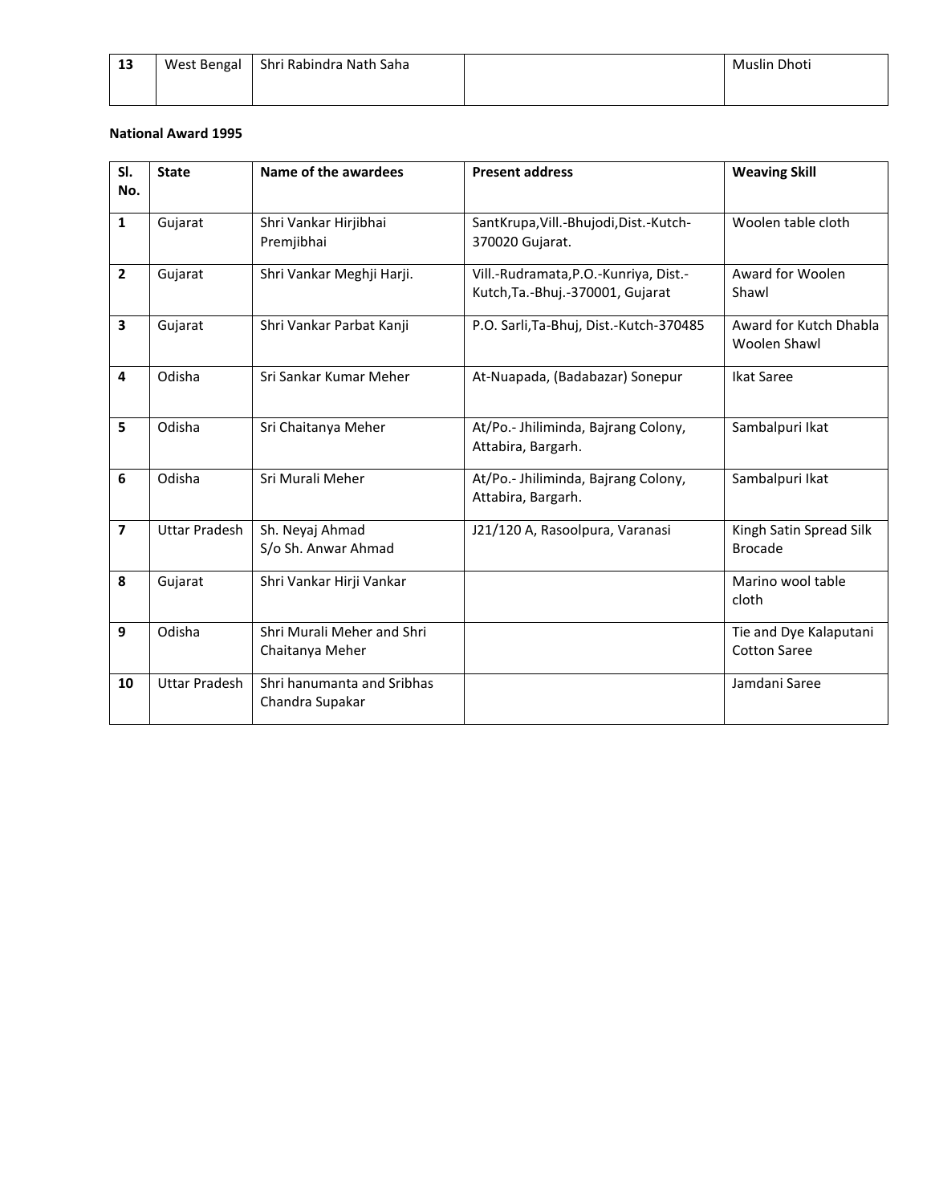| 13 | West Bengal | Shri Rabindra Nath Saha | | Muslin Dhoti |
|---|---|---|---|---|

**National Award 1995**

| Sl. No. | State | Name of the awardees | Present address | Weaving Skill |
|---|---|---|---|---|
| 1 | Gujarat | Shri Vankar Hirjibhai Premjibhai | SantKrupa,Vill.-Bhujodi,Dist.-Kutch-370020 Gujarat. | Woolen table cloth |
| 2 | Gujarat | Shri Vankar Meghji Harji. | Vill.-Rudramata,P.O.-Kunriya, Dist.-Kutch,Ta.-Bhuj.-370001, Gujarat | Award for Woolen Shawl |
| 3 | Gujarat | Shri Vankar Parbat Kanji | P.O. Sarli,Ta-Bhuj, Dist.-Kutch-370485 | Award for Kutch Dhabla Woolen Shawl |
| 4 | Odisha | Sri Sankar Kumar Meher | At-Nuapada, (Badabazar) Sonepur | Ikat Saree |
| 5 | Odisha | Sri Chaitanya Meher | At/Po.- Jhiliminda, Bajrang Colony, Attabira, Bargarh. | Sambalpuri Ikat |
| 6 | Odisha | Sri Murali Meher | At/Po.- Jhiliminda, Bajrang Colony, Attabira, Bargarh. | Sambalpuri Ikat |
| 7 | Uttar Pradesh | Sh. Neyaj Ahmad S/o Sh. Anwar Ahmad | J21/120 A, Rasoolpura, Varanasi | Kingh Satin Spread Silk Brocade |
| 8 | Gujarat | Shri Vankar Hirji Vankar | | Marino wool table cloth |
| 9 | Odisha | Shri Murali Meher and Shri Chaitanya Meher | | Tie and Dye Kalaputani Cotton Saree |
| 10 | Uttar Pradesh | Shri hanumanta and Sribhas Chandra Supakar | | Jamdani Saree |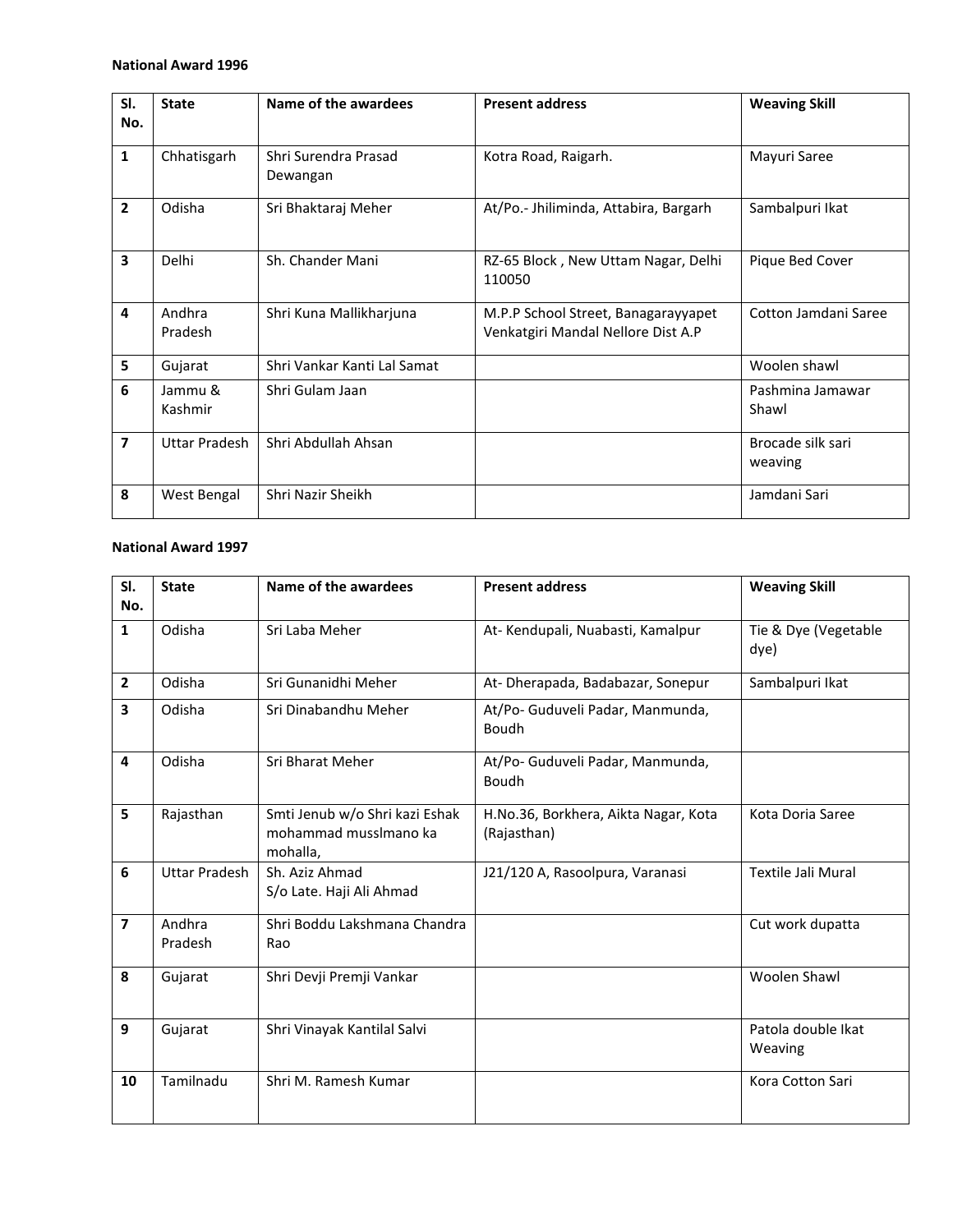**National Award 1996**

| Sl. No. | State | Name of the awardees | Present address | Weaving Skill |
|---|---|---|---|---|
| 1 | Chhatisgarh | Shri Surendra Prasad Dewangan | Kotra Road, Raigarh. | Mayuri Saree |
| 2 | Odisha | Sri Bhaktaraj Meher | At/Po.- Jhiliminda, Attabira, Bargarh | Sambalpuri Ikat |
| 3 | Delhi | Sh. Chander Mani | RZ-65 Block , New Uttam Nagar, Delhi 110050 | Pique Bed Cover |
| 4 | Andhra Pradesh | Shri Kuna Mallikharjuna | M.P.P School Street, Banagarayyapet Venkatgiri Mandal Nellore Dist A.P | Cotton Jamdani Saree |
| 5 | Gujarat | Shri Vankar Kanti Lal Samat | | Woolen shawl |
| 6 | Jammu & Kashmir | Shri Gulam Jaan | | Pashmina Jamawar Shawl |
| 7 | Uttar Pradesh | Shri Abdullah Ahsan | | Brocade silk sari weaving |
| 8 | West Bengal | Shri Nazir Sheikh | | Jamdani Sari |

**National Award 1997**

| Sl. No. | State | Name of the awardees | Present address | Weaving Skill |
|---|---|---|---|---|
| 1 | Odisha | Sri Laba Meher | At- Kendupali, Nuabasti, Kamalpur | Tie & Dye (Vegetable dye) |
| 2 | Odisha | Sri Gunanidhi Meher | At- Dherapada, Badabazar, Sonepur | Sambalpuri Ikat |
| 3 | Odisha | Sri Dinabandhu Meher | At/Po- Guduveli Padar, Manmunda, Boudh | |
| 4 | Odisha | Sri Bharat Meher | At/Po- Guduveli Padar, Manmunda, Boudh | |
| 5 | Rajasthan | Smti Jenub w/o Shri kazi Eshak mohammad musslmano ka mohalla, | H.No.36, Borkhera, Aikta Nagar, Kota (Rajasthan) | Kota Doria Saree |
| 6 | Uttar Pradesh | Sh. Aziz Ahmad S/o Late. Haji Ali Ahmad | J21/120 A, Rasoolpura, Varanasi | Textile Jali Mural |
| 7 | Andhra Pradesh | Shri Boddu Lakshmana Chandra Rao | | Cut work dupatta |
| 8 | Gujarat | Shri Devji Premji Vankar | | Woolen Shawl |
| 9 | Gujarat | Shri Vinayak Kantilal Salvi | | Patola double Ikat Weaving |
| 10 | Tamilnadu | Shri M. Ramesh Kumar | | Kora Cotton Sari |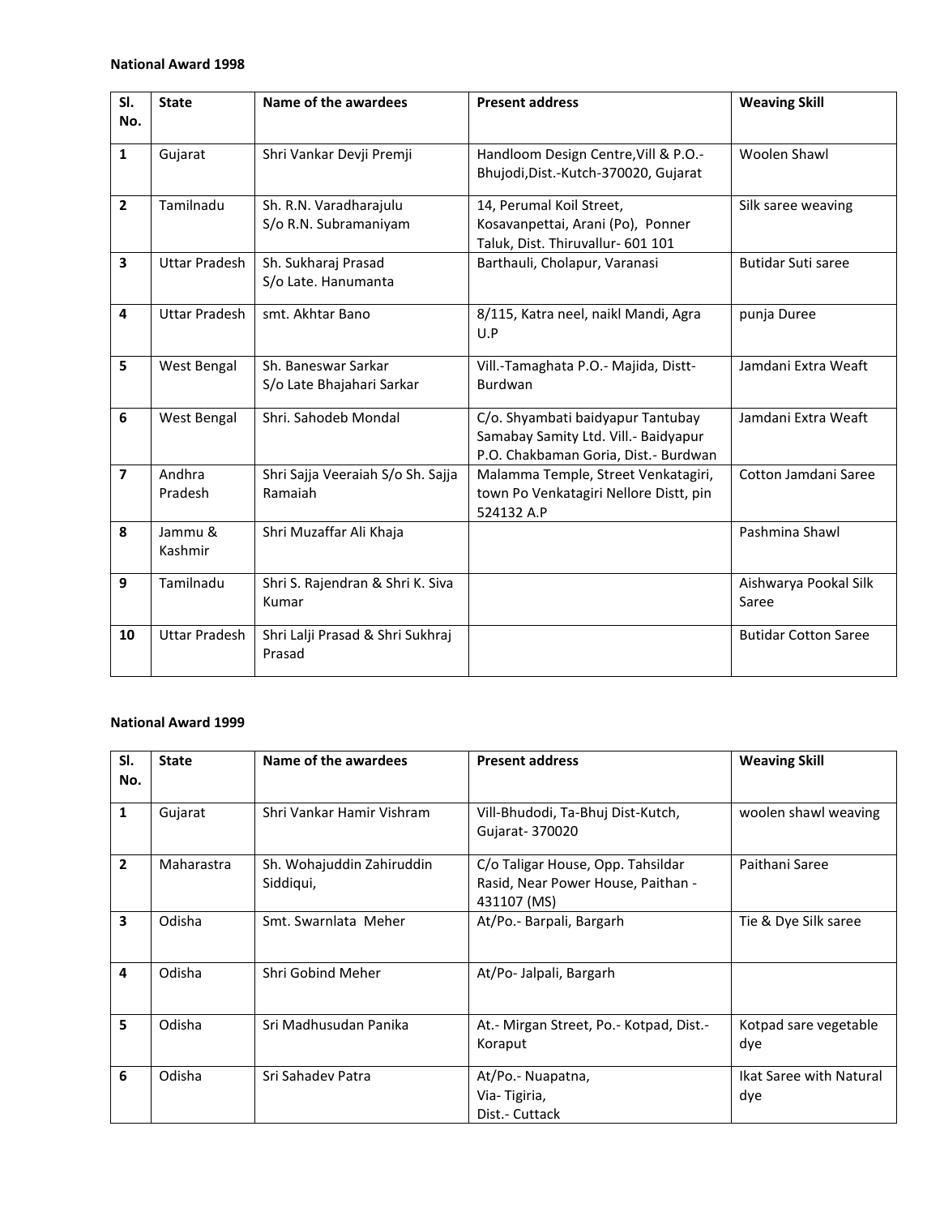**National Award 1998**

| Sl. No. | State | Name of the awardees | Present address | Weaving Skill |
|---|---|---|---|---|
| 1 | Gujarat | Shri Vankar Devji Premji | Handloom Design Centre,Vill & P.O.-Bhujodi,Dist.-Kutch-370020, Gujarat | Woolen Shawl |
| 2 | Tamilnadu | Sh. R.N. Varadharajulu S/o R.N. Subramaniyam | 14, Perumal Koil Street, Kosavanpettai, Arani (Po), Ponner Taluk, Dist. Thiruvallur- 601 101 | Silk saree weaving |
| 3 | Uttar Pradesh | Sh. Sukharaj Prasad S/o Late. Hanumanta | Barthauli, Cholapur, Varanasi | Butidar Suti saree |
| 4 | Uttar Pradesh | smt. Akhtar Bano | 8/115, Katra neel, naikl Mandi, Agra U.P | punja Duree |
| 5 | West Bengal | Sh. Baneswar Sarkar S/o Late Bhajahari Sarkar | Vill.-Tamaghata P.O.- Majida, Distt-Burdwan | Jamdani Extra Weaft |
| 6 | West Bengal | Shri. Sahodeb Mondal | C/o. Shyambati baidyapur Tantubay Samabay Samity Ltd. Vill.- Baidyapur P.O. Chakbaman Goria, Dist.- Burdwan | Jamdani Extra Weaft |
| 7 | Andhra Pradesh | Shri Sajja Veeraiah S/o Sh. Sajja Ramaiah | Malamma Temple, Street Venkatagiri, town Po Venkatagiri Nellore Distt, pin 524132 A.P | Cotton Jamdani Saree |
| 8 | Jammu & Kashmir | Shri Muzaffar Ali Khaja | | Pashmina Shawl |
| 9 | Tamilnadu | Shri S. Rajendran & Shri K. Siva Kumar | | Aishwarya Pookal Silk Saree |
| 10 | Uttar Pradesh | Shri Lalji Prasad & Shri Sukhraj Prasad | | Butidar Cotton Saree |

**National Award 1999**

| Sl. No. | State | Name of the awardees | Present address | Weaving Skill |
|---|---|---|---|---|
| 1 | Gujarat | Shri Vankar Hamir Vishram | Vill-Bhudodi, Ta-Bhuj Dist-Kutch, Gujarat- 370020 | woolen shawl weaving |
| 2 | Maharastra | Sh. Wohajuddin Zahiruddin Siddiqui, | C/o Taligar House, Opp. Tahsildar Rasid, Near Power House, Paithan - 431107 (MS) | Paithani Saree |
| 3 | Odisha | Smt. Swarnlata Meher | At/Po.- Barpali, Bargarh | Tie & Dye Silk saree |
| 4 | Odisha | Shri Gobind Meher | At/Po- Jalpali, Bargarh | |
| 5 | Odisha | Sri Madhusudan Panika | At.- Mirgan Street, Po.- Kotpad, Dist.- Koraput | Kotpad sare vegetable dye |
| 6 | Odisha | Sri Sahadev Patra | At/Po.- Nuapatna, Via- Tigiria, Dist.- Cuttack | Ikat Saree with Natural dye |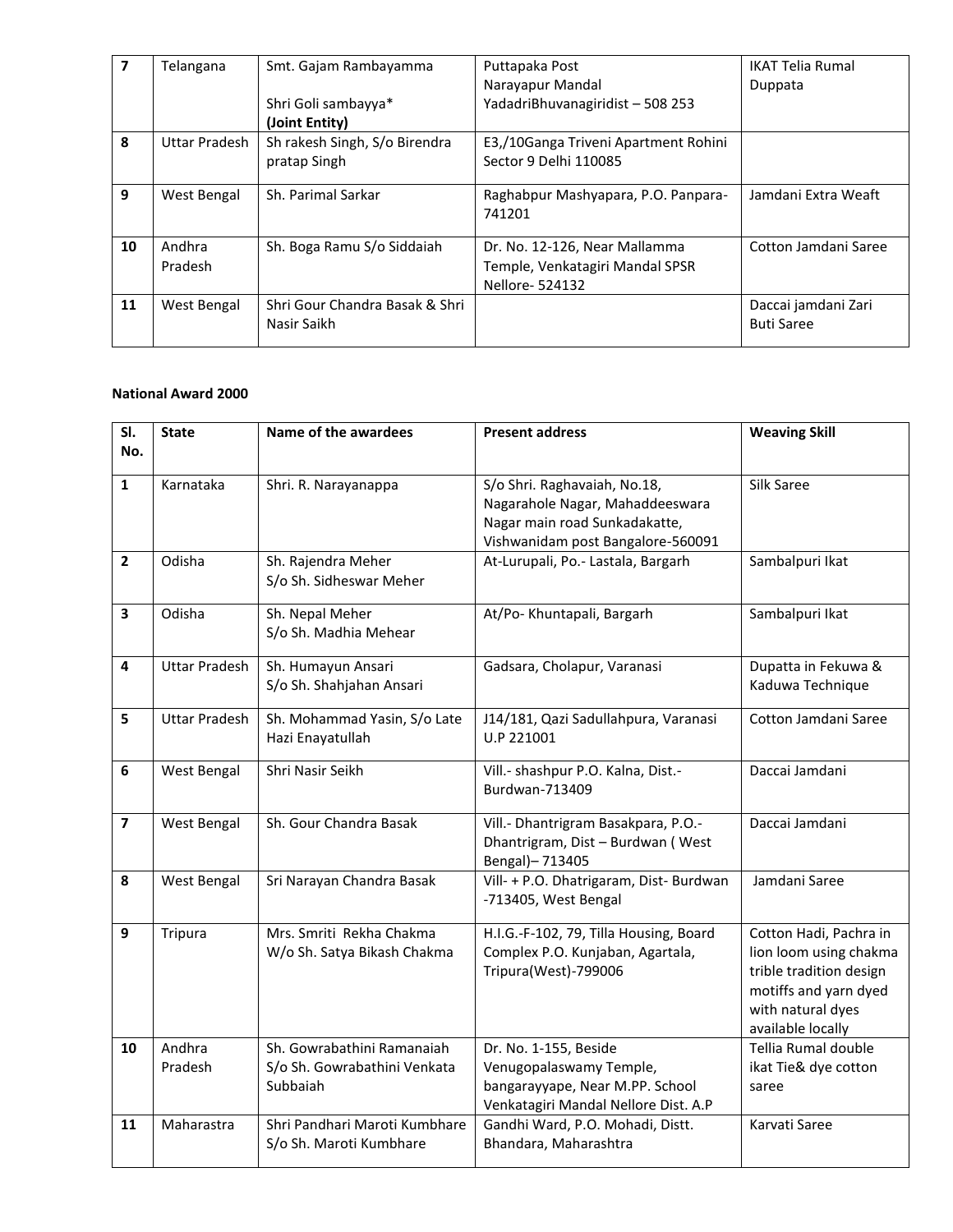| 7 | Telangana | Smt. Gajam Rambayamma<br><br>Shri Goli sambayya*<br>**(Joint Entity)** | Puttapaka Post<br>Narayapur Mandal<br>YadadriBhuvanagiridist – 508 253 | IKAT Telia Rumal Duppata |
|---|---|---|---|---|
| 8 | Uttar Pradesh | Sh rakesh Singh, S/o Birendra pratap Singh | E3,/10Ganga Triveni Apartment Rohini Sector 9 Delhi 110085 | |
| 9 | West Bengal | Sh. Parimal Sarkar | Raghabpur Mashyapara, P.O. Panpara-741201 | Jamdani Extra Weaft |
| 10 | Andhra Pradesh | Sh. Boga Ramu S/o Siddaiah | Dr. No. 12-126, Near Mallamma Temple, Venkatagiri Mandal SPSR Nellore- 524132 | Cotton Jamdani Saree |
| 11 | West Bengal | Shri Gour Chandra Basak & Shri Nasir Saikh | | Daccai jamdani Zari Buti Saree |

**National Award 2000**

| Sl. No. | State | Name of the awardees | Present address | Weaving Skill |
|---|---|---|---|---|
| 1 | Karnataka | Shri. R. Narayanappa | S/o Shri. Raghavaiah, No.18, Nagarahole Nagar, Mahaddeeswara Nagar main road Sunkadakatte, Vishwanidam post Bangalore-560091 | Silk Saree |
| 2 | Odisha | Sh. Rajendra Meher<br>S/o Sh. Sidheswar Meher | At-Lurupali, Po.- Lastala, Bargarh | Sambalpuri Ikat |
| 3 | Odisha | Sh. Nepal Meher<br>S/o Sh. Madhia Mehear | At/Po- Khuntapali, Bargarh | Sambalpuri Ikat |
| 4 | Uttar Pradesh | Sh. Humayun Ansari<br>S/o Sh. Shahjahan Ansari | Gadsara, Cholapur, Varanasi | Dupatta in Fekuwa & Kaduwa Technique |
| 5 | Uttar Pradesh | Sh. Mohammad Yasin, S/o Late Hazi Enayatullah | J14/181, Qazi Sadullahpura, Varanasi U.P 221001 | Cotton Jamdani Saree |
| 6 | West Bengal | Shri Nasir Seikh | Vill.- shashpur P.O. Kalna, Dist.-Burdwan-713409 | Daccai Jamdani |
| 7 | West Bengal | Sh. Gour Chandra Basak | Vill.- Dhantrigram Basakpara, P.O.- Dhantrigram, Dist – Burdwan ( West Bengal)– 713405 | Daccai Jamdani |
| 8 | West Bengal | Sri Narayan Chandra Basak | Vill- + P.O. Dhatrigaram, Dist- Burdwan -713405, West Bengal | Jamdani Saree |
| 9 | Tripura | Mrs. Smriti Rekha Chakma<br>W/o Sh. Satya Bikash Chakma | H.I.G.-F-102, 79, Tilla Housing, Board Complex P.O. Kunjaban, Agartala, Tripura(West)-799006 | Cotton Hadi, Pachra in lion loom using chakma trible tradition design motiffs and yarn dyed with natural dyes available locally |
| 10 | Andhra Pradesh | Sh. Gowrabathini Ramanaiah<br>S/o Sh. Gowrabathini Venkata Subbaiah | Dr. No. 1-155, Beside Venugopalaswamy Temple, bangarayyape, Near M.PP. School Venkatagiri Mandal Nellore Dist. A.P | Tellia Rumal double ikat Tie& dye cotton saree |
| 11 | Maharastra | Shri Pandhari Maroti Kumbhare<br>S/o Sh. Maroti Kumbhare | Gandhi Ward, P.O. Mohadi, Distt. Bhandara, Maharashtra | Karvati Saree |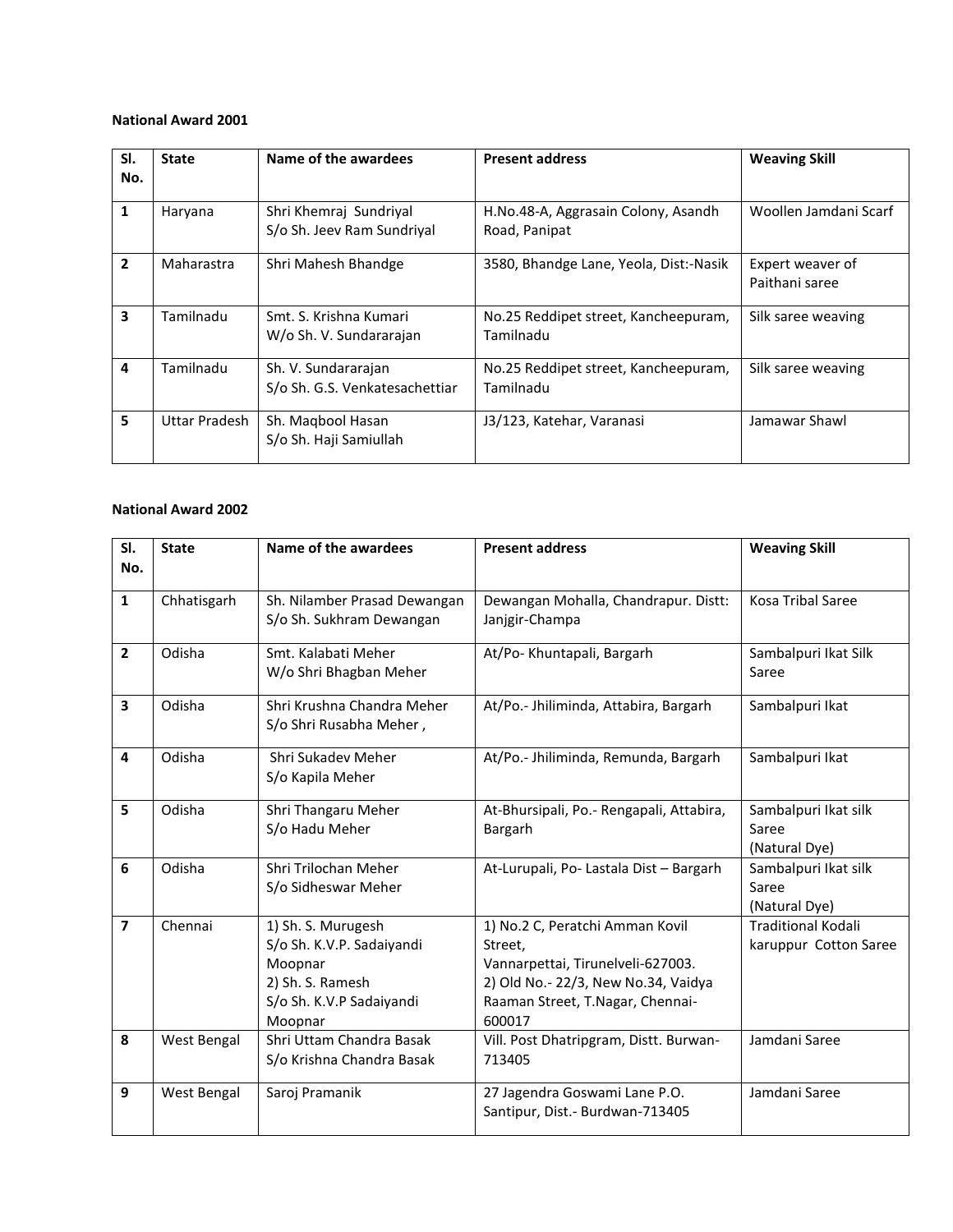**National Award 2001**

| Sl. No. | State | Name of the awardees | Present address | Weaving Skill |
|---|---|---|---|---|
| 1 | Haryana | Shri Khemraj Sundriyal<br>S/o Sh. Jeev Ram Sundriyal | H.No.48-A, Aggrasain Colony, Asandh Road, Panipat | Woollen Jamdani Scarf |
| 2 | Maharastra | Shri Mahesh Bhandge | 3580, Bhandge Lane, Yeola, Dist:-Nasik | Expert weaver of Paithani saree |
| 3 | Tamilnadu | Smt. S. Krishna Kumari<br>W/o Sh. V. Sundararajan | No.25 Reddipet street, Kancheepuram, Tamilnadu | Silk saree weaving |
| 4 | Tamilnadu | Sh. V. Sundararajan<br>S/o Sh. G.S. Venkatesachettiar | No.25 Reddipet street, Kancheepuram, Tamilnadu | Silk saree weaving |
| 5 | Uttar Pradesh | Sh. Maqbool Hasan<br>S/o Sh. Haji Samiullah | J3/123, Katehar, Varanasi | Jamawar Shawl |

**National Award 2002**

| Sl. No. | State | Name of the awardees | Present address | Weaving Skill |
|---|---|---|---|---|
| 1 | Chhatisgarh | Sh. Nilamber Prasad Dewangan<br>S/o Sh. Sukhram Dewangan | Dewangan Mohalla, Chandrapur. Distt: Janjgir-Champa | Kosa Tribal Saree |
| 2 | Odisha | Smt. Kalabati Meher<br>W/o Shri Bhagban Meher | At/Po- Khuntapali, Bargarh | Sambalpuri Ikat Silk Saree |
| 3 | Odisha | Shri Krushna Chandra Meher<br>S/o Shri Rusabha Meher , | At/Po.- Jhiliminda, Attabira, Bargarh | Sambalpuri Ikat |
| 4 | Odisha | Shri Sukadev Meher<br>S/o Kapila Meher | At/Po.- Jhiliminda, Remunda, Bargarh | Sambalpuri Ikat |
| 5 | Odisha | Shri Thangaru Meher<br>S/o Hadu Meher | At-Bhursipali, Po.- Rengapali, Attabira, Bargarh | Sambalpuri Ikat silk Saree<br>(Natural Dye) |
| 6 | Odisha | Shri Trilochan Meher<br>S/o Sidheswar Meher | At-Lurupali, Po- Lastala Dist – Bargarh | Sambalpuri Ikat silk Saree<br>(Natural Dye) |
| 7 | Chennai | 1) Sh. S. Murugesh<br>S/o Sh. K.V.P. Sadaiyandi Moopnar<br>2) Sh. S. Ramesh<br>S/o Sh. K.V.P Sadaiyandi Moopnar | 1) No.2 C, Peratchi Amman Kovil Street,<br>Vannarpettai, Tirunelveli-627003.<br>2) Old No.- 22/3, New No.34, Vaidya Raaman Street, T.Nagar, Chennai-600017 | Traditional Kodali karuppur Cotton Saree |
| 8 | West Bengal | Shri Uttam Chandra Basak<br>S/o Krishna Chandra Basak | Vill. Post Dhatripgram, Distt. Burwan-713405 | Jamdani Saree |
| 9 | West Bengal | Saroj Pramanik | 27 Jagendra Goswami Lane P.O. Santipur, Dist.- Burdwan-713405 | Jamdani Saree |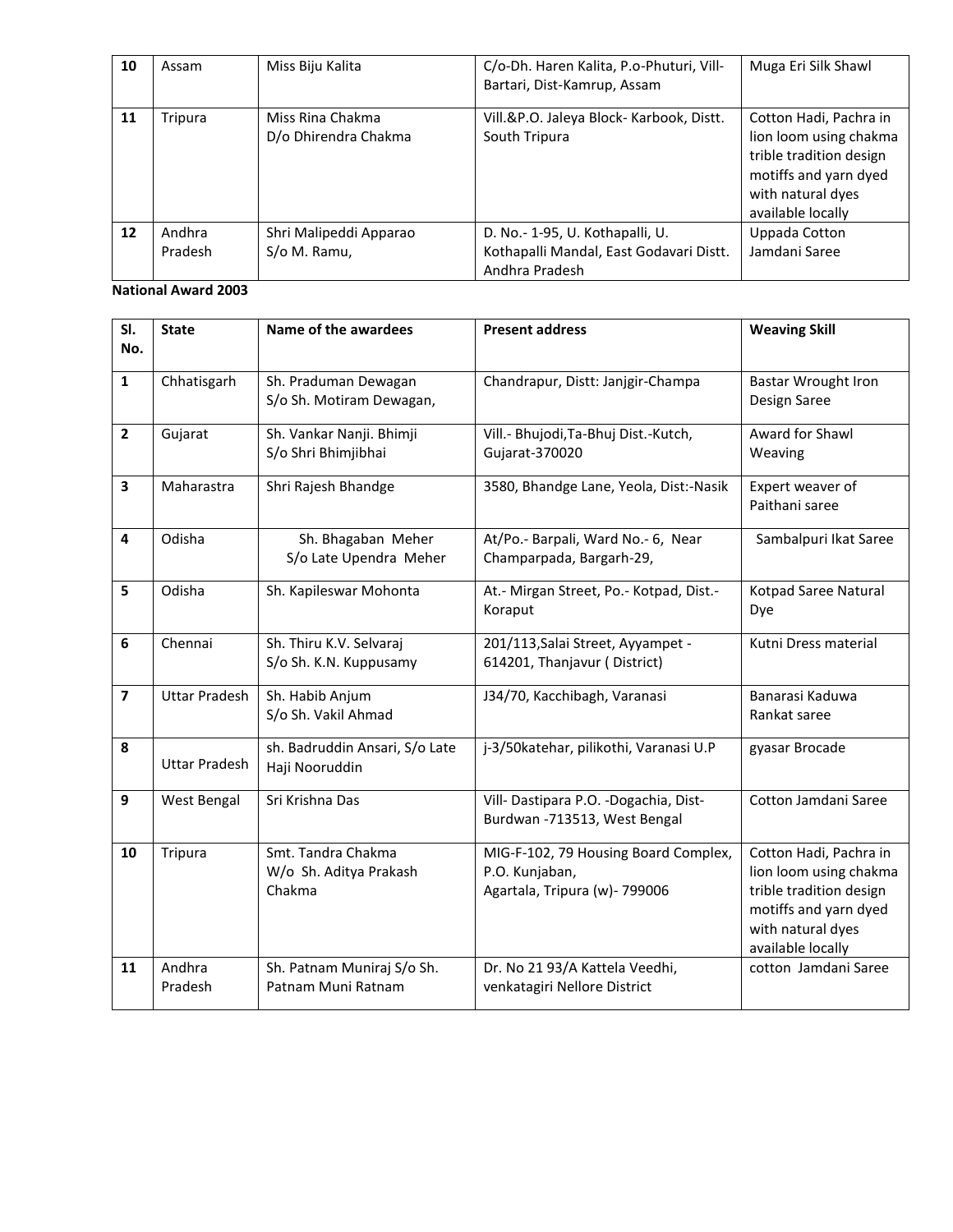| 10 | Assam | Miss Biju Kalita | C/o-Dh. Haren Kalita, P.o-Phuturi, Vill-Bartari, Dist-Kamrup, Assam | Muga Eri Silk Shawl |
|---|---|---|---|---|
| 11 | Tripura | Miss Rina Chakma D/o Dhirendra Chakma | Vill.&P.O. Jaleya Block- Karbook, Distt. South Tripura | Cotton Hadi, Pachra in lion loom using chakma trible tradition design motiffs and yarn dyed with natural dyes available locally |
| 12 | Andhra Pradesh | Shri Malipeddi Apparao S/o M. Ramu, | D. No.- 1-95, U. Kothapalli, U. Kothapalli Mandal, East Godavari Distt. Andhra Pradesh | Uppada Cotton Jamdani Saree |

**National Award 2003**

| Sl. No. | State | Name of the awardees | Present address | Weaving Skill |
|---|---|---|---|---|
| 1 | Chhatisgarh | Sh. Praduman Dewagan S/o Sh. Motiram Dewagan, | Chandrapur, Distt: Janjgir-Champa | Bastar Wrought Iron Design Saree |
| 2 | Gujarat | Sh. Vankar Nanji. Bhimji S/o Shri Bhimjibhai | Vill.- Bhujodi,Ta-Bhuj Dist.-Kutch, Gujarat-370020 | Award for Shawl Weaving |
| 3 | Maharastra | Shri Rajesh Bhandge | 3580, Bhandge Lane, Yeola, Dist:-Nasik | Expert weaver of Paithani saree |
| 4 | Odisha | Sh. Bhagaban Meher S/o Late Upendra Meher | At/Po.- Barpali, Ward No.- 6, Near Champarpada, Bargarh-29, | Sambalpuri Ikat Saree |
| 5 | Odisha | Sh. Kapileswar Mohonta | At.- Mirgan Street, Po.- Kotpad, Dist.- Koraput | Kotpad Saree Natural Dye |
| 6 | Chennai | Sh. Thiru K.V. Selvaraj S/o Sh. K.N. Kuppusamy | 201/113,Salai Street, Ayyampet - 614201, Thanjavur ( District) | Kutni Dress material |
| 7 | Uttar Pradesh | Sh. Habib Anjum S/o Sh. Vakil Ahmad | J34/70, Kacchibagh, Varanasi | Banarasi Kaduwa Rankat saree |
| 8 | Uttar Pradesh | sh. Badruddin Ansari, S/o Late Haji Nooruddin | j-3/50katehar, pilikothi, Varanasi U.P | gyasar Brocade |
| 9 | West Bengal | Sri Krishna Das | Vill- Dastipara P.O. -Dogachia, Dist-Burdwan -713513, West Bengal | Cotton Jamdani Saree |
| 10 | Tripura | Smt. Tandra Chakma W/o Sh. Aditya Prakash Chakma | MIG-F-102, 79 Housing Board Complex, P.O. Kunjaban, Agartala, Tripura (w)- 799006 | Cotton Hadi, Pachra in lion loom using chakma trible tradition design motiffs and yarn dyed with natural dyes available locally |
| 11 | Andhra Pradesh | Sh. Patnam Muniraj S/o Sh. Patnam Muni Ratnam | Dr. No 21 93/A Kattela Veedhi, venkatagiri Nellore District | cotton Jamdani Saree |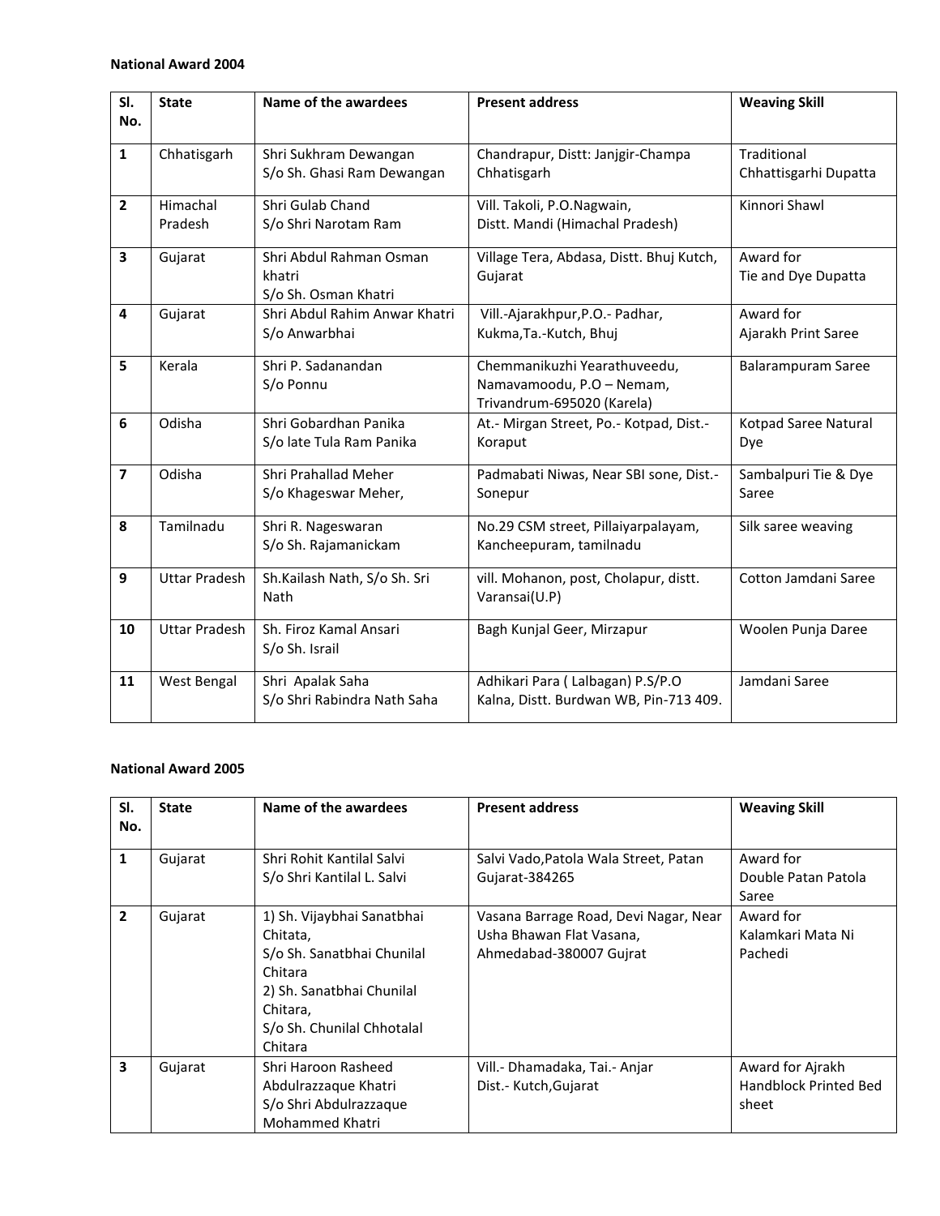**National Award 2004**

| Sl. No. | State | Name of the awardees | Present address | Weaving Skill |
|---|---|---|---|---|
| 1 | Chhatisgarh | Shri Sukhram Dewangan S/o Sh. Ghasi Ram Dewangan | Chandrapur, Distt: Janjgir-Champa Chhatisgarh | Traditional Chhattisgarhi Dupatta |
| 2 | Himachal Pradesh | Shri Gulab Chand S/o Shri Narotam Ram | Vill. Takoli, P.O.Nagwain, Distt. Mandi (Himachal Pradesh) | Kinnori Shawl |
| 3 | Gujarat | Shri Abdul Rahman Osman khatri S/o Sh. Osman Khatri | Village Tera, Abdasa, Distt. Bhuj Kutch, Gujarat | Award for Tie and Dye Dupatta |
| 4 | Gujarat | Shri Abdul Rahim Anwar Khatri S/o Anwarbhai | Vill.-Ajarakhpur,P.O.- Padhar, Kukma,Ta.-Kutch, Bhuj | Award for Ajarakh Print Saree |
| 5 | Kerala | Shri P. Sadanandan S/o Ponnu | Chemmanikuzhi Yearathuveedu, Namavamoodu, P.O – Nemam, Trivandrum-695020 (Karela) | Balarampuram Saree |
| 6 | Odisha | Shri Gobardhan Panika S/o late Tula Ram Panika | At.- Mirgan Street, Po.- Kotpad, Dist.- Koraput | Kotpad Saree Natural Dye |
| 7 | Odisha | Shri Prahallad Meher S/o Khageswar Meher, | Padmabati Niwas, Near SBI sone, Dist.- Sonepur | Sambalpuri Tie & Dye Saree |
| 8 | Tamilnadu | Shri R. Nageswaran S/o Sh. Rajamanickam | No.29 CSM street, Pillaiyarpalayam, Kancheepuram, tamilnadu | Silk saree weaving |
| 9 | Uttar Pradesh | Sh.Kailash Nath, S/o Sh. Sri Nath | vill. Mohanon, post, Cholapur, distt. Varansai(U.P) | Cotton Jamdani Saree |
| 10 | Uttar Pradesh | Sh. Firoz Kamal Ansari S/o Sh. Israil | Bagh Kunjal Geer, Mirzapur | Woolen Punja Daree |
| 11 | West Bengal | Shri Apalak Saha S/o Shri Rabindra Nath Saha | Adhikari Para ( Lalbagan) P.S/P.O Kalna, Distt. Burdwan WB, Pin-713 409. | Jamdani Saree |

**National Award 2005**

| Sl. No. | State | Name of the awardees | Present address | Weaving Skill |
|---|---|---|---|---|
| 1 | Gujarat | Shri Rohit Kantilal Salvi S/o Shri Kantilal L. Salvi | Salvi Vado,Patola Wala Street, Patan Gujarat-384265 | Award for Double Patan Patola Saree |
| 2 | Gujarat | 1) Sh. Vijaybhai Sanatbhai Chitata, S/o Sh. Sanatbhai Chunilal Chitara 2) Sh. Sanatbhai Chunilal Chitara, S/o Sh. Chunilal Chhotalal Chitara | Vasana Barrage Road, Devi Nagar, Near Usha Bhawan Flat Vasana, Ahmedabad-380007 Gujrat | Award for Kalamkari Mata Ni Pachedi |
| 3 | Gujarat | Shri Haroon Rasheed Abdulrazzaque Khatri S/o Shri Abdulrazzaque Mohammed Khatri | Vill.- Dhamadaka, Tai.- Anjar Dist.- Kutch,Gujarat | Award for Ajrakh Handblock Printed Bed sheet |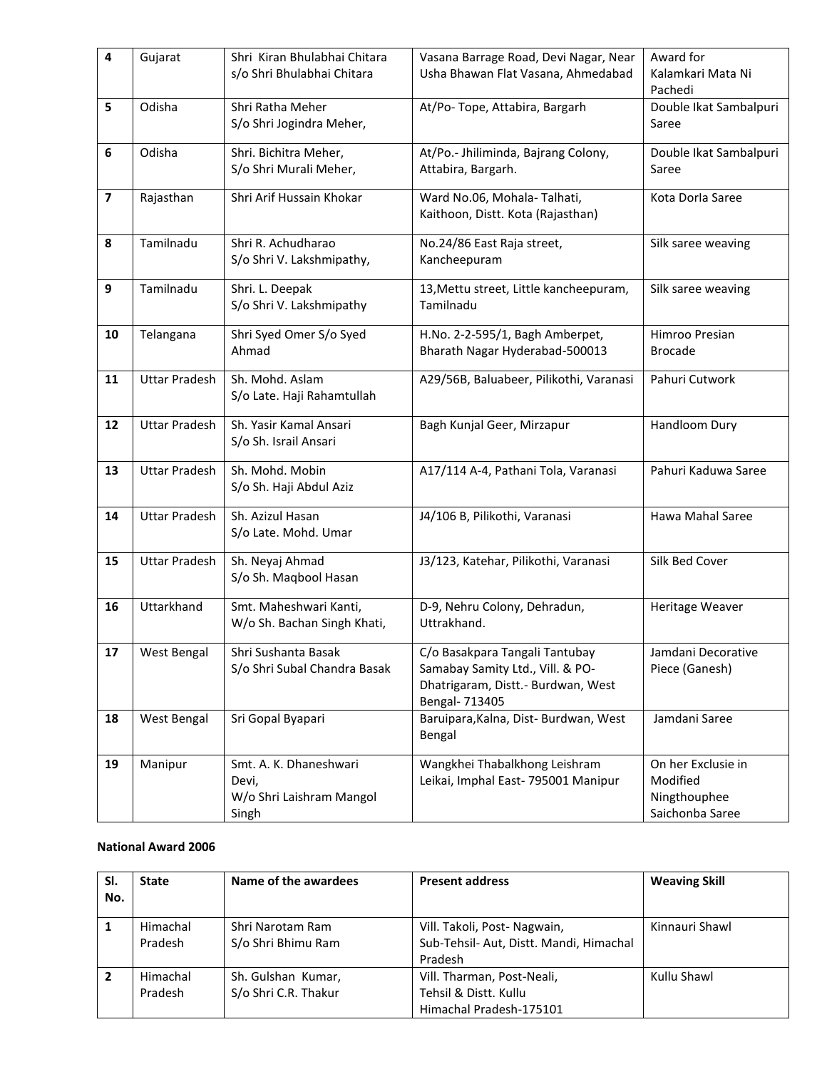| 4 | Gujarat | Shri Kiran Bhulabhai Chitara s/o Shri Bhulabhai Chitara | Vasana Barrage Road, Devi Nagar, Near Usha Bhawan Flat Vasana, Ahmedabad | Award for Kalamkari Mata Ni Pachedi |
|---|---|---|---|---|
| 5 | Odisha | Shri Ratha Meher S/o Shri Jogindra Meher, | At/Po- Tope, Attabira, Bargarh | Double Ikat Sambalpuri Saree |
| 6 | Odisha | Shri. Bichitra Meher, S/o Shri Murali Meher, | At/Po.- Jhiliminda, Bajrang Colony, Attabira, Bargarh. | Double Ikat Sambalpuri Saree |
| 7 | Rajasthan | Shri Arif Hussain Khokar | Ward No.06, Mohala- Talhati, Kaithoon, Distt. Kota (Rajasthan) | Kota Dorla Saree |
| 8 | Tamilnadu | Shri R. Achudharao S/o Shri V. Lakshmipathy, | No.24/86 East Raja street, Kancheepuram | Silk saree weaving |
| 9 | Tamilnadu | Shri. L. Deepak S/o Shri V. Lakshmipathy | 13,Mettu street, Little kancheepuram, Tamilnadu | Silk saree weaving |
| 10 | Telangana | Shri Syed Omer S/o Syed Ahmad | H.No. 2-2-595/1, Bagh Amberpet, Bharath Nagar Hyderabad-500013 | Himroo Presian Brocade |
| 11 | Uttar Pradesh | Sh. Mohd. Aslam S/o Late. Haji Rahamtullah | A29/56B, Baluabeer, Pilikothi, Varanasi | Pahuri Cutwork |
| 12 | Uttar Pradesh | Sh. Yasir Kamal Ansari S/o Sh. Israil Ansari | Bagh Kunjal Geer, Mirzapur | Handloom Dury |
| 13 | Uttar Pradesh | Sh. Mohd. Mobin S/o Sh. Haji Abdul Aziz | A17/114 A-4, Pathani Tola, Varanasi | Pahuri Kaduwa Saree |
| 14 | Uttar Pradesh | Sh. Azizul Hasan S/o Late. Mohd. Umar | J4/106 B, Pilikothi, Varanasi | Hawa Mahal Saree |
| 15 | Uttar Pradesh | Sh. Neyaj Ahmad S/o Sh. Maqbool Hasan | J3/123, Katehar, Pilikothi, Varanasi | Silk Bed Cover |
| 16 | Uttarkhand | Smt. Maheshwari Kanti, W/o Sh. Bachan Singh Khati, | D-9, Nehru Colony, Dehradun, Uttrakhand. | Heritage Weaver |
| 17 | West Bengal | Shri Sushanta Basak S/o Shri Subal Chandra Basak | C/o Basakpara Tangali Tantubay Samabay Samity Ltd., Vill. & PO- Dhatrigaram, Distt.- Burdwan, West Bengal- 713405 | Jamdani Decorative Piece (Ganesh) |
| 18 | West Bengal | Sri Gopal Byapari | Baruipara,Kalna, Dist- Burdwan, West Bengal | Jamdani Saree |
| 19 | Manipur | Smt. A. K. Dhaneshwari Devi, W/o Shri Laishram Mangol Singh | Wangkhei Thabalkhong Leishram Leikai, Imphal East- 795001 Manipur | On her Exclusie in Modified Ningthouphee Saichonba Saree |

**National Award 2006**

| Sl. No. | State | Name of the awardees | Present address | Weaving Skill |
|---|---|---|---|---|
| 1 | Himachal Pradesh | Shri Narotam Ram S/o Shri Bhimu Ram | Vill. Takoli, Post- Nagwain, Sub-Tehsil- Aut, Distt. Mandi, Himachal Pradesh | Kinnauri Shawl |
| 2 | Himachal Pradesh | Sh. Gulshan Kumar, S/o Shri C.R. Thakur | Vill. Tharman, Post-Neali, Tehsil & Distt. Kullu Himachal Pradesh-175101 | Kullu Shawl |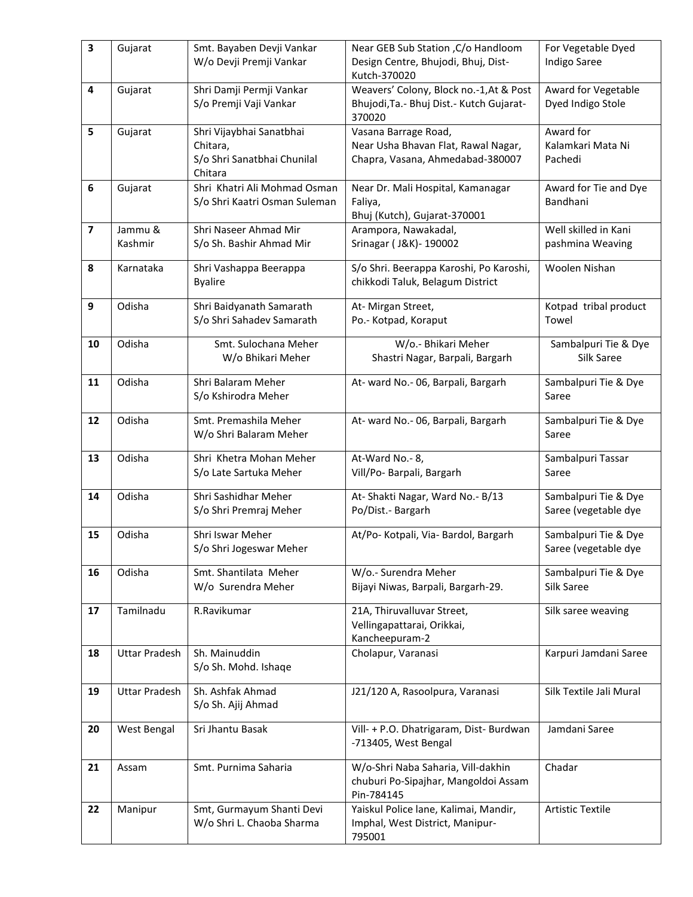| 3 | Gujarat | Smt. Bayaben Devji Vankar W/o Devji Premji Vankar | Near GEB Sub Station ,C/o Handloom Design Centre, Bhujodi, Bhuj, Dist- Kutch-370020 | For Vegetable Dyed Indigo Saree |
|---|---|---|---|---|
| 4 | Gujarat | Shri Damji Permji Vankar S/o Premji Vaji Vankar | Weavers' Colony, Block no.-1,At & Post Bhujodi,Ta.- Bhuj Dist.- Kutch Gujarat-370020 | Award for Vegetable Dyed Indigo Stole |
| 5 | Gujarat | Shri Vijaybhai Sanatbhai Chitara, S/o Shri Sanatbhai Chunilal Chitara | Vasana Barrage Road, Near Usha Bhavan Flat, Rawal Nagar, Chapra, Vasana, Ahmedabad-380007 | Award for Kalamkari Mata Ni Pachedi |
| 6 | Gujarat | Shri Khatri Ali Mohmad Osman S/o Shri Kaatri Osman Suleman | Near Dr. Mali Hospital, Kamanagar Faliya, Bhuj (Kutch), Gujarat-370001 | Award for Tie and Dye Bandhani |
| 7 | Jammu & Kashmir | Shri Naseer Ahmad Mir S/o Sh. Bashir Ahmad Mir | Arampora, Nawakadal, Srinagar ( J&K)- 190002 | Well skilled in Kani pashmina Weaving |
| 8 | Karnataka | Shri Vashappa Beerappa Byalire | S/o Shri. Beerappa Karoshi, Po Karoshi, chikkodi Taluk, Belagum District | Woolen Nishan |
| 9 | Odisha | Shri Baidyanath Samarath S/o Shri Sahadev Samarath | At- Mirgan Street, Po.- Kotpad, Koraput | Kotpad tribal product Towel |
| 10 | Odisha | Smt. Sulochana Meher W/o Bhikari Meher | W/o.- Bhikari Meher Shastri Nagar, Barpali, Bargarh | Sambalpuri Tie & Dye Silk Saree |
| 11 | Odisha | Shri Balaram Meher S/o Kshirodra Meher | At- ward No.- 06, Barpali, Bargarh | Sambalpuri Tie & Dye Saree |
| 12 | Odisha | Smt. Premashila Meher W/o Shri Balaram Meher | At- ward No.- 06, Barpali, Bargarh | Sambalpuri Tie & Dye Saree |
| 13 | Odisha | Shri Khetra Mohan Meher S/o Late Sartuka Meher | At-Ward No.- 8, Vill/Po- Barpali, Bargarh | Sambalpuri Tassar Saree |
| 14 | Odisha | Shri Sashidhar Meher S/o Shri Premraj Meher | At- Shakti Nagar, Ward No.- B/13 Po/Dist.- Bargarh | Sambalpuri Tie & Dye Saree (vegetable dye |
| 15 | Odisha | Shri Iswar Meher S/o Shri Jogeswar Meher | At/Po- Kotpali, Via- Bardol, Bargarh | Sambalpuri Tie & Dye Saree (vegetable dye |
| 16 | Odisha | Smt. Shantilata Meher W/o Surendra Meher | W/o.- Surendra Meher Bijayi Niwas, Barpali, Bargarh-29. | Sambalpuri Tie & Dye Silk Saree |
| 17 | Tamilnadu | R.Ravikumar | 21A, Thiruvalluvar Street, Vellingapattarai, Orikkai, Kancheepuram-2 | Silk saree weaving |
| 18 | Uttar Pradesh | Sh. Mainuddin S/o Sh. Mohd. Ishaqe | Cholapur, Varanasi | Karpuri Jamdani Saree |
| 19 | Uttar Pradesh | Sh. Ashfak Ahmad S/o Sh. Ajij Ahmad | J21/120 A, Rasoolpura, Varanasi | Silk Textile Jali Mural |
| 20 | West Bengal | Sri Jhantu Basak | Vill- + P.O. Dhatrigaram, Dist- Burdwan -713405, West Bengal | Jamdani Saree |
| 21 | Assam | Smt. Purnima Saharia | W/o-Shri Naba Saharia, Vill-dakhin chuburi Po-Sipajhar, Mangoldoi Assam Pin-784145 | Chadar |
| 22 | Manipur | Smt, Gurmayum Shanti Devi W/o Shri L. Chaoba Sharma | Yaiskul Police lane, Kalimai, Mandir, Imphal, West District, Manipur-795001 | Artistic Textile |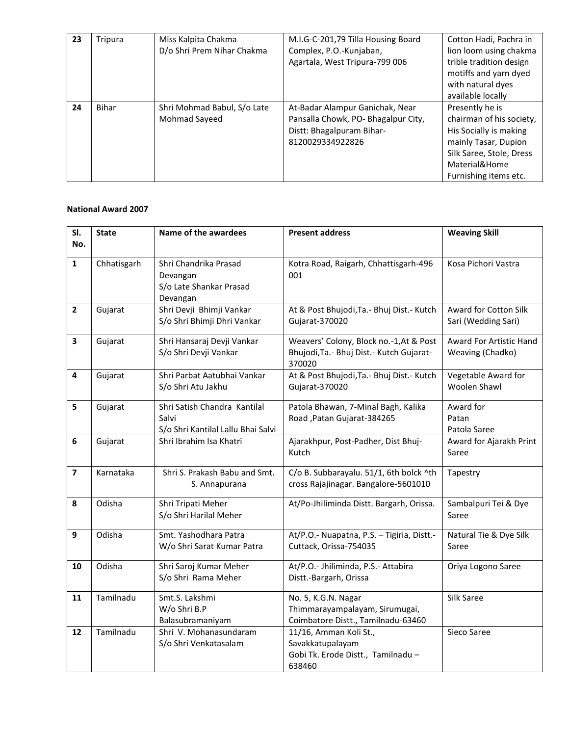| 23 | Tripura | Miss Kalpita Chakma<br>D/o Shri Prem Nihar Chakma | M.I.G-C-201,79 Tilla Housing Board Complex, P.O.-Kunjaban,<br>Agartala, West Tripura-799 006 | Cotton Hadi, Pachra in lion loom using chakma trible tradition design motiffs and yarn dyed with natural dyes available locally |
|---|---|---|---|---|
| 24 | Bihar | Shri Mohmad Babul, S/o Late Mohmad Sayeed | At-Badar Alampur Ganichak, Near Pansalla Chowk, PO- Bhagalpur City, Distt: Bhagalpuram Bihar-8120029334922826 | Presently he is chairman of his society, His Socially is making mainly Tasar, Dupion Silk Saree, Stole, Dress Material&Home Furnishing items etc. |

**National Award 2007**

| Sl. No. | State | Name of the awardees | Present address | Weaving Skill |
|---|---|---|---|---|
| 1 | Chhatisgarh | Shri Chandrika Prasad Devangan<br>S/o Late Shankar Prasad Devangan | Kotra Road, Raigarh, Chhattisgarh-496 001 | Kosa Pichori Vastra |
| 2 | Gujarat | Shri Devji Bhimji Vankar<br>S/o Shri Bhimji Dhri Vankar | At & Post Bhujodi,Ta.- Bhuj Dist.- Kutch Gujarat-370020 | Award for Cotton Silk Sari (Wedding Sari) |
| 3 | Gujarat | Shri Hansaraj Devji Vankar<br>S/o Shri Devji Vankar | Weavers' Colony, Block no.-1,At & Post Bhujodi,Ta.- Bhuj Dist.- Kutch Gujarat-370020 | Award For Artistic Hand Weaving (Chadko) |
| 4 | Gujarat | Shri Parbat Aatubhai Vankar<br>S/o Shri Atu Jakhu | At & Post Bhujodi,Ta.- Bhuj Dist.- Kutch Gujarat-370020 | Vegetable Award for Woolen Shawl |
| 5 | Gujarat | Shri Satish Chandra Kantilal Salvi<br>S/o Shri Kantilal Lallu Bhai Salvi | Patola Bhawan, 7-Minal Bagh, Kalika Road ,Patan Gujarat-384265 | Award for Patan Patola Saree |
| 6 | Gujarat | Shri Ibrahim Isa Khatri | Ajarakhpur, Post-Padher, Dist Bhuj-Kutch | Award for Ajarakh Print Saree |
| 7 | Karnataka | Shri S. Prakash Babu and Smt. S. Annapurana | C/o B. Subbarayalu. 51/1, 6th bolck ^th cross Rajajinagar. Bangalore-5601010 | Tapestry |
| 8 | Odisha | Shri Tripati Meher<br>S/o Shri Harilal Meher | At/Po-Jhiliminda Distt. Bargarh, Orissa. | Sambalpuri Tei & Dye Saree |
| 9 | Odisha | Smt. Yashodhara Patra<br>W/o Shri Sarat Kumar Patra | At/P.O.- Nuapatna, P.S. – Tigiria, Distt.- Cuttack, Orissa-754035 | Natural Tie & Dye Silk Saree |
| 10 | Odisha | Shri Saroj Kumar Meher<br>S/o Shri Rama Meher | At/P.O.- Jhiliminda, P.S.- Attabira Distt.-Bargarh, Orissa | Oriya Logono Saree |
| 11 | Tamilnadu | Smt.S. Lakshmi<br>W/o Shri B.P Balasubramaniyam | No. 5, K.G.N. Nagar Thimmarayampalayam, Sirumugai, Coimbatore Distt., Tamilnadu-63460 | Silk Saree |
| 12 | Tamilnadu | Shri V. Mohanasundaram<br>S/o Shri Venkatasalam | 11/16, Amman Koli St., Savakkatupalayam<br>Gobi Tk. Erode Distt., Tamilnadu – 638460 | Sieco Saree |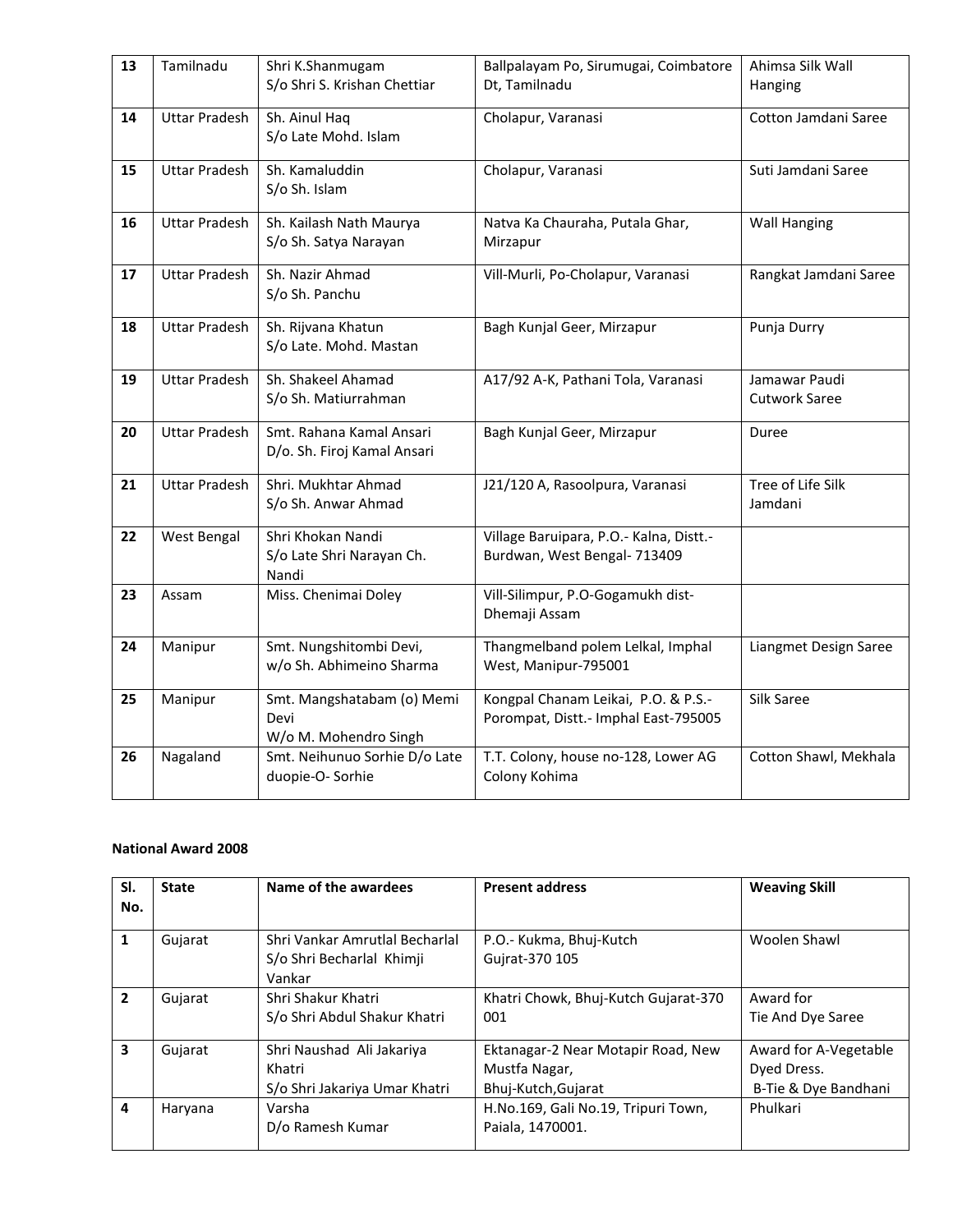| 13 | Tamilnadu | Shri K.Shanmugam<br>S/o Shri S. Krishan Chettiar | Ballpalayam Po, Sirumugai, Coimbatore Dt, Tamilnadu | Ahimsa Silk Wall Hanging |
|---|---|---|---|---|
| 14 | Uttar Pradesh | Sh. Ainul Haq<br>S/o Late Mohd. Islam | Cholapur, Varanasi | Cotton Jamdani Saree |
| 15 | Uttar Pradesh | Sh. Kamaluddin<br>S/o Sh. Islam | Cholapur, Varanasi | Suti Jamdani Saree |
| 16 | Uttar Pradesh | Sh. Kailash Nath Maurya<br>S/o Sh. Satya Narayan | Natva Ka Chauraha, Putala Ghar, Mirzapur | Wall Hanging |
| 17 | Uttar Pradesh | Sh. Nazir Ahmad<br>S/o Sh. Panchu | Vill-Murli, Po-Cholapur, Varanasi | Rangkat Jamdani Saree |
| 18 | Uttar Pradesh | Sh. Rijvana Khatun<br>S/o Late. Mohd. Mastan | Bagh Kunjal Geer, Mirzapur | Punja Durry |
| 19 | Uttar Pradesh | Sh. Shakeel Ahamad<br>S/o Sh. Matiurrahman | A17/92 A-K, Pathani Tola, Varanasi | Jamawar Paudi Cutwork Saree |
| 20 | Uttar Pradesh | Smt. Rahana Kamal Ansari<br>D/o. Sh. Firoj Kamal Ansari | Bagh Kunjal Geer, Mirzapur | Duree |
| 21 | Uttar Pradesh | Shri. Mukhtar Ahmad<br>S/o Sh. Anwar Ahmad | J21/120 A, Rasoolpura, Varanasi | Tree of Life Silk Jamdani |
| 22 | West Bengal | Shri Khokan Nandi<br>S/o Late Shri Narayan Ch. Nandi | Village Baruipara, P.O.- Kalna, Distt.- Burdwan, West Bengal- 713409 | |
| 23 | Assam | Miss. Chenimai Doley | Vill-Silimpur, P.O-Gogamukh dist-Dhemaji Assam | |
| 24 | Manipur | Smt. Nungshitombi Devi,<br>w/o Sh. Abhimeino Sharma | Thangmelband polem Lelkal, Imphal West, Manipur-795001 | Liangmet Design Saree |
| 25 | Manipur | Smt. Mangshatabam (o) Memi Devi<br>W/o M. Mohendro Singh | Kongpal Chanam Leikai, P.O. & P.S.- Porompat, Distt.- Imphal East-795005 | Silk Saree |
| 26 | Nagaland | Smt. Neihunuo Sorhie D/o Late duopie-O- Sorhie | T.T. Colony, house no-128, Lower AG Colony Kohima | Cotton Shawl, Mekhala |

**National Award 2008**

| Sl. No. | State | Name of the awardees | Present address | Weaving Skill |
|---|---|---|---|---|
| 1 | Gujarat | Shri Vankar Amrutlal Becharlal<br>S/o Shri Becharlal Khimji Vankar | P.O.- Kukma, Bhuj-Kutch<br>Gujrat-370 105 | Woolen Shawl |
| 2 | Gujarat | Shri Shakur Khatri<br>S/o Shri Abdul Shakur Khatri | Khatri Chowk, Bhuj-Kutch Gujarat-370 001 | Award for<br>Tie And Dye Saree |
| 3 | Gujarat | Shri Naushad Ali Jakariya Khatri<br>S/o Shri Jakariya Umar Khatri | Ektanagar-2 Near Motapir Road, New Mustfa Nagar,<br>Bhuj-Kutch,Gujarat | Award for A-Vegetable Dyed Dress.<br>B-Tie & Dye Bandhani |
| 4 | Haryana | Varsha<br>D/o Ramesh Kumar | H.No.169, Gali No.19, Tripuri Town, Paiala, 1470001. | Phulkari |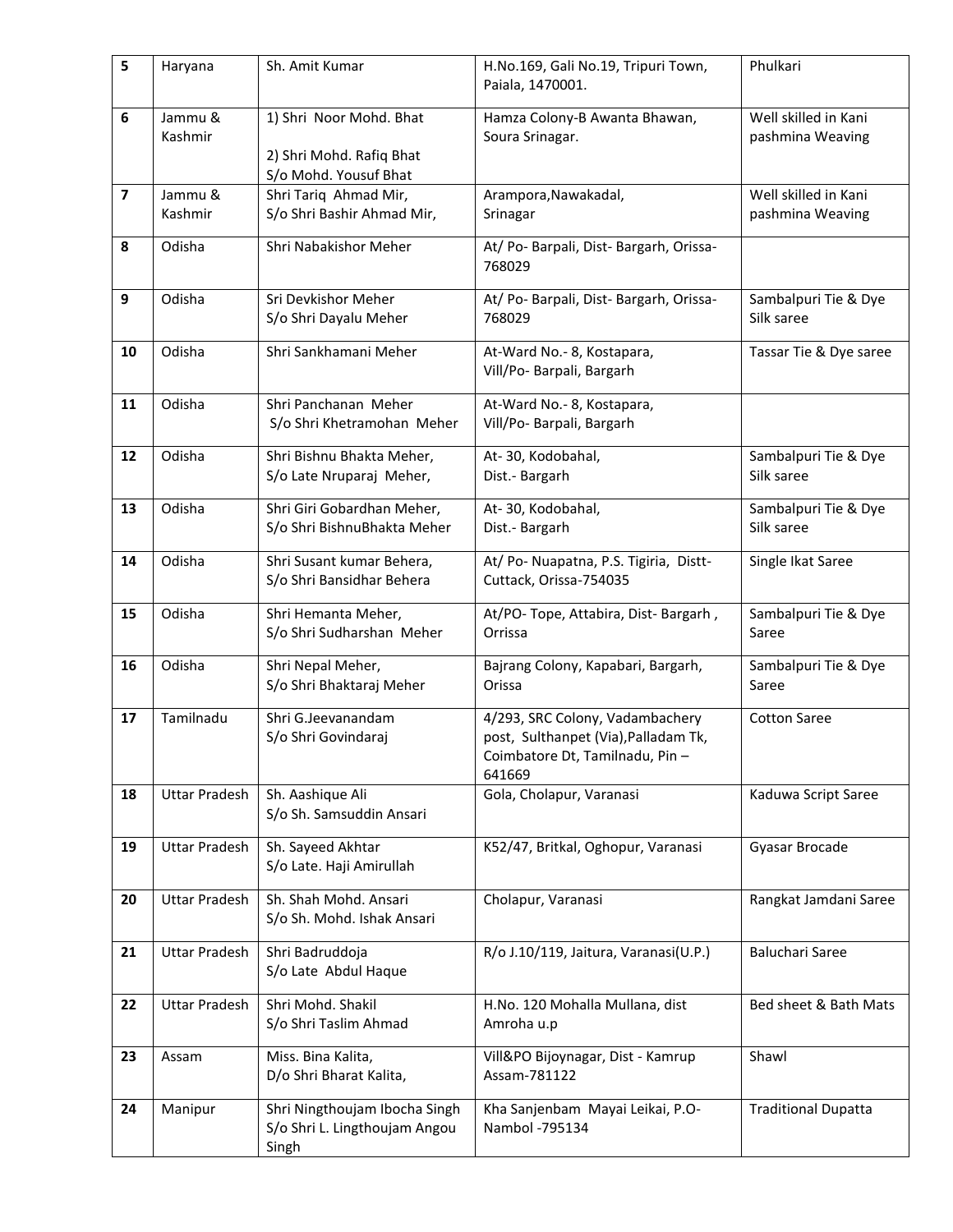| 5 | Haryana | Sh. Amit Kumar | H.No.169, Gali No.19, Tripuri Town, Paiala, 1470001. | Phulkari |
|---|---|---|---|---|
| 6 | Jammu & Kashmir | 1) Shri Noor Mohd. Bhat<br><br>2) Shri Mohd. Rafiq Bhat<br>S/o Mohd. Yousuf Bhat | Hamza Colony-B Awanta Bhawan, Soura Srinagar. | Well skilled in Kani pashmina Weaving |
| 7 | Jammu & Kashmir | Shri Tariq Ahmad Mir,<br>S/o Shri Bashir Ahmad Mir, | Arampora,Nawakadal,<br>Srinagar | Well skilled in Kani pashmina Weaving |
| 8 | Odisha | Shri Nabakishor Meher | At/ Po- Barpali, Dist- Bargarh, Orissa-768029 | |
| 9 | Odisha | Sri Devkishor Meher<br>S/o Shri Dayalu Meher | At/ Po- Barpali, Dist- Bargarh, Orissa-768029 | Sambalpuri Tie & Dye Silk saree |
| 10 | Odisha | Shri Sankhamani Meher | At-Ward No.- 8, Kostapara,<br>Vill/Po- Barpali, Bargarh | Tassar Tie & Dye saree |
| 11 | Odisha | Shri Panchanan Meher<br>S/o Shri Khetramohan Meher | At-Ward No.- 8, Kostapara,<br>Vill/Po- Barpali, Bargarh | |
| 12 | Odisha | Shri Bishnu Bhakta Meher,<br>S/o Late Nruparaj Meher, | At- 30, Kodobahal,<br>Dist.- Bargarh | Sambalpuri Tie & Dye Silk saree |
| 13 | Odisha | Shri Giri Gobardhan Meher,<br>S/o Shri BishnuBhakta Meher | At- 30, Kodobahal,<br>Dist.- Bargarh | Sambalpuri Tie & Dye Silk saree |
| 14 | Odisha | Shri Susant kumar Behera,<br>S/o Shri Bansidhar Behera | At/ Po- Nuapatna, P.S. Tigiria, Distt-Cuttack, Orissa-754035 | Single Ikat Saree |
| 15 | Odisha | Shri Hemanta Meher,<br>S/o Shri Sudharshan Meher | At/PO- Tope, Attabira, Dist- Bargarh , Orrissa | Sambalpuri Tie & Dye Saree |
| 16 | Odisha | Shri Nepal Meher,<br>S/o Shri Bhaktaraj Meher | Bajrang Colony, Kapabari, Bargarh, Orissa | Sambalpuri Tie & Dye Saree |
| 17 | Tamilnadu | Shri G.Jeevanandam<br>S/o Shri Govindaraj | 4/293, SRC Colony, Vadambachery post, Sulthanpet (Via),Palladam Tk, Coimbatore Dt, Tamilnadu, Pin – 641669 | Cotton Saree |
| 18 | Uttar Pradesh | Sh. Aashique Ali<br>S/o Sh. Samsuddin Ansari | Gola, Cholapur, Varanasi | Kaduwa Script Saree |
| 19 | Uttar Pradesh | Sh. Sayeed Akhtar<br>S/o Late. Haji Amirullah | K52/47, Britkal, Oghopur, Varanasi | Gyasar Brocade |
| 20 | Uttar Pradesh | Sh. Shah Mohd. Ansari<br>S/o Sh. Mohd. Ishak Ansari | Cholapur, Varanasi | Rangkat Jamdani Saree |
| 21 | Uttar Pradesh | Shri Badruddoja<br>S/o Late Abdul Haque | R/o J.10/119, Jaitura, Varanasi(U.P.) | Baluchari Saree |
| 22 | Uttar Pradesh | Shri Mohd. Shakil<br>S/o Shri Taslim Ahmad | H.No. 120 Mohalla Mullana, dist Amroha u.p | Bed sheet & Bath Mats |
| 23 | Assam | Miss. Bina Kalita,<br>D/o Shri Bharat Kalita, | Vill&PO Bijoynagar, Dist - Kamrup Assam-781122 | Shawl |
| 24 | Manipur | Shri Ningthoujam Ibocha Singh<br>S/o Shri L. Lingthoujam Angou Singh | Kha Sanjenbam Mayai Leikai, P.O-Nambol -795134 | Traditional Dupatta |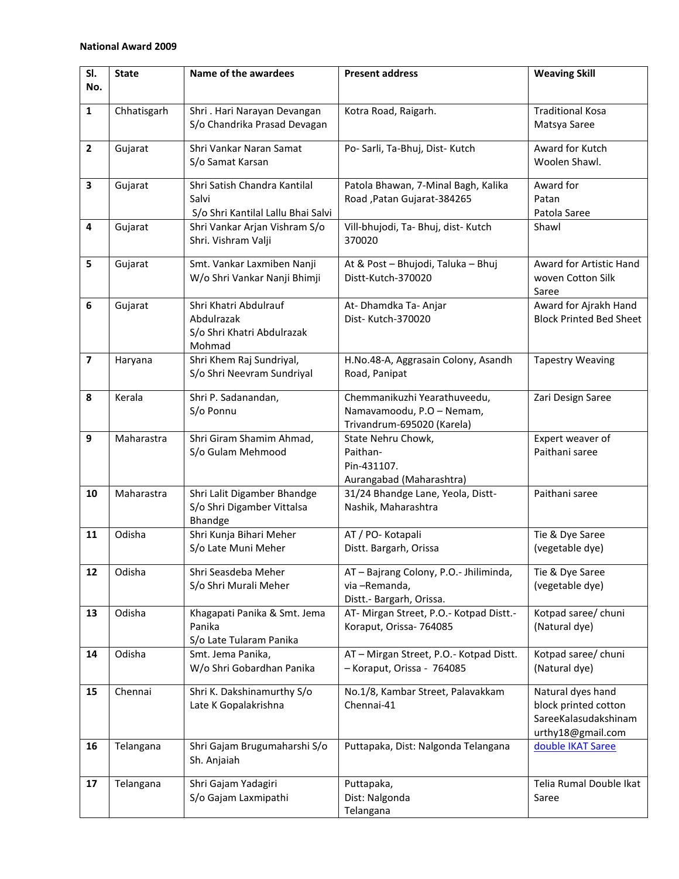**National Award 2009**

| Sl. No. | State | Name of the awardees | Present address | Weaving Skill |
|---|---|---|---|---|
| 1 | Chhatisgarh | Shri . Hari Narayan Devangan S/o Chandrika Prasad Devagan | Kotra Road, Raigarh. | Traditional Kosa Matsya Saree |
| 2 | Gujarat | Shri Vankar Naran Samat S/o Samat Karsan | Po- Sarli, Ta-Bhuj, Dist- Kutch | Award for Kutch Woolen Shawl. |
| 3 | Gujarat | Shri Satish Chandra Kantilal Salvi S/o Shri Kantilal Lallu Bhai Salvi | Patola Bhawan, 7-Minal Bagh, Kalika Road ,Patan Gujarat-384265 | Award for Patan Patola Saree |
| 4 | Gujarat | Shri Vankar Arjan Vishram S/o Shri. Vishram Valji | Vill-bhujodi, Ta- Bhuj, dist- Kutch 370020 | Shawl |
| 5 | Gujarat | Smt. Vankar Laxmiben Nanji W/o Shri Vankar Nanji Bhimji | At & Post – Bhujodi, Taluka – Bhuj Distt-Kutch-370020 | Award for Artistic Hand woven Cotton Silk Saree |
| 6 | Gujarat | Shri Khatri Abdulrauf Abdulrazak S/o Shri Khatri Abdulrazak Mohmad | At- Dhamdka Ta- Anjar Dist- Kutch-370020 | Award for Ajrakh Hand Block Printed Bed Sheet |
| 7 | Haryana | Shri Khem Raj Sundriyal, S/o Shri Neevram Sundriyal | H.No.48-A, Aggrasain Colony, Asandh Road, Panipat | Tapestry Weaving |
| 8 | Kerala | Shri P. Sadanandan, S/o Ponnu | Chemmanikuzhi Yearathuveedu, Namavamoodu, P.O – Nemam, Trivandrum-695020 (Karela) | Zari Design Saree |
| 9 | Maharastra | Shri Giram Shamim Ahmad, S/o Gulam Mehmood | State Nehru Chowk, Paithan- Pin-431107. Aurangabad (Maharashtra) | Expert weaver of Paithani saree |
| 10 | Maharastra | Shri Lalit Digamber Bhandge S/o Shri Digamber Vittalsa Bhandge | 31/24 Bhandge Lane, Yeola, Distt- Nashik, Maharashtra | Paithani saree |
| 11 | Odisha | Shri Kunja Bihari Meher S/o Late Muni Meher | AT / PO- Kotapali Distt. Bargarh, Orissa | Tie & Dye Saree (vegetable dye) |
| 12 | Odisha | Shri Seasdeba Meher S/o Shri Murali Meher | AT – Bajrang Colony, P.O.- Jhiliminda, via –Remanda, Distt.- Bargarh, Orissa. | Tie & Dye Saree (vegetable dye) |
| 13 | Odisha | Khagapati Panika & Smt. Jema Panika S/o Late Tularam Panika | AT- Mirgan Street, P.O.- Kotpad Distt.- Koraput, Orissa- 764085 | Kotpad saree/ chuni (Natural dye) |
| 14 | Odisha | Smt. Jema Panika, W/o Shri Gobardhan Panika | AT – Mirgan Street, P.O.- Kotpad Distt. – Koraput, Orissa - 764085 | Kotpad saree/ chuni (Natural dye) |
| 15 | Chennai | Shri K. Dakshinamurthy S/o Late K Gopalakrishna | No.1/8, Kambar Street, Palavakkam Chennai-41 | Natural dyes hand block printed cotton SareeKalasudakshinam urthy18@gmail.com |
| 16 | Telangana | Shri Gajam Brugumaharshi S/o Sh. Anjaiah | Puttapaka, Dist: Nalgonda Telangana | double IKAT Saree |
| 17 | Telangana | Shri Gajam Yadagiri S/o Gajam Laxmipathi | Puttapaka, Dist: Nalgonda Telangana | Telia Rumal Double Ikat Saree |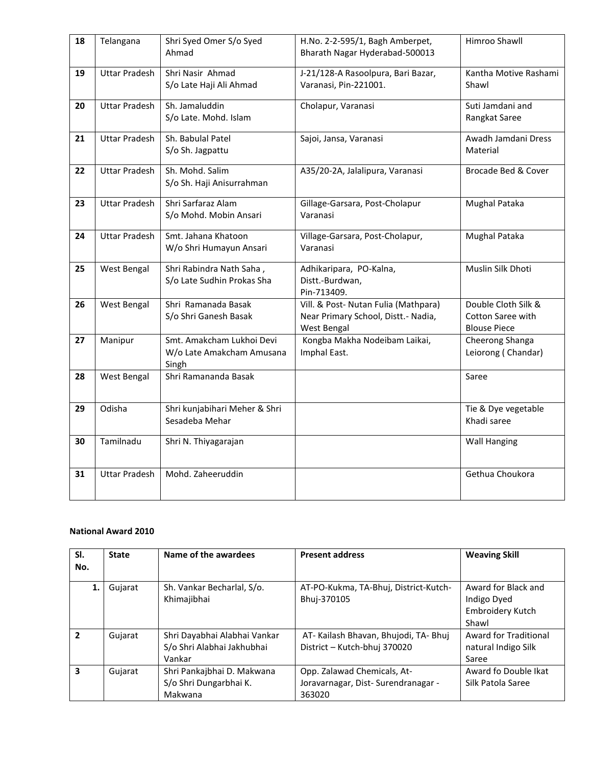| 18 | Telangana | Shri Syed Omer S/o Syed Ahmad | H.No. 2-2-595/1, Bagh Amberpet, Bharath Nagar Hyderabad-500013 | Himroo Shawll |
|---|---|---|---|---|
| 19 | Uttar Pradesh | Shri Nasir Ahmad S/o Late Haji Ali Ahmad | J-21/128-A Rasoolpura, Bari Bazar, Varanasi, Pin-221001. | Kantha Motive Rashami Shawl |
| 20 | Uttar Pradesh | Sh. Jamaluddin S/o Late. Mohd. Islam | Cholapur, Varanasi | Suti Jamdani and Rangkat Saree |
| 21 | Uttar Pradesh | Sh. Babulal Patel S/o Sh. Jagpattu | Sajoi, Jansa, Varanasi | Awadh Jamdani Dress Material |
| 22 | Uttar Pradesh | Sh. Mohd. Salim S/o Sh. Haji Anisurrahman | A35/20-2A, Jalalipura, Varanasi | Brocade Bed & Cover |
| 23 | Uttar Pradesh | Shri Sarfaraz Alam S/o Mohd. Mobin Ansari | Gillage-Garsara, Post-Cholapur Varanasi | Mughal Pataka |
| 24 | Uttar Pradesh | Smt. Jahana Khatoon W/o Shri Humayun Ansari | Village-Garsara, Post-Cholapur, Varanasi | Mughal Pataka |
| 25 | West Bengal | Shri Rabindra Nath Saha , S/o Late Sudhin Prokas Sha | Adhikaripara, PO-Kalna, Distt.-Burdwan, Pin-713409. | Muslin Silk Dhoti |
| 26 | West Bengal | Shri Ramanada Basak S/o Shri Ganesh Basak | Vill. & Post- Nutan Fulia (Mathpara) Near Primary School, Distt.- Nadia, West Bengal | Double Cloth Silk & Cotton Saree with Blouse Piece |
| 27 | Manipur | Smt. Amakcham Lukhoi Devi W/o Late Amakcham Amusana Singh | Kongba Makha Nodeibam Laikai, Imphal East. | Cheerong Shanga Leiorong ( Chandar) |
| 28 | West Bengal | Shri Ramananda Basak | | Saree |
| 29 | Odisha | Shri kunjabihari Meher & Shri Sesadeba Mehar | | Tie & Dye vegetable Khadi saree |
| 30 | Tamilnadu | Shri N. Thiyagarajan | | Wall Hanging |
| 31 | Uttar Pradesh | Mohd. Zaheeruddin | | Gethua Choukora |

**National Award 2010**

| Sl. No. | State | Name of the awardees | Present address | Weaving Skill |
|---|---|---|---|---|
| 1. | Gujarat | Sh. Vankar Becharlal, S/o. Khimajibhai | AT-PO-Kukma, TA-Bhuj, District-Kutch-Bhuj-370105 | Award for Black and Indigo Dyed Embroidery Kutch Shawl |
| 2 | Gujarat | Shri Dayabhai Alabhai Vankar S/o Shri Alabhai Jakhubhai Vankar | AT- Kailash Bhavan, Bhujodi, TA- Bhuj District – Kutch-bhuj 370020 | Award for Traditional natural Indigo Silk Saree |
| 3 | Gujarat | Shri Pankajbhai D. Makwana S/o Shri Dungarbhai K. Makwana | Opp. Zalawad Chemicals, At-Joravarnagar, Dist- Surendranagar - 363020 | Award fo Double Ikat Silk Patola Saree |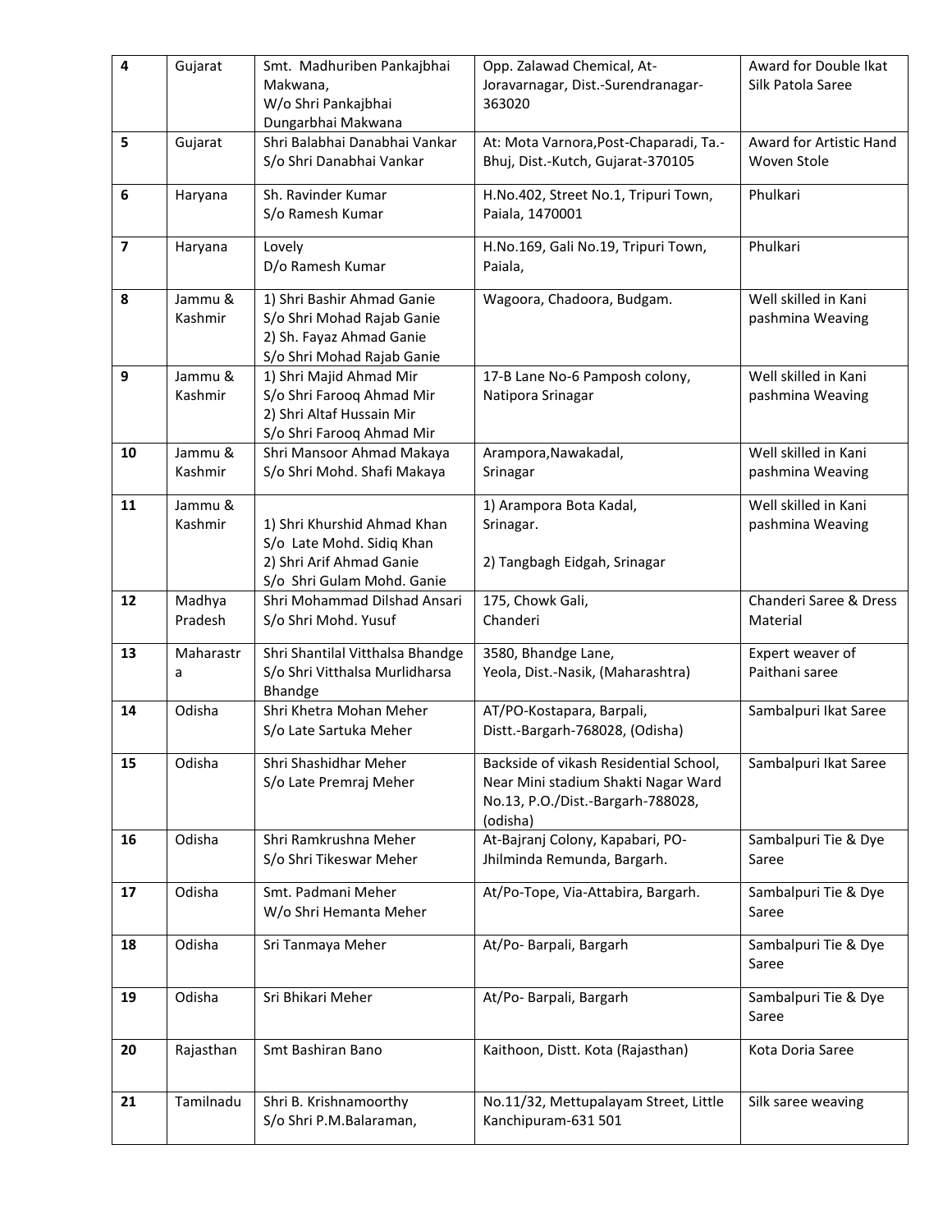| 4 | Gujarat | Smt. Madhuriben Pankajbhai Makwana,<br>W/o Shri Pankajbhai Dungarbhai Makwana | Opp. Zalawad Chemical, At-Joravarnagar, Dist.-Surendranagar-363020 | Award for Double Ikat Silk Patola Saree |
|---|---|---|---|---|
| 5 | Gujarat | Shri Balabhai Danabhai Vankar<br>S/o Shri Danabhai Vankar | At: Mota Varnora,Post-Chaparadi, Ta.-Bhuj, Dist.-Kutch, Gujarat-370105 | Award for Artistic Hand Woven Stole |
| 6 | Haryana | Sh. Ravinder Kumar<br>S/o Ramesh Kumar | H.No.402, Street No.1, Tripuri Town, Paiala, 1470001 | Phulkari |
| 7 | Haryana | Lovely<br>D/o Ramesh Kumar | H.No.169, Gali No.19, Tripuri Town, Paiala, | Phulkari |
| 8 | Jammu & Kashmir | 1) Shri Bashir Ahmad Ganie<br>S/o Shri Mohad Rajab Ganie<br>2) Sh. Fayaz Ahmad Ganie<br>S/o Shri Mohad Rajab Ganie | Wagoora, Chadoora, Budgam. | Well skilled in Kani pashmina Weaving |
| 9 | Jammu & Kashmir | 1) Shri Majid Ahmad Mir<br>S/o Shri Farooq Ahmad Mir<br>2) Shri Altaf Hussain Mir<br>S/o Shri Farooq Ahmad Mir | 17-B Lane No-6 Pamposh colony, Natipora Srinagar | Well skilled in Kani pashmina Weaving |
| 10 | Jammu & Kashmir | Shri Mansoor Ahmad Makaya<br>S/o Shri Mohd. Shafi Makaya | Arampora,Nawakadal,<br>Srinagar | Well skilled in Kani pashmina Weaving |
| 11 | Jammu & Kashmir | 1) Shri Khurshid Ahmad Khan<br>S/o Late Mohd. Sidiq Khan<br>2) Shri Arif Ahmad Ganie<br>S/o Shri Gulam Mohd. Ganie | 1) Arampora Bota Kadal, Srinagar.<br><br>2) Tangbagh Eidgah, Srinagar | Well skilled in Kani pashmina Weaving |
| 12 | Madhya Pradesh | Shri Mohammad Dilshad Ansari<br>S/o Shri Mohd. Yusuf | 175, Chowk Gali,<br>Chanderi | Chanderi Saree & Dress Material |
| 13 | Maharastra | Shri Shantilal Vitthalsa Bhandge<br>S/o Shri Vitthalsa Murlidharsa Bhandge | 3580, Bhandge Lane,<br>Yeola, Dist.-Nasik, (Maharashtra) | Expert weaver of Paithani saree |
| 14 | Odisha | Shri Khetra Mohan Meher<br>S/o Late Sartuka Meher | AT/PO-Kostapara, Barpali,<br>Distt.-Bargarh-768028, (Odisha) | Sambalpuri Ikat Saree |
| 15 | Odisha | Shri Shashidhar Meher<br>S/o Late Premraj Meher | Backside of vikash Residential School, Near Mini stadium Shakti Nagar Ward No.13, P.O./Dist.-Bargarh-788028, (odisha) | Sambalpuri Ikat Saree |
| 16 | Odisha | Shri Ramkrushna Meher<br>S/o Shri Tikeswar Meher | At-Bajranj Colony, Kapabari, PO-Jhilminda Remunda, Bargarh. | Sambalpuri Tie & Dye Saree |
| 17 | Odisha | Smt. Padmani Meher<br>W/o Shri Hemanta Meher | At/Po-Tope, Via-Attabira, Bargarh. | Sambalpuri Tie & Dye Saree |
| 18 | Odisha | Sri Tanmaya Meher | At/Po- Barpali, Bargarh | Sambalpuri Tie & Dye Saree |
| 19 | Odisha | Sri Bhikari Meher | At/Po- Barpali, Bargarh | Sambalpuri Tie & Dye Saree |
| 20 | Rajasthan | Smt Bashiran Bano | Kaithoon, Distt. Kota (Rajasthan) | Kota Doria Saree |
| 21 | Tamilnadu | Shri B. Krishnamoorthy<br>S/o Shri P.M.Balaraman, | No.11/32, Mettupalayam Street, Little Kanchipuram-631 501 | Silk saree weaving |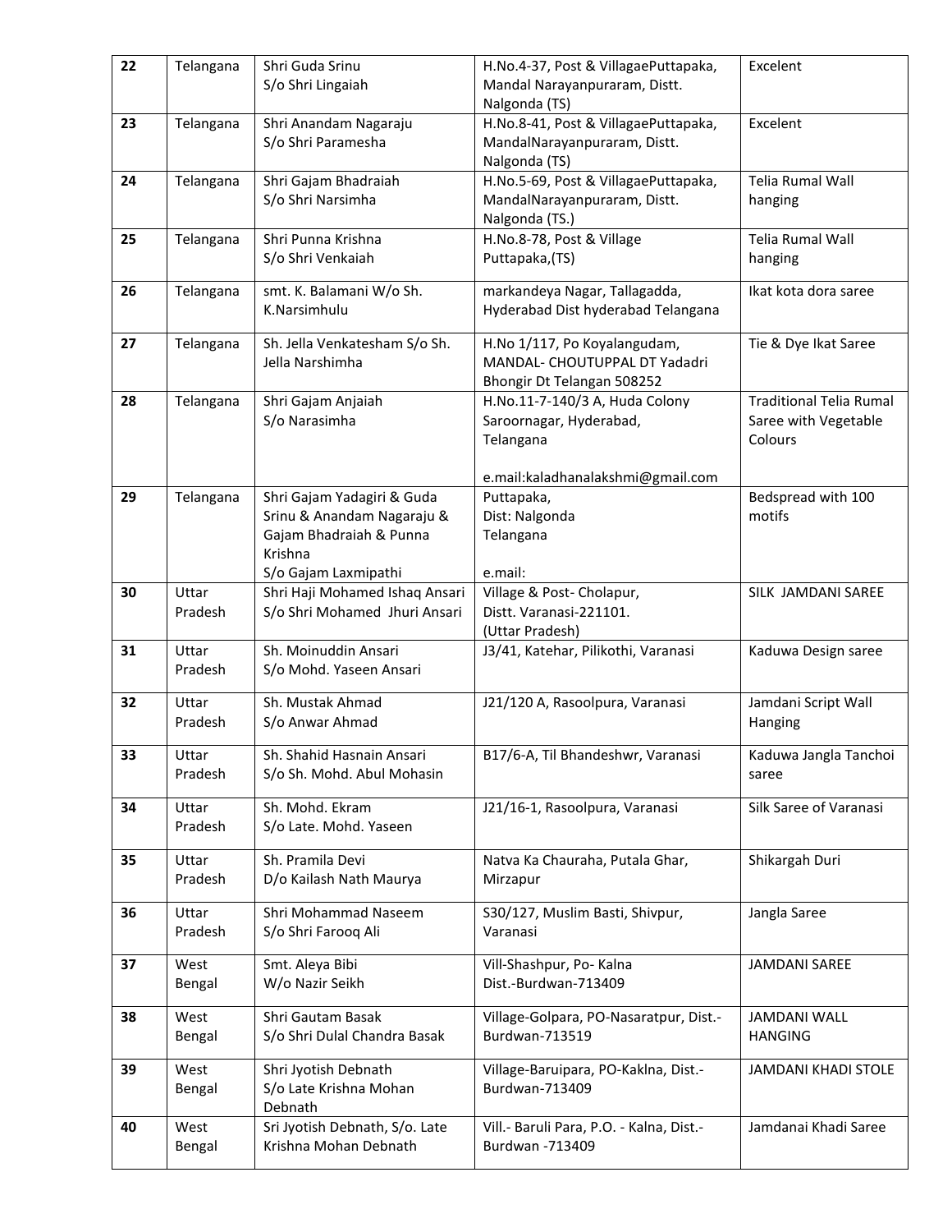| 22 | Telangana | Shri Guda Srinu<br>S/o Shri Lingaiah | H.No.4-37, Post & VillagaePuttapaka, Mandal Narayanpuraram, Distt. Nalgonda (TS) | Excelent |
|---|---|---|---|---|
| 23 | Telangana | Shri Anandam Nagaraju<br>S/o Shri Paramesha | H.No.8-41, Post & VillagaePuttapaka, MandalNarayanpuraram, Distt. Nalgonda (TS) | Excelent |
| 24 | Telangana | Shri Gajam Bhadraiah<br>S/o Shri Narsimha | H.No.5-69, Post & VillagaePuttapaka, MandalNarayanpuraram, Distt. Nalgonda (TS.) | Telia Rumal Wall hanging |
| 25 | Telangana | Shri Punna Krishna<br>S/o Shri Venkaiah | H.No.8-78, Post & Village Puttapaka,(TS) | Telia Rumal Wall hanging |
| 26 | Telangana | smt. K. Balamani W/o Sh. K.Narsimhulu | markandeya Nagar, Tallagadda, Hyderabad Dist hyderabad Telangana | Ikat kota dora saree |
| 27 | Telangana | Sh. Jella Venkatesham S/o Sh. Jella Narshimha | H.No 1/117, Po Koyalangudam, MANDAL- CHOUTUPPAL DT Yadadri Bhongir Dt Telangan 508252 | Tie & Dye Ikat Saree |
| 28 | Telangana | Shri Gajam Anjaiah<br>S/o Narasimha | H.No.11-7-140/3 A, Huda Colony Saroornagar, Hyderabad, Telangana<br><br>e.mail:kaladhanalakshmi@gmail.com | Traditional Telia Rumal Saree with Vegetable Colours |
| 29 | Telangana | Shri Gajam Yadagiri & Guda Srinu & Anandam Nagaraju & Gajam Bhadraiah & Punna Krishna<br>S/o Gajam Laxmipathi | Puttapaka,<br>Dist: Nalgonda<br>Telangana<br><br>e.mail: | Bedspread with 100 motifs |
| 30 | Uttar Pradesh | Shri Haji Mohamed Ishaq Ansari<br>S/o Shri Mohamed Jhuri Ansari | Village & Post- Cholapur,<br>Distt. Varanasi-221101.<br>(Uttar Pradesh) | SILK JAMDANI SAREE |
| 31 | Uttar Pradesh | Sh. Moinuddin Ansari<br>S/o Mohd. Yaseen Ansari | J3/41, Katehar, Pilikothi, Varanasi | Kaduwa Design saree |
| 32 | Uttar Pradesh | Sh. Mustak Ahmad<br>S/o Anwar Ahmad | J21/120 A, Rasoolpura, Varanasi | Jamdani Script Wall Hanging |
| 33 | Uttar Pradesh | Sh. Shahid Hasnain Ansari<br>S/o Sh. Mohd. Abul Mohasin | B17/6-A, Til Bhandeshwr, Varanasi | Kaduwa Jangla Tanchoi saree |
| 34 | Uttar Pradesh | Sh. Mohd. Ekram<br>S/o Late. Mohd. Yaseen | J21/16-1, Rasoolpura, Varanasi | Silk Saree of Varanasi |
| 35 | Uttar Pradesh | Sh. Pramila Devi<br>D/o Kailash Nath Maurya | Natva Ka Chauraha, Putala Ghar, Mirzapur | Shikargah Duri |
| 36 | Uttar Pradesh | Shri Mohammad Naseem<br>S/o Shri Farooq Ali | S30/127, Muslim Basti, Shivpur, Varanasi | Jangla Saree |
| 37 | West Bengal | Smt. Aleya Bibi<br>W/o Nazir Seikh | Vill-Shashpur, Po- Kalna<br>Dist.-Burdwan-713409 | JAMDANI SAREE |
| 38 | West Bengal | Shri Gautam Basak<br>S/o Shri Dulal Chandra Basak | Village-Golpara, PO-Nasaratpur, Dist.-Burdwan-713519 | JAMDANI WALL HANGING |
| 39 | West Bengal | Shri Jyotish Debnath<br>S/o Late Krishna Mohan Debnath | Village-Baruipara, PO-Kaklna, Dist.-Burdwan-713409 | JAMDANI KHADI STOLE |
| 40 | West Bengal | Sri Jyotish Debnath, S/o. Late Krishna Mohan Debnath | Vill.- Baruli Para, P.O. - Kalna, Dist.-Burdwan -713409 | Jamdanai Khadi Saree |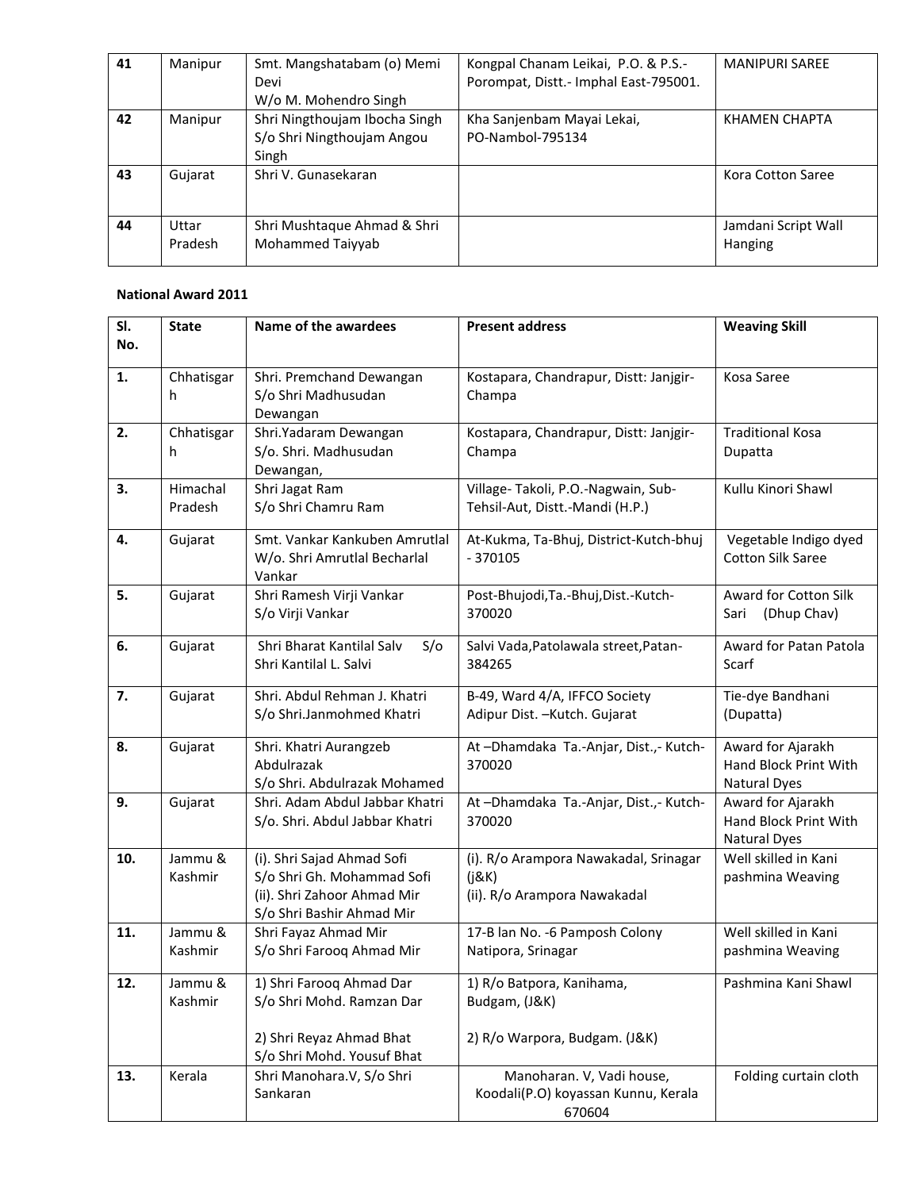| 41 | Manipur | Smt. Mangshatabam (o) Memi Devi W/o M. Mohendro Singh | Kongpal Chanam Leikai, P.O. & P.S.- Porompat, Distt.- Imphal East-795001. | MANIPURI SAREE |
|---|---|---|---|---|
| 42 | Manipur | Shri Ningthoujam Ibocha Singh S/o Shri Ningthoujam Angou Singh | Kha Sanjenbam Mayai Lekai, PO-Nambol-795134 | KHAMEN CHAPTA |
| 43 | Gujarat | Shri V. Gunasekaran | | Kora Cotton Saree |
| 44 | Uttar Pradesh | Shri Mushtaque Ahmad & Shri Mohammed Taiyyab | | Jamdani Script Wall Hanging |

**National Award 2011**

| Sl. No. | State | Name of the awardees | Present address | Weaving Skill |
|---|---|---|---|---|
| 1. | Chhatisgarh | Shri. Premchand Dewangan S/o Shri Madhusudan Dewangan | Kostapara, Chandrapur, Distt: Janjgir-Champa | Kosa Saree |
| 2. | Chhatisgarh | Shri.Yadaram Dewangan S/o. Shri. Madhusudan Dewangan, | Kostapara, Chandrapur, Distt: Janjgir-Champa | Traditional Kosa Dupatta |
| 3. | Himachal Pradesh | Shri Jagat Ram S/o Shri Chamru Ram | Village- Takoli, P.O.-Nagwain, Sub-Tehsil-Aut, Distt.-Mandi (H.P.) | Kullu Kinori Shawl |
| 4. | Gujarat | Smt. Vankar Kankuben Amrutlal W/o. Shri Amrutlal Becharlal Vankar | At-Kukma, Ta-Bhuj, District-Kutch-bhuj - 370105 | Vegetable Indigo dyed Cotton Silk Saree |
| 5. | Gujarat | Shri Ramesh Virji Vankar S/o Virji Vankar | Post-Bhujodi,Ta.-Bhuj,Dist.-Kutch-370020 | Award for Cotton Silk Sari (Dhup Chav) |
| 6. | Gujarat | Shri Bharat Kantilal Salv S/o Shri Kantilal L. Salvi | Salvi Vada,Patolawala street,Patan-384265 | Award for Patan Patola Scarf |
| 7. | Gujarat | Shri. Abdul Rehman J. Khatri S/o Shri.Janmohmed Khatri | B-49, Ward 4/A, IFFCO Society Adipur Dist. –Kutch. Gujarat | Tie-dye Bandhani (Dupatta) |
| 8. | Gujarat | Shri. Khatri Aurangzeb Abdulrazak S/o Shri. Abdulrazak Mohamed | At –Dhamdaka Ta.-Anjar, Dist.,- Kutch-370020 | Award for Ajarakh Hand Block Print With Natural Dyes |
| 9. | Gujarat | Shri. Adam Abdul Jabbar Khatri S/o. Shri. Abdul Jabbar Khatri | At –Dhamdaka Ta.-Anjar, Dist.,- Kutch-370020 | Award for Ajarakh Hand Block Print With Natural Dyes |
| 10. | Jammu & Kashmir | (i). Shri Sajad Ahmad Sofi S/o Shri Gh. Mohammad Sofi (ii). Shri Zahoor Ahmad Mir S/o Shri Bashir Ahmad Mir | (i). R/o Arampora Nawakadal, Srinagar (j&K) (ii). R/o Arampora Nawakadal | Well skilled in Kani pashmina Weaving |
| 11. | Jammu & Kashmir | Shri Fayaz Ahmad Mir S/o Shri Farooq Ahmad Mir | 17-B lan No. -6 Pamposh Colony Natipora, Srinagar | Well skilled in Kani pashmina Weaving |
| 12. | Jammu & Kashmir | 1) Shri Farooq Ahmad Dar S/o Shri Mohd. Ramzan Dar 2) Shri Reyaz Ahmad Bhat S/o Shri Mohd. Yousuf Bhat | 1) R/o Batpora, Kanihama, Budgam, (J&K) 2) R/o Warpora, Budgam. (J&K) | Pashmina Kani Shawl |
| 13. | Kerala | Shri Manohara.V, S/o Shri Sankaran | Manoharan. V, Vadi house, Koodali(P.O) koyassan Kunnu, Kerala 670604 | Folding curtain cloth |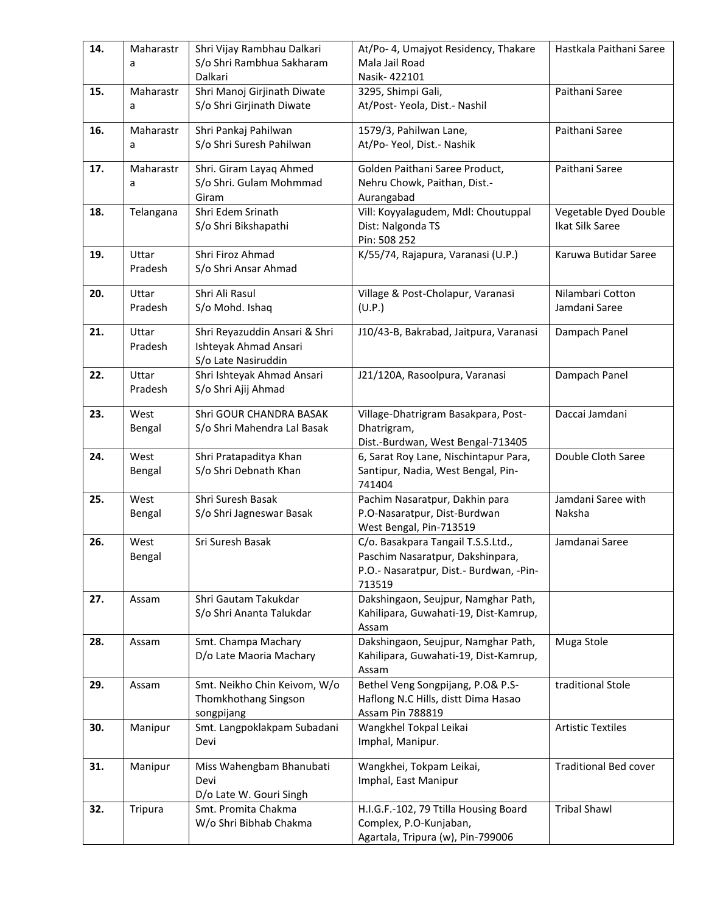| 14. | Maharastra | Shri Vijay Rambhau Dalkari S/o Shri Rambhua Sakharam Dalkari | At/Po- 4, Umajyot Residency, Thakare Mala Jail Road Nasik- 422101 | Hastkala Paithani Saree |
|---|---|---|---|---|
| 15. | Maharastra | Shri Manoj Girjinath Diwate S/o Shri Girjinath Diwate | 3295, Shimpi Gali, At/Post- Yeola, Dist.- Nashil | Paithani Saree |
| 16. | Maharastra | Shri Pankaj Pahilwan S/o Shri Suresh Pahilwan | 1579/3, Pahilwan Lane, At/Po- Yeol, Dist.- Nashik | Paithani Saree |
| 17. | Maharastra | Shri. Giram Layaq Ahmed S/o Shri. Gulam Mohmmad Giram | Golden Paithani Saree Product, Nehru Chowk, Paithan, Dist.- Aurangabad | Paithani Saree |
| 18. | Telangana | Shri Edem Srinath S/o Shri Bikshapathi | Vill: Koyyalagudem, Mdl: Choutuppal Dist: Nalgonda TS Pin: 508 252 | Vegetable Dyed Double Ikat Silk Saree |
| 19. | Uttar Pradesh | Shri Firoz Ahmad S/o Shri Ansar Ahmad | K/55/74, Rajapura, Varanasi (U.P.) | Karuwa Butidar Saree |
| 20. | Uttar Pradesh | Shri Ali Rasul S/o Mohd. Ishaq | Village & Post-Cholapur, Varanasi (U.P.) | Nilambari Cotton Jamdani Saree |
| 21. | Uttar Pradesh | Shri Reyazuddin Ansari & Shri Ishteyak Ahmad Ansari S/o Late Nasiruddin | J10/43-B, Bakrabad, Jaitpura, Varanasi | Dampach Panel |
| 22. | Uttar Pradesh | Shri Ishteyak Ahmad Ansari S/o Shri Ajij Ahmad | J21/120A, Rasoolpura, Varanasi | Dampach Panel |
| 23. | West Bengal | Shri GOUR CHANDRA BASAK S/o Shri Mahendra Lal Basak | Village-Dhatrigram Basakpara, Post-Dhatrigram, Dist.-Burdwan, West Bengal-713405 | Daccai Jamdani |
| 24. | West Bengal | Shri Pratapaditya Khan S/o Shri Debnath Khan | 6, Sarat Roy Lane, Nischintapur Para, Santipur, Nadia, West Bengal, Pin-741404 | Double Cloth Saree |
| 25. | West Bengal | Shri Suresh Basak S/o Shri Jagneswar Basak | Pachim Nasaratpur, Dakhin para P.O-Nasaratpur, Dist-Burdwan West Bengal, Pin-713519 | Jamdani Saree with Naksha |
| 26. | West Bengal | Sri Suresh Basak | C/o. Basakpara Tangail T.S.S.Ltd., Paschim Nasaratpur, Dakshinpara, P.O.- Nasaratpur, Dist.- Burdwan, -Pin-713519 | Jamdanai Saree |
| 27. | Assam | Shri Gautam Takukdar S/o Shri Ananta Talukdar | Dakshingaon, Seujpur, Namghar Path, Kahilipara, Guwahati-19, Dist-Kamrup, Assam | |
| 28. | Assam | Smt. Champa Machary D/o Late Maoria Machary | Dakshingaon, Seujpur, Namghar Path, Kahilipara, Guwahati-19, Dist-Kamrup, Assam | Muga Stole |
| 29. | Assam | Smt. Neikho Chin Keivom, W/o Thomkhothang Singson songpijang | Bethel Veng Songpijang, P.O& P.S-Haflong N.C Hills, distt Dima Hasao Assam Pin 788819 | traditional Stole |
| 30. | Manipur | Smt. Langpoklakpam Subadani Devi | Wangkhel Tokpal Leikai Imphal, Manipur. | Artistic Textiles |
| 31. | Manipur | Miss Wahengbam Bhanubati Devi D/o Late W. Gouri Singh | Wangkhei, Tokpam Leikai, Imphal, East Manipur | Traditional Bed cover |
| 32. | Tripura | Smt. Promita Chakma W/o Shri Bibhab Chakma | H.I.G.F.-102, 79 Ttilla Housing Board Complex, P.O-Kunjaban, Agartala, Tripura (w), Pin-799006 | Tribal Shawl |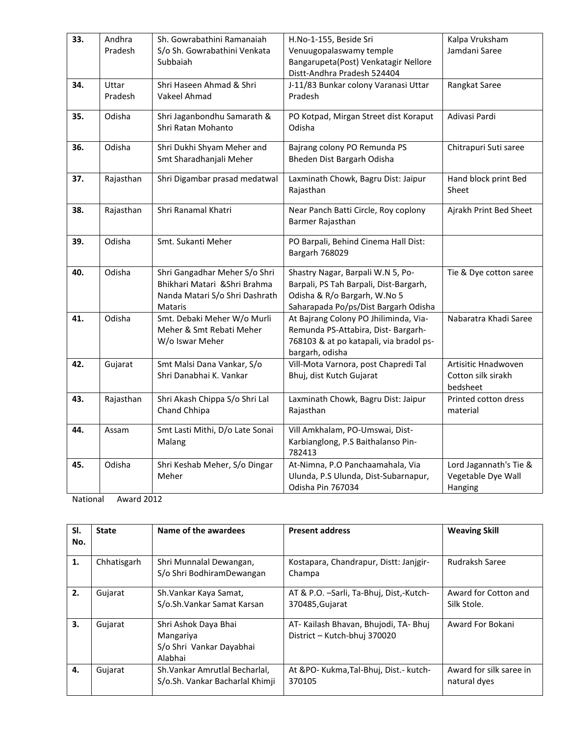| | | | | |
|---|---|---|---|---|
| 33. | Andhra Pradesh | Sh. Gowrabathini Ramanaiah S/o Sh. Gowrabathini Venkata Subbaiah | H.No-1-155, Beside Sri Venuugopalaswamy temple Bangarupeta(Post) Venkatagir Nellore Distt-Andhra Pradesh 524404 | Kalpa Vruksham Jamdani Saree |
| 34. | Uttar Pradesh | Shri Haseen Ahmad & Shri Vakeel Ahmad | J-11/83 Bunkar colony Varanasi Uttar Pradesh | Rangkat Saree |
| 35. | Odisha | Shri Jaganbondhu Samarath & Shri Ratan Mohanto | PO Kotpad, Mirgan Street dist Koraput Odisha | Adivasi Pardi |
| 36. | Odisha | Shri Dukhi Shyam Meher and Smt Sharadhanjali Meher | Bajrang colony PO Remunda PS Bheden Dist Bargarh Odisha | Chitrapuri Suti saree |
| 37. | Rajasthan | Shri Digambar prasad medatwal | Laxminath Chowk, Bagru Dist: Jaipur Rajasthan | Hand block print Bed Sheet |
| 38. | Rajasthan | Shri Ranamal Khatri | Near Panch Batti Circle, Roy coplony Barmer Rajasthan | Ajrakh Print Bed Sheet |
| 39. | Odisha | Smt. Sukanti Meher | PO Barpali, Behind Cinema Hall Dist: Bargarh 768029 | |
| 40. | Odisha | Shri Gangadhar Meher S/o Shri Bhikhari Matari &Shri Brahma Nanda Matari S/o Shri Dashrath Mataris | Shastry Nagar, Barpali W.N 5, Po-Barpali, PS Tah Barpali, Dist-Bargarh, Odisha & R/o Bargarh, W.No 5 Saharapada Po/ps/Dist Bargarh Odisha | Tie & Dye cotton saree |
| 41. | Odisha | Smt. Debaki Meher W/o Murli Meher & Smt Rebati Meher W/o Iswar Meher | At Bajrang Colony PO Jhiliminda, Via-Remunda PS-Attabira, Dist- Bargarh-768103 & at po katapali, via bradol ps-bargarh, odisha | Nabaratra Khadi Saree |
| 42. | Gujarat | Smt Malsi Dana Vankar, S/o Shri Danabhai K. Vankar | Vill-Mota Varnora, post Chapredi Tal Bhuj, dist Kutch Gujarat | Artisitic Hnadwoven Cotton silk sirakh bedsheet |
| 43. | Rajasthan | Shri Akash Chippa S/o Shri Lal Chand Chhipa | Laxminath Chowk, Bagru Dist: Jaipur Rajasthan | Printed cotton dress material |
| 44. | Assam | Smt Lasti Mithi, D/o Late Sonai Malang | Vill Amkhalam, PO-Umswai, Dist-Karbianglong, P.S Baithalanso Pin-782413 | |
| 45. | Odisha | Shri Keshab Meher, S/o Dingar Meher | At-Nimna, P.O Panchaamahala, Via Ulunda, P.S Ulunda, Dist-Subarnapur, Odisha Pin 767034 | Lord Jagannath's Tie & Vegetable Dye Wall Hanging |

National Award 2012

| Sl. No. | State | Name of the awardees | Present address | Weaving Skill |
|---|---|---|---|---|
| 1. | Chhatisgarh | Shri Munnalal Dewangan, S/o Shri BodhiramDewangan | Kostapara, Chandrapur, Distt: Janjgir-Champa | Rudraksh Saree |
| 2. | Gujarat | Sh.Vankar Kaya Samat, S/o.Sh.Vankar Samat Karsan | AT & P.O. –Sarli, Ta-Bhuj, Dist,-Kutch-370485,Gujarat | Award for Cotton and Silk Stole. |
| 3. | Gujarat | Shri Ashok Daya Bhai Mangariya S/o Shri Vankar Dayabhai Alabhai | AT- Kailash Bhavan, Bhujodi, TA- Bhuj District – Kutch-bhuj 370020 | Award For Bokani |
| 4. | Gujarat | Sh.Vankar Amrutlal Becharlal, S/o.Sh. Vankar Bacharlal Khimji | At &PO- Kukma,Tal-Bhuj, Dist.- kutch-370105 | Award for silk saree in natural dyes |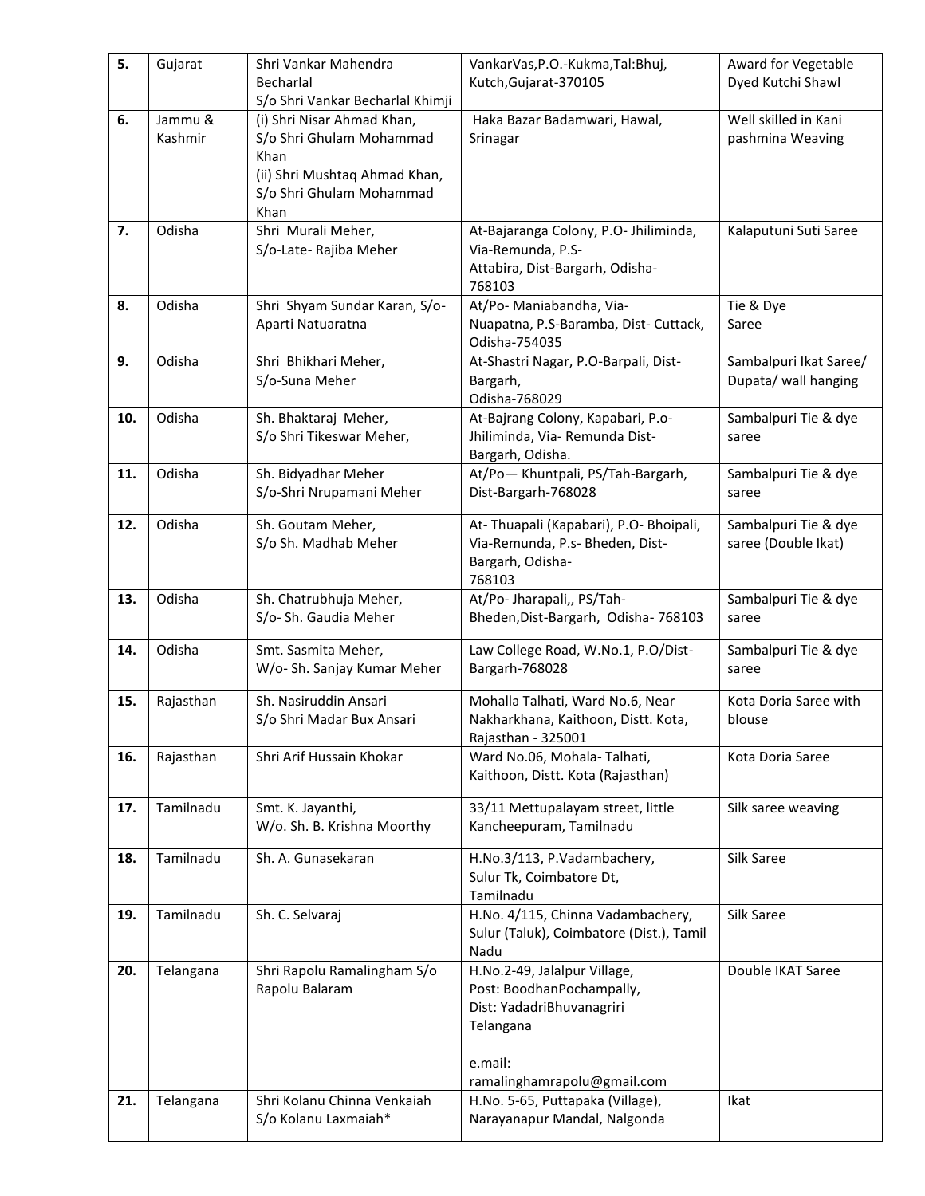| 5. | Gujarat | Shri Vankar Mahendra Becharlal S/o Shri Vankar Becharlal Khimji | VankarVas,P.O.-Kukma,Tal:Bhuj, Kutch,Gujarat-370105 | Award for Vegetable Dyed Kutchi Shawl |
|---|---|---|---|---|
| 6. | Jammu & Kashmir | (i) Shri Nisar Ahmad Khan, S/o Shri Ghulam Mohammad Khan (ii) Shri Mushtaq Ahmad Khan, S/o Shri Ghulam Mohammad Khan | Haka Bazar Badamwari, Hawal, Srinagar | Well skilled in Kani pashmina Weaving |
| 7. | Odisha | Shri Murali Meher, S/o-Late- Rajiba Meher | At-Bajaranga Colony, P.O- Jhiliminda, Via-Remunda, P.S- Attabira, Dist-Bargarh, Odisha-768103 | Kalaputuni Suti Saree |
| 8. | Odisha | Shri Shyam Sundar Karan, S/o-Aparti Natuaratna | At/Po- Maniabandha, Via-Nuapatna, P.S-Baramba, Dist- Cuttack, Odisha-754035 | Tie & Dye Saree |
| 9. | Odisha | Shri Bhikhari Meher, S/o-Suna Meher | At-Shastri Nagar, P.O-Barpali, Dist-Bargarh, Odisha-768029 | Sambalpuri Ikat Saree/ Dupata/ wall hanging |
| 10. | Odisha | Sh. Bhaktaraj Meher, S/o Shri Tikeswar Meher, | At-Bajrang Colony, Kapabari, P.o-Jhiliminda, Via- Remunda Dist-Bargarh, Odisha. | Sambalpuri Tie & dye saree |
| 11. | Odisha | Sh. Bidyadhar Meher S/o-Shri Nrupamani Meher | At/Po— Khuntpali, PS/Tah-Bargarh, Dist-Bargarh-768028 | Sambalpuri Tie & dye saree |
| 12. | Odisha | Sh. Goutam Meher, S/o Sh. Madhab Meher | At- Thuapali (Kapabari), P.O- Bhoipali, Via-Remunda, P.s- Bheden, Dist-Bargarh, Odisha-768103 | Sambalpuri Tie & dye saree (Double Ikat) |
| 13. | Odisha | Sh. Chatrubhuja Meher, S/o- Sh. Gaudia Meher | At/Po- Jharapali,, PS/Tah-Bheden,Dist-Bargarh, Odisha- 768103 | Sambalpuri Tie & dye saree |
| 14. | Odisha | Smt. Sasmita Meher, W/o- Sh. Sanjay Kumar Meher | Law College Road, W.No.1, P.O/Dist-Bargarh-768028 | Sambalpuri Tie & dye saree |
| 15. | Rajasthan | Sh. Nasiruddin Ansari S/o Shri Madar Bux Ansari | Mohalla Talhati, Ward No.6, Near Nakharkhana, Kaithoon, Distt. Kota, Rajasthan - 325001 | Kota Doria Saree with blouse |
| 16. | Rajasthan | Shri Arif Hussain Khokar | Ward No.06, Mohala- Talhati, Kaithoon, Distt. Kota (Rajasthan) | Kota Doria Saree |
| 17. | Tamilnadu | Smt. K. Jayanthi, W/o. Sh. B. Krishna Moorthy | 33/11 Mettupalayam street, little Kancheepuram, Tamilnadu | Silk saree weaving |
| 18. | Tamilnadu | Sh. A. Gunasekaran | H.No.3/113, P.Vadambachery, Sulur Tk, Coimbatore Dt, Tamilnadu | Silk Saree |
| 19. | Tamilnadu | Sh. C. Selvaraj | H.No. 4/115, Chinna Vadambachery, Sulur (Taluk), Coimbatore (Dist.), Tamil Nadu | Silk Saree |
| 20. | Telangana | Shri Rapolu Ramalingham S/o Rapolu Balaram | H.No.2-49, Jalalpur Village, Post: BoodhanPochampally, Dist: YadadriBhuvanagriri Telangana e.mail: ramalinghamrapolu@gmail.com | Double IKAT Saree |
| 21. | Telangana | Shri Kolanu Chinna Venkaiah S/o Kolanu Laxmaiah* | H.No. 5-65, Puttapaka (Village), Narayanapur Mandal, Nalgonda | Ikat |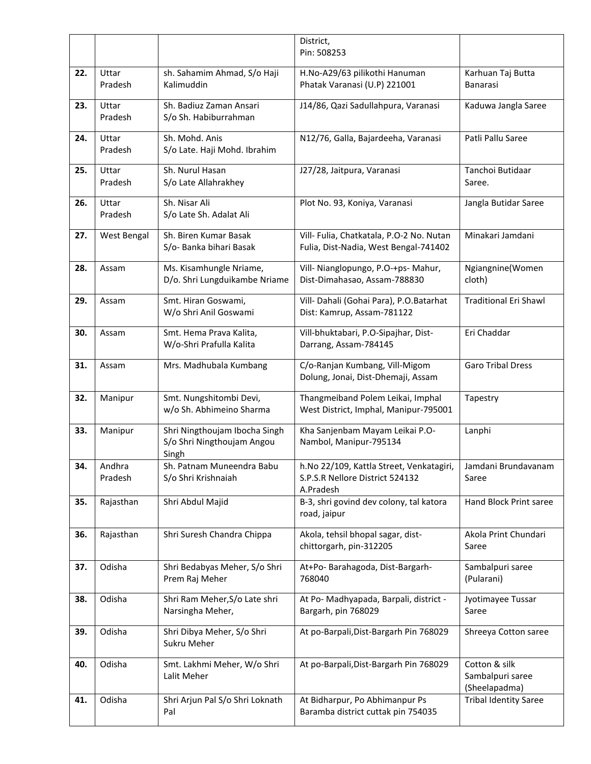| | | | District,<br>Pin: 508253 | |
|---|---|---|---|---|
| **22.** | Uttar Pradesh | sh. Sahamim Ahmad, S/o Haji Kalimuddin | H.No-A29/63 pilikothi Hanuman Phatak Varanasi (U.P) 221001 | Karhuan Taj Butta Banarasi |
| **23.** | Uttar Pradesh | Sh. Badiuz Zaman Ansari<br>S/o Sh. Habiburrahman | J14/86, Qazi Sadullahpura, Varanasi | Kaduwa Jangla Saree |
| **24.** | Uttar Pradesh | Sh. Mohd. Anis<br>S/o Late. Haji Mohd. Ibrahim | N12/76, Galla, Bajardeeha, Varanasi | Patli Pallu Saree |
| **25.** | Uttar Pradesh | Sh. Nurul Hasan<br>S/o Late Allahrakhey | J27/28, Jaitpura, Varanasi | Tanchoi Butidaar Saree. |
| **26.** | Uttar Pradesh | Sh. Nisar Ali<br>S/o Late Sh. Adalat Ali | Plot No. 93, Koniya, Varanasi | Jangla Butidar Saree |
| **27.** | West Bengal | Sh. Biren Kumar Basak<br>S/o- Banka bihari Basak | Vill- Fulia, Chatkatala, P.O-2 No. Nutan Fulia, Dist-Nadia, West Bengal-741402 | Minakari Jamdani |
| **28.** | Assam | Ms. Kisamhungle Nriame,<br>D/o. Shri Lungduikambe Nriame | Vill- Nianglopungo, P.O-+ps- Mahur, Dist-Dimahasao, Assam-788830 | Ngiangnine(Women cloth) |
| **29.** | Assam | Smt. Hiran Goswami,<br>W/o Shri Anil Goswami | Vill- Dahali (Gohai Para), P.O.Batarhat Dist: Kamrup, Assam-781122 | Traditional Eri Shawl |
| **30.** | Assam | Smt. Hema Prava Kalita,<br>W/o-Shri Prafulla Kalita | Vill-bhuktabari, P.O-Sipajhar, Dist-Darrang, Assam-784145 | Eri Chaddar |
| **31.** | Assam | Mrs. Madhubala Kumbang | C/o-Ranjan Kumbang, Vill-Migom Dolung, Jonai, Dist-Dhemaji, Assam | Garo Tribal Dress |
| **32.** | Manipur | Smt. Nungshitombi Devi,<br>w/o Sh. Abhimeino Sharma | Thangmeiband Polem Leikai, Imphal West District, Imphal, Manipur-795001 | Tapestry |
| **33.** | Manipur | Shri Ningthoujam Ibocha Singh S/o Shri Ningthoujam Angou Singh | Kha Sanjenbam Mayam Leikai P.O-Nambol, Manipur-795134 | Lanphi |
| **34.** | Andhra Pradesh | Sh. Patnam Muneendra Babu S/o Shri Krishnaiah | h.No 22/109, Kattla Street, Venkatagiri, S.P.S.R Nellore District 524132 A.Pradesh | Jamdani Brundavanam Saree |
| **35.** | Rajasthan | Shri Abdul Majid | B-3, shri govind dev colony, tal katora road, jaipur | Hand Block Print saree |
| **36.** | Rajasthan | Shri Suresh Chandra Chippa | Akola, tehsil bhopal sagar, dist-chittorgarh, pin-312205 | Akola Print Chundari Saree |
| **37.** | Odisha | Shri Bedabyas Meher, S/o Shri Prem Raj Meher | At+Po- Barahagoda, Dist-Bargarh-768040 | Sambalpuri saree (Pularani) |
| **38.** | Odisha | Shri Ram Meher,S/o Late shri Narsingha Meher, | At Po- Madhyapada, Barpali, district - Bargarh, pin 768029 | Jyotimayee Tussar Saree |
| **39.** | Odisha | Shri Dibya Meher, S/o Shri Sukru Meher | At po-Barpali,Dist-Bargarh Pin 768029 | Shreeya Cotton saree |
| **40.** | Odisha | Smt. Lakhmi Meher, W/o Shri Lalit Meher | At po-Barpali,Dist-Bargarh Pin 768029 | Cotton & silk Sambalpuri saree (Sheelapadma) |
| **41.** | Odisha | Shri Arjun Pal S/o Shri Loknath Pal | At Bidharpur, Po Abhimanpur Ps Baramba district cuttak pin 754035 | Tribal Identity Saree |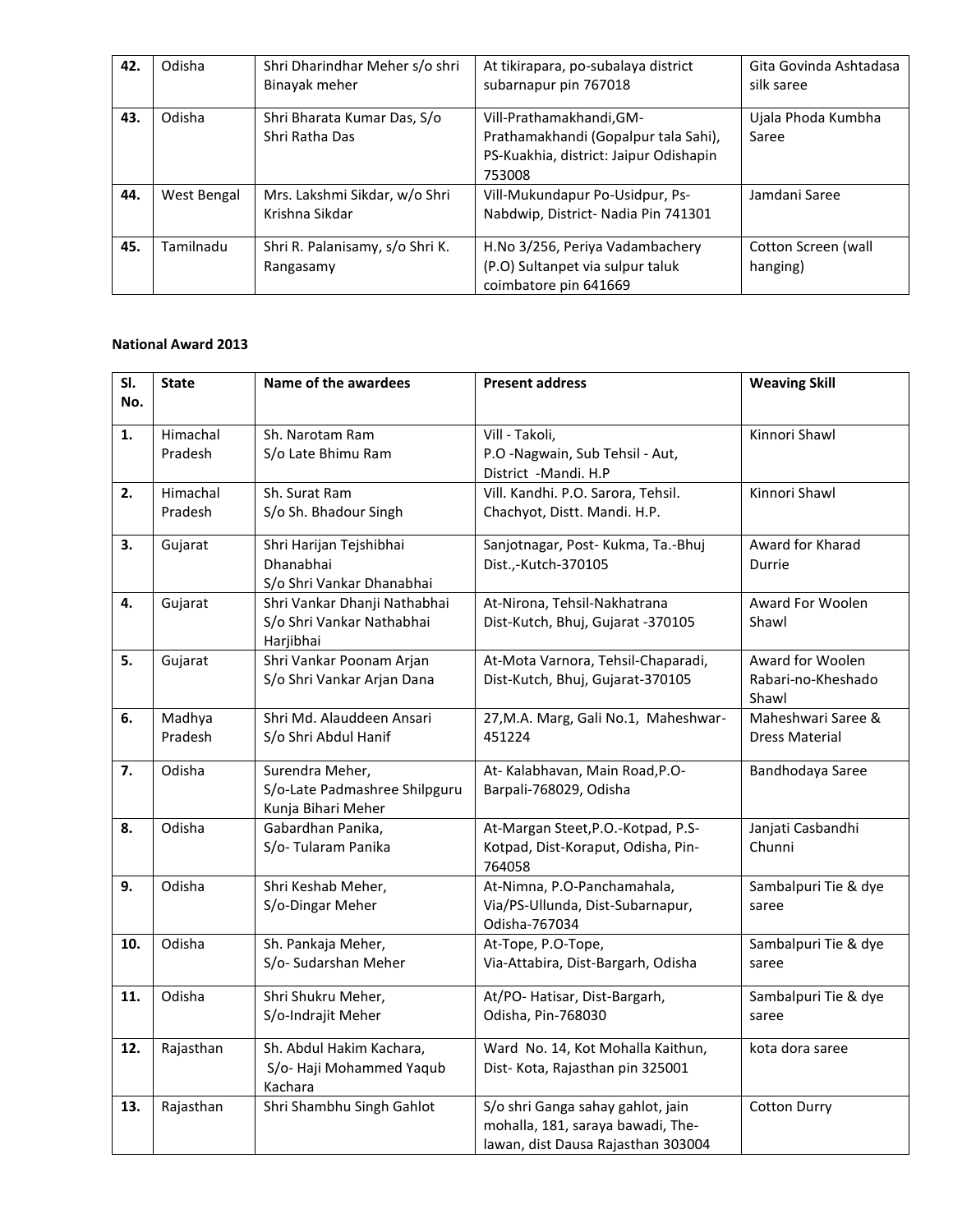| 42. | Odisha | Shri Dharindhar Meher s/o shri Binayak meher | At tikirapara, po-subalaya district subarnapur pin 767018 | Gita Govinda Ashtadasa silk saree |
|---|---|---|---|---|
| 43. | Odisha | Shri Bharata Kumar Das, S/o Shri Ratha Das | Vill-Prathamakhandi,GM-Prathamakhandi (Gopalpur tala Sahi), PS-Kuakhia, district: Jaipur Odishapin 753008 | Ujala Phoda Kumbha Saree |
| 44. | West Bengal | Mrs. Lakshmi Sikdar, w/o Shri Krishna Sikdar | Vill-Mukundapur Po-Usidpur, Ps-Nabdwip, District- Nadia Pin 741301 | Jamdani Saree |
| 45. | Tamilnadu | Shri R. Palanisamy, s/o Shri K. Rangasamy | H.No 3/256, Periya Vadambachery (P.O) Sultanpet via sulpur taluk coimbatore pin 641669 | Cotton Screen (wall hanging) |

**National Award 2013**

| Sl. No. | State | Name of the awardees | Present address | Weaving Skill |
|---|---|---|---|---|
| 1. | Himachal Pradesh | Sh. Narotam Ram S/o Late Bhimu Ram | Vill - Takoli, P.O -Nagwain, Sub Tehsil - Aut, District -Mandi. H.P | Kinnori Shawl |
| 2. | Himachal Pradesh | Sh. Surat Ram S/o Sh. Bhadour Singh | Vill. Kandhi. P.O. Sarora, Tehsil. Chachyot, Distt. Mandi. H.P. | Kinnori Shawl |
| 3. | Gujarat | Shri Harijan Tejshibhai Dhanabhai S/o Shri Vankar Dhanabhai | Sanjotnagar, Post- Kukma, Ta.-Bhuj Dist.,-Kutch-370105 | Award for Kharad Durrie |
| 4. | Gujarat | Shri Vankar Dhanji Nathabhai S/o Shri Vankar Nathabhai Harjibhai | At-Nirona, Tehsil-Nakhatrana Dist-Kutch, Bhuj, Gujarat -370105 | Award For Woolen Shawl |
| 5. | Gujarat | Shri Vankar Poonam Arjan S/o Shri Vankar Arjan Dana | At-Mota Varnora, Tehsil-Chaparadi, Dist-Kutch, Bhuj, Gujarat-370105 | Award for Woolen Rabari-no-Kheshado Shawl |
| 6. | Madhya Pradesh | Shri Md. Alauddeen Ansari S/o Shri Abdul Hanif | 27,M.A. Marg, Gali No.1, Maheshwar-451224 | Maheshwari Saree & Dress Material |
| 7. | Odisha | Surendra Meher, S/o-Late Padmashree Shilpguru Kunja Bihari Meher | At- Kalabhavan, Main Road,P.O-Barpali-768029, Odisha | Bandhodaya Saree |
| 8. | Odisha | Gabardhan Panika, S/o- Tularam Panika | At-Margan Steet,P.O.-Kotpad, P.S-Kotpad, Dist-Koraput, Odisha, Pin-764058 | Janjati Casbandhi Chunni |
| 9. | Odisha | Shri Keshab Meher, S/o-Dingar Meher | At-Nimna, P.O-Panchamahala, Via/PS-Ullunda, Dist-Subarnapur, Odisha-767034 | Sambalpuri Tie & dye saree |
| 10. | Odisha | Sh. Pankaja Meher, S/o- Sudarshan Meher | At-Tope, P.O-Tope, Via-Attabira, Dist-Bargarh, Odisha | Sambalpuri Tie & dye saree |
| 11. | Odisha | Shri Shukru Meher, S/o-Indrajit Meher | At/PO- Hatisar, Dist-Bargarh, Odisha, Pin-768030 | Sambalpuri Tie & dye saree |
| 12. | Rajasthan | Sh. Abdul Hakim Kachara, S/o- Haji Mohammed Yaqub Kachara | Ward No. 14, Kot Mohalla Kaithun, Dist- Kota, Rajasthan pin 325001 | kota dora saree |
| 13. | Rajasthan | Shri Shambhu Singh Gahlot | S/o shri Ganga sahay gahlot, jain mohalla, 181, saraya bawadi, The-lawan, dist Dausa Rajasthan 303004 | Cotton Durry |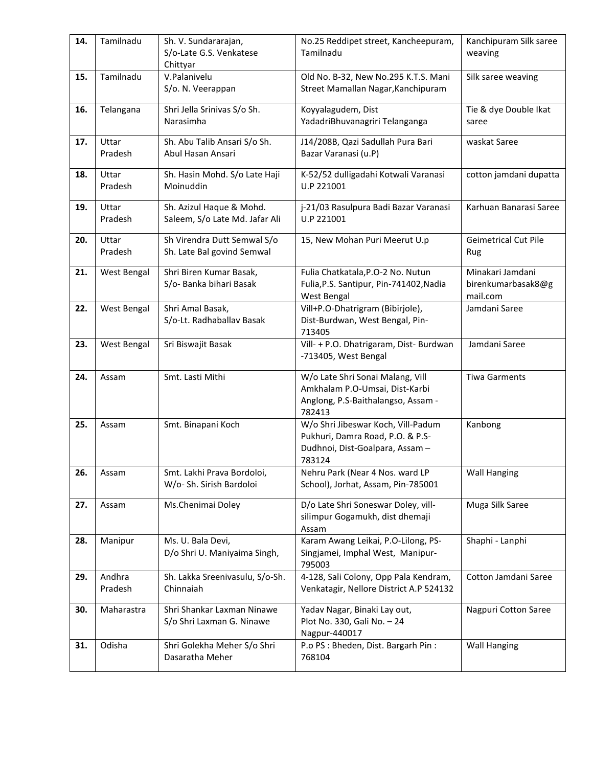| 14. | Tamilnadu | Sh. V. Sundararajan, S/o-Late G.S. Venkatese Chittyar | No.25 Reddipet street, Kancheepuram, Tamilnadu | Kanchipuram Silk saree weaving |
|---|---|---|---|---|
| 15. | Tamilnadu | V.Palanivelu S/o. N. Veerappan | Old No. B-32, New No.295 K.T.S. Mani Street Mamallan Nagar,Kanchipuram | Silk saree weaving |
| 16. | Telangana | Shri Jella Srinivas S/o Sh. Narasimha | Koyyalagudem, Dist YadadriBhuvanagriri Telanganga | Tie & dye Double Ikat saree |
| 17. | Uttar Pradesh | Sh. Abu Talib Ansari S/o Sh. Abul Hasan Ansari | J14/208B, Qazi Sadullah Pura Bari Bazar Varanasi (u.P) | waskat Saree |
| 18. | Uttar Pradesh | Sh. Hasin Mohd. S/o Late Haji Moinuddin | K-52/52 dulligadahi Kotwali Varanasi U.P 221001 | cotton jamdani dupatta |
| 19. | Uttar Pradesh | Sh. Azizul Haque & Mohd. Saleem, S/o Late Md. Jafar Ali | j-21/03 Rasulpura Badi Bazar Varanasi U.P 221001 | Karhuan Banarasi Saree |
| 20. | Uttar Pradesh | Sh Virendra Dutt Semwal S/o Sh. Late Bal govind Semwal | 15, New Mohan Puri Meerut U.p | Geimetrical Cut Pile Rug |
| 21. | West Bengal | Shri Biren Kumar Basak, S/o- Banka bihari Basak | Fulia Chatkatala,P.O-2 No. Nutun Fulia,P.S. Santipur, Pin-741402,Nadia West Bengal | Minakari Jamdani birenkumarbasak8@gmail.com |
| 22. | West Bengal | Shri Amal Basak, S/o-Lt. Radhaballav Basak | Vill+P.O-Dhatrigram (Bibirjole), Dist-Burdwan, West Bengal, Pin-713405 | Jamdani Saree |
| 23. | West Bengal | Sri Biswajit Basak | Vill- + P.O. Dhatrigaram, Dist- Burdwan -713405, West Bengal | Jamdani Saree |
| 24. | Assam | Smt. Lasti Mithi | W/o Late Shri Sonai Malang, Vill Amkhalam P.O-Umsai, Dist-Karbi Anglong, P.S-Baithalangso, Assam - 782413 | Tiwa Garments |
| 25. | Assam | Smt. Binapani Koch | W/o Shri Jibeswar Koch, Vill-Padum Pukhuri, Damra Road, P.O. & P.S-Dudhnoi, Dist-Goalpara, Assam – 783124 | Kanbong |
| 26. | Assam | Smt. Lakhi Prava Bordoloi, W/o- Sh. Sirish Bardoloi | Nehru Park (Near 4 Nos. ward LP School), Jorhat, Assam, Pin-785001 | Wall Hanging |
| 27. | Assam | Ms.Chenimai Doley | D/o Late Shri Soneswar Doley, vill-silimpur Gogamukh, dist dhemaji Assam | Muga Silk Saree |
| 28. | Manipur | Ms. U. Bala Devi, D/o Shri U. Maniyaima Singh, | Karam Awang Leikai, P.O-Lilong, PS-Singjamei, Imphal West, Manipur-795003 | Shaphi - Lanphi |
| 29. | Andhra Pradesh | Sh. Lakka Sreenivasulu, S/o-Sh. Chinnaiah | 4-128, Sali Colony, Opp Pala Kendram, Venkatagir, Nellore District A.P 524132 | Cotton Jamdani Saree |
| 30. | Maharastra | Shri Shankar Laxman Ninawe S/o Shri Laxman G. Ninawe | Yadav Nagar, Binaki Lay out, Plot No. 330, Gali No. – 24 Nagpur-440017 | Nagpuri Cotton Saree |
| 31. | Odisha | Shri Golekha Meher S/o Shri Dasaratha Meher | P.o PS : Bheden, Dist. Bargarh Pin : 768104 | Wall Hanging |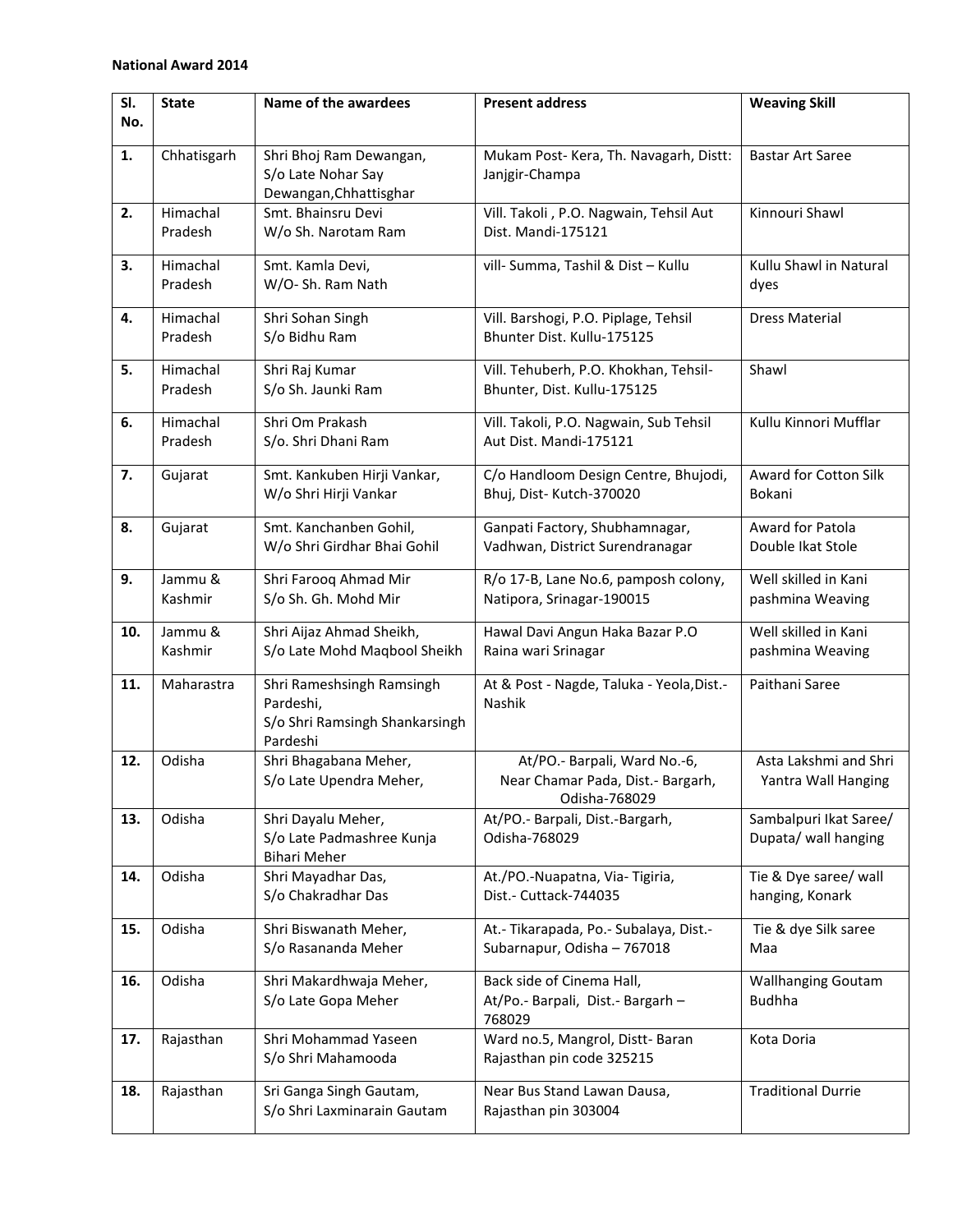**National Award 2014**

| Sl. No. | State | Name of the awardees | Present address | Weaving Skill |
|---|---|---|---|---|
| 1. | Chhatisgarh | Shri Bhoj Ram Dewangan, S/o Late Nohar Say Dewangan,Chhattisghar | Mukam Post- Kera, Th. Navagarh, Distt: Janjgir-Champa | Bastar Art Saree |
| 2. | Himachal Pradesh | Smt. Bhainsru Devi W/o Sh. Narotam Ram | Vill. Takoli , P.O. Nagwain, Tehsil Aut Dist. Mandi-175121 | Kinnouri Shawl |
| 3. | Himachal Pradesh | Smt. Kamla Devi, W/O- Sh. Ram Nath | vill- Summa, Tashil & Dist – Kullu | Kullu Shawl in Natural dyes |
| 4. | Himachal Pradesh | Shri Sohan Singh S/o Bidhu Ram | Vill. Barshogi, P.O. Piplage, Tehsil Bhunter Dist. Kullu-175125 | Dress Material |
| 5. | Himachal Pradesh | Shri Raj Kumar S/o Sh. Jaunki Ram | Vill. Tehuberh, P.O. Khokhan, Tehsil-Bhunter, Dist. Kullu-175125 | Shawl |
| 6. | Himachal Pradesh | Shri Om Prakash S/o. Shri Dhani Ram | Vill. Takoli, P.O. Nagwain, Sub Tehsil Aut Dist. Mandi-175121 | Kullu Kinnori Mufflar |
| 7. | Gujarat | Smt. Kankuben Hirji Vankar, W/o Shri Hirji Vankar | C/o Handloom Design Centre, Bhujodi, Bhuj, Dist- Kutch-370020 | Award for Cotton Silk Bokani |
| 8. | Gujarat | Smt. Kanchanben Gohil, W/o Shri Girdhar Bhai Gohil | Ganpati Factory, Shubhamnagar, Vadhwan, District Surendranagar | Award for Patola Double Ikat Stole |
| 9. | Jammu & Kashmir | Shri Farooq Ahmad Mir S/o Sh. Gh. Mohd Mir | R/o 17-B, Lane No.6, pamposh colony, Natipora, Srinagar-190015 | Well skilled in Kani pashmina Weaving |
| 10. | Jammu & Kashmir | Shri Aijaz Ahmad Sheikh, S/o Late Mohd Maqbool Sheikh | Hawal Davi Angun Haka Bazar P.O Raina wari Srinagar | Well skilled in Kani pashmina Weaving |
| 11. | Maharastra | Shri Rameshsingh Ramsingh Pardeshi, S/o Shri Ramsingh Shankarsingh Pardeshi | At & Post - Nagde, Taluka - Yeola,Dist.- Nashik | Paithani Saree |
| 12. | Odisha | Shri Bhagabana Meher, S/o Late Upendra Meher, | At/PO.- Barpali, Ward No.-6, Near Chamar Pada, Dist.- Bargarh, Odisha-768029 | Asta Lakshmi and Shri Yantra Wall Hanging |
| 13. | Odisha | Shri Dayalu Meher, S/o Late Padmashree Kunja Bihari Meher | At/PO.- Barpali, Dist.-Bargarh, Odisha-768029 | Sambalpuri Ikat Saree/ Dupata/ wall hanging |
| 14. | Odisha | Shri Mayadhar Das, S/o Chakradhar Das | At./PO.-Nuapatna, Via- Tigiria, Dist.- Cuttack-744035 | Tie & Dye saree/ wall hanging, Konark |
| 15. | Odisha | Shri Biswanath Meher, S/o Rasananda Meher | At.- Tikarapada, Po.- Subalaya, Dist.- Subarnapur, Odisha – 767018 | Tie & dye Silk saree Maa |
| 16. | Odisha | Shri Makardhwaja Meher, S/o Late Gopa Meher | Back side of Cinema Hall, At/Po.- Barpali, Dist.- Bargarh – 768029 | Wallhanging Goutam Budhha |
| 17. | Rajasthan | Shri Mohammad Yaseen S/o Shri Mahamooda | Ward no.5, Mangrol, Distt- Baran Rajasthan pin code 325215 | Kota Doria |
| 18. | Rajasthan | Sri Ganga Singh Gautam, S/o Shri Laxminarain Gautam | Near Bus Stand Lawan Dausa, Rajasthan pin 303004 | Traditional Durrie |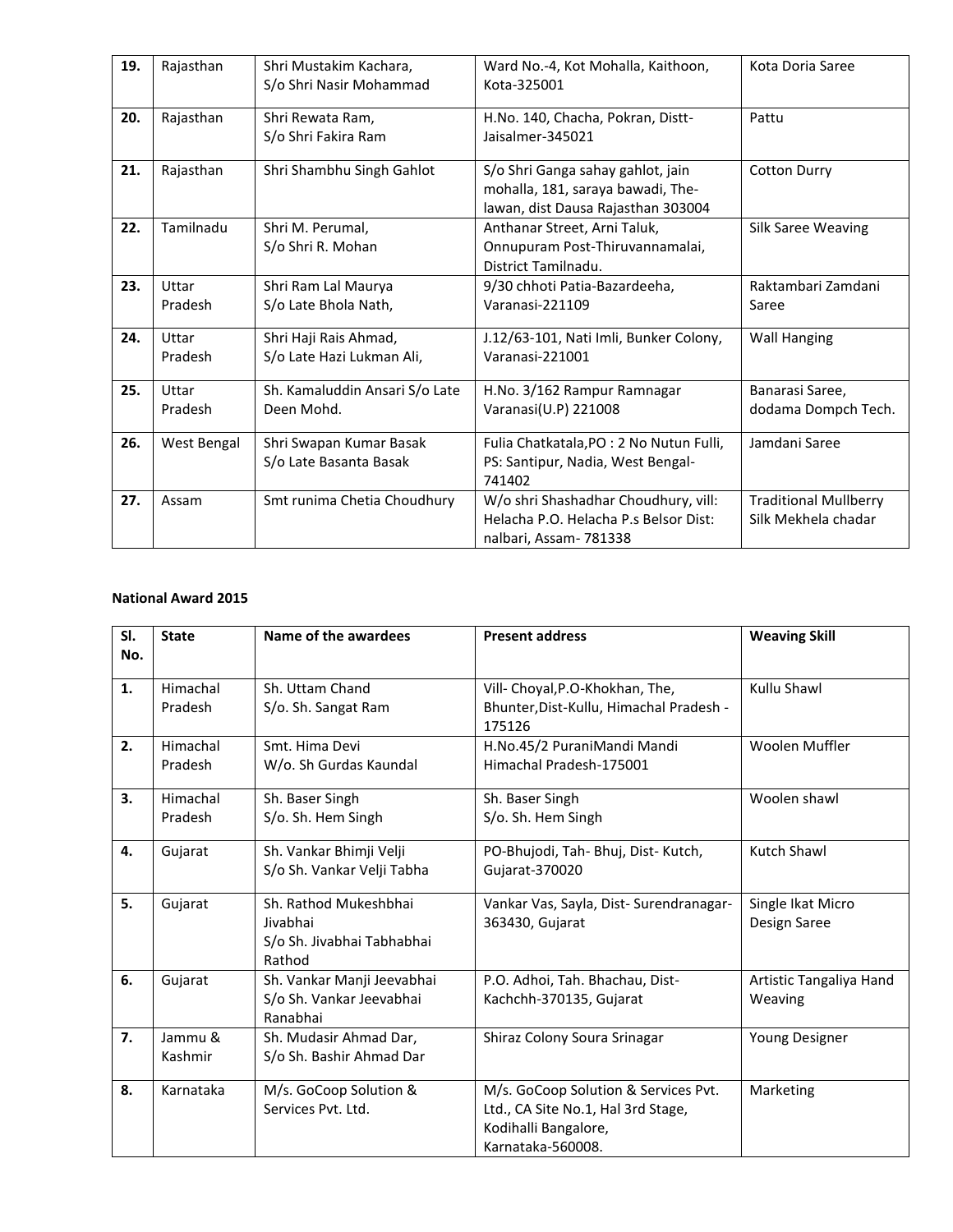| | | | | |
|---|---|---|---|---|
| **19.** | Rajasthan | Shri Mustakim Kachara, S/o Shri Nasir Mohammad | Ward No.-4, Kot Mohalla, Kaithoon, Kota-325001 | Kota Doria Saree |
| **20.** | Rajasthan | Shri Rewata Ram, S/o Shri Fakira Ram | H.No. 140, Chacha, Pokran, Distt-Jaisalmer-345021 | Pattu |
| **21.** | Rajasthan | Shri Shambhu Singh Gahlot | S/o Shri Ganga sahay gahlot, jain mohalla, 181, saraya bawadi, The-lawan, dist Dausa Rajasthan 303004 | Cotton Durry |
| **22.** | Tamilnadu | Shri M. Perumal, S/o Shri R. Mohan | Anthanar Street, Arni Taluk, Onnupuram Post-Thiruvannamalai, District Tamilnadu. | Silk Saree Weaving |
| **23.** | Uttar Pradesh | Shri Ram Lal Maurya S/o Late Bhola Nath, | 9/30 chhoti Patia-Bazardeeha, Varanasi-221109 | Raktambari Zamdani Saree |
| **24.** | Uttar Pradesh | Shri Haji Rais Ahmad, S/o Late Hazi Lukman Ali, | J.12/63-101, Nati Imli, Bunker Colony, Varanasi-221001 | Wall Hanging |
| **25.** | Uttar Pradesh | Sh. Kamaluddin Ansari S/o Late Deen Mohd. | H.No. 3/162 Rampur Ramnagar Varanasi(U.P) 221008 | Banarasi Saree, dodama Dompch Tech. |
| **26.** | West Bengal | Shri Swapan Kumar Basak S/o Late Basanta Basak | Fulia Chatkatala,PO : 2 No Nutun Fulli, PS: Santipur, Nadia, West Bengal-741402 | Jamdani Saree |
| **27.** | Assam | Smt runima Chetia Choudhury | W/o shri Shashadhar Choudhury, vill: Helacha P.O. Helacha P.s Belsor Dist: nalbari, Assam- 781338 | Traditional Mullberry Silk Mekhela chadar |

**National Award 2015**

| Sl. No. | State | Name of the awardees | Present address | Weaving Skill |
|---|---|---|---|---|
| **1.** | Himachal Pradesh | Sh. Uttam Chand S/o. Sh. Sangat Ram | Vill- Choyal,P.O-Khokhan, The, Bhunter,Dist-Kullu, Himachal Pradesh - 175126 | Kullu Shawl |
| **2.** | Himachal Pradesh | Smt. Hima Devi W/o. Sh Gurdas Kaundal | H.No.45/2 PuraniMandi Mandi Himachal Pradesh-175001 | Woolen Muffler |
| **3.** | Himachal Pradesh | Sh. Baser Singh S/o. Sh. Hem Singh | Sh. Baser Singh S/o. Sh. Hem Singh | Woolen shawl |
| **4.** | Gujarat | Sh. Vankar Bhimji Velji S/o Sh. Vankar Velji Tabha | PO-Bhujodi, Tah- Bhuj, Dist- Kutch, Gujarat-370020 | Kutch Shawl |
| **5.** | Gujarat | Sh. Rathod Mukeshbhai Jivabhai S/o Sh. Jivabhai Tabhabhai Rathod | Vankar Vas, Sayla, Dist- Surendranagar-363430, Gujarat | Single Ikat Micro Design Saree |
| **6.** | Gujarat | Sh. Vankar Manji Jeevabhai S/o Sh. Vankar Jeevabhai Ranabhai | P.O. Adhoi, Tah. Bhachau, Dist-Kachchh-370135, Gujarat | Artistic Tangaliya Hand Weaving |
| **7.** | Jammu & Kashmir | Sh. Mudasir Ahmad Dar, S/o Sh. Bashir Ahmad Dar | Shiraz Colony Soura Srinagar | Young Designer |
| **8.** | Karnataka | M/s. GoCoop Solution & Services Pvt. Ltd. | M/s. GoCoop Solution & Services Pvt. Ltd., CA Site No.1, Hal 3rd Stage, Kodihalli Bangalore, Karnataka-560008. | Marketing |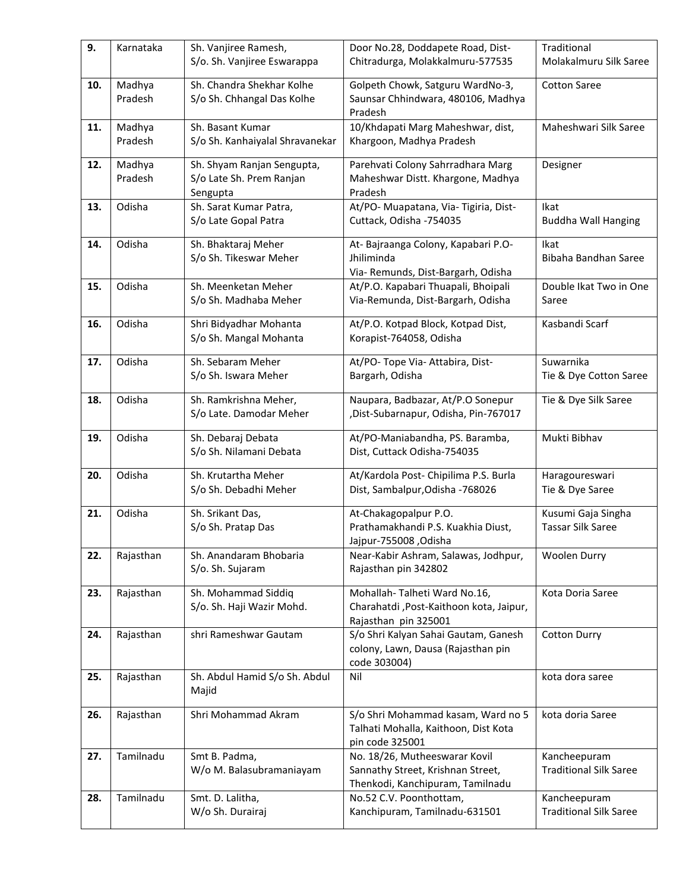| 9. | Karnataka | Sh. Vanjiree Ramesh, S/o. Sh. Vanjiree Eswarappa | Door No.28, Doddapete Road, Dist-Chitradurga, Molakkalmuru-577535 | Traditional Molakalmuru Silk Saree |
|---|---|---|---|---|
| 10. | Madhya Pradesh | Sh. Chandra Shekhar Kolhe S/o Sh. Chhangal Das Kolhe | Golpeth Chowk, Satguru WardNo-3, Saunsar Chhindwara, 480106, Madhya Pradesh | Cotton Saree |
| 11. | Madhya Pradesh | Sh. Basant Kumar S/o Sh. Kanhaiyalal Shravanekar | 10/Khdapati Marg Maheshwar, dist, Khargoon, Madhya Pradesh | Maheshwari Silk Saree |
| 12. | Madhya Pradesh | Sh. Shyam Ranjan Sengupta, S/o Late Sh. Prem Ranjan Sengupta | Parehvati Colony Sahrradhara Marg Maheshwar Distt. Khargone, Madhya Pradesh | Designer |
| 13. | Odisha | Sh. Sarat Kumar Patra, S/o Late Gopal Patra | At/PO- Muapatana, Via- Tigiria, Dist-Cuttack, Odisha -754035 | Ikat Buddha Wall Hanging |
| 14. | Odisha | Sh. Bhaktaraj Meher S/o Sh. Tikeswar Meher | At- Bajraanga Colony, Kapabari P.O-Jhiliminda Via- Remunds, Dist-Bargarh, Odisha | Ikat Bibaha Bandhan Saree |
| 15. | Odisha | Sh. Meenketan Meher S/o Shi. Madhaba Meher | At/P.O. Kapabari Thuapali, Bhoipali Via-Remunda, Dist-Bargarh, Odisha | Double Ikat Two in One Saree |
| 16. | Odisha | Shri Bidyadhar Mohanta S/o Sh. Mangal Mohanta | At/P.O. Kotpad Block, Kotpad Dist, Korapist-764058, Odisha | Kasbandi Scarf |
| 17. | Odisha | Sh. Sebaram Meher S/o Sh. Iswara Meher | At/PO- Tope Via- Attabira, Dist-Bargarh, Odisha | Suwarnika Tie & Dye Cotton Saree |
| 18. | Odisha | Sh. Ramkrishna Meher, S/o Late. Damodar Meher | Naupara, Badbazar, At/P.O Sonepur ,Dist-Subarnapur, Odisha, Pin-767017 | Tie & Dye Silk Saree |
| 19. | Odisha | Sh. Debaraj Debata S/o Sh. Nilamani Debata | At/PO-Maniabandha, PS. Baramba, Dist, Cuttack Odisha-754035 | Mukti Bibhav |
| 20. | Odisha | Sh. Krutartha Meher S/o Sh. Debadhi Meher | At/Kardola Post- Chipilima P.S. Burla Dist, Sambalpur,Odisha -768026 | Haragoureswari Tie & Dye Saree |
| 21. | Odisha | Sh. Srikant Das, S/o Sh. Pratap Das | At-Chakagopalpur P.O. Prathamakhandi P.S. Kuakhia Diust, Jajpur-755008 ,Odisha | Kusumi Gaja Singha Tassar Silk Saree |
| 22. | Rajasthan | Sh. Anandaram Bhobaria S/o. Sh. Sujaram | Near-Kabir Ashram, Salawas, Jodhpur, Rajasthan pin 342802 | Woolen Durry |
| 23. | Rajasthan | Sh. Mohammad Siddiq S/o. Sh. Haji Wazir Mohd. | Mohallah- Talheti Ward No.16, Charahatdi ,Post-Kaithoon kota, Jaipur, Rajasthan pin 325001 | Kota Doria Saree |
| 24. | Rajasthan | shri Rameshwar Gautam | S/o Shri Kalyan Sahai Gautam, Ganesh colony, Lawn, Dausa (Rajasthan pin code 303004) | Cotton Durry |
| 25. | Rajasthan | Sh. Abdul Hamid S/o Sh. Abdul Majid | Nil | kota dora saree |
| 26. | Rajasthan | Shri Mohammad Akram | S/o Shri Mohammad kasam, Ward no 5 Talhati Mohalla, Kaithoon, Dist Kota pin code 325001 | kota doria Saree |
| 27. | Tamilnadu | Smt B. Padma, W/o M. Balasubramaniayam | No. 18/26, Mutheeswarar Kovil Sannathy Street, Krishnan Street, Thenkodi, Kanchipuram, Tamilnadu | Kancheepuram Traditional Silk Saree |
| 28. | Tamilnadu | Smt. D. Lalitha, W/o Sh. Durairaj | No.52 C.V. Poonthottam, Kanchipuram, Tamilnadu-631501 | Kancheepuram Traditional Silk Saree |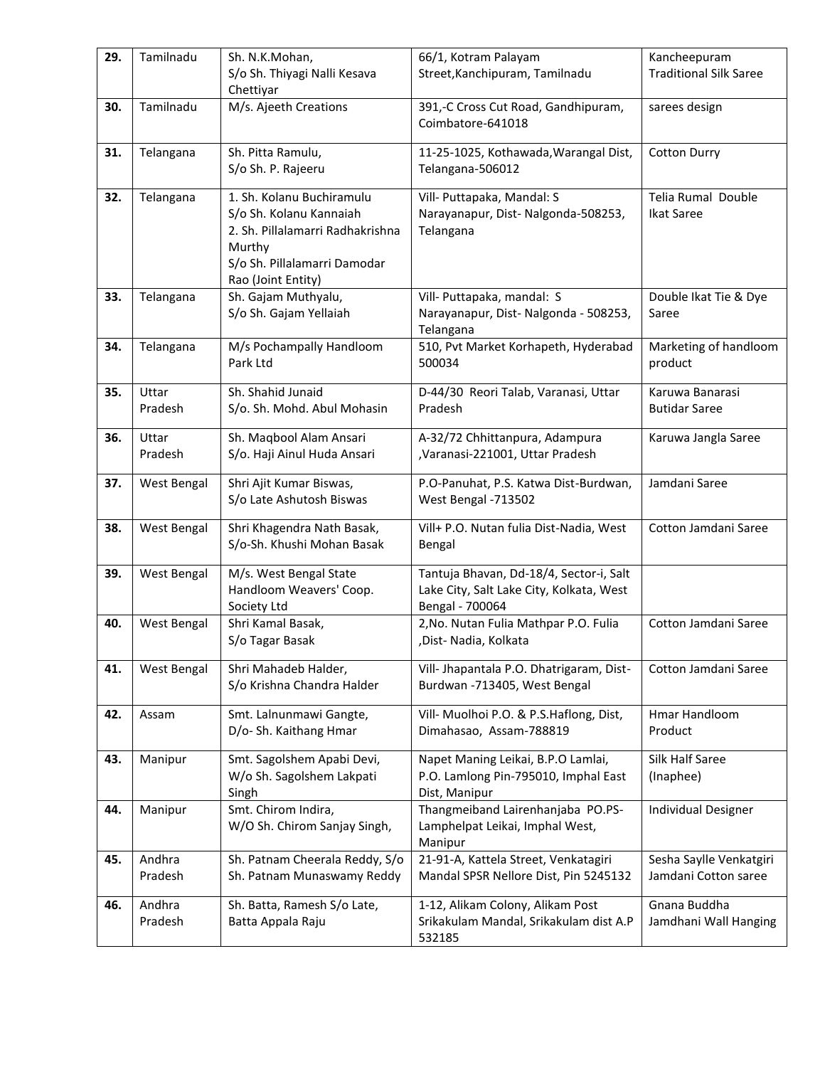| **29.** | Tamilnadu | Sh. N.K.Mohan, S/o Sh. Thiyagi Nalli Kesava Chettiyar | 66/1, Kotram Palayam Street,Kanchipuram, Tamilnadu | Kancheepuram Traditional Silk Saree |
|---|---|---|---|---|
| **30.** | Tamilnadu | M/s. Ajeeth Creations | 391,-C Cross Cut Road, Gandhipuram, Coimbatore-641018 | sarees design |
| **31.** | Telangana | Sh. Pitta Ramulu, S/o Sh. P. Rajeeru | 11-25-1025, Kothawada,Warangal Dist, Telangana-506012 | Cotton Durry |
| **32.** | Telangana | 1. Sh. Kolanu Buchiramulu S/o Sh. Kolanu Kannaiah 2. Sh. Pillalamarri Radhakrishna Murthy S/o Sh. Pillalamarri Damodar Rao (Joint Entity) | Vill- Puttapaka, Mandal: S Narayanapur, Dist- Nalgonda-508253, Telangana | Telia Rumal Double Ikat Saree |
| **33.** | Telangana | Sh. Gajam Muthyalu, S/o Sh. Gajam Yellaiah | Vill- Puttapaka, mandal: S Narayanapur, Dist- Nalgonda - 508253, Telangana | Double Ikat Tie & Dye Saree |
| **34.** | Telangana | M/s Pochampally Handloom Park Ltd | 510, Pvt Market Korhapeth, Hyderabad 500034 | Marketing of handloom product |
| **35.** | Uttar Pradesh | Sh. Shahid Junaid S/o. Sh. Mohd. Abul Mohasin | D-44/30 Reori Talab, Varanasi, Uttar Pradesh | Karuwa Banarasi Butidar Saree |
| **36.** | Uttar Pradesh | Sh. Maqbool Alam Ansari S/o. Haji Ainul Huda Ansari | A-32/72 Chhittanpura, Adampura ,Varanasi-221001, Uttar Pradesh | Karuwa Jangla Saree |
| **37.** | West Bengal | Shri Ajit Kumar Biswas, S/o Late Ashutosh Biswas | P.O-Panuhat, P.S. Katwa Dist-Burdwan, West Bengal -713502 | Jamdani Saree |
| **38.** | West Bengal | Shri Khagendra Nath Basak, S/o-Sh. Khushi Mohan Basak | Vill+ P.O. Nutan fulia Dist-Nadia, West Bengal | Cotton Jamdani Saree |
| **39.** | West Bengal | M/s. West Bengal State Handloom Weavers' Coop. Society Ltd | Tantuja Bhavan, Dd-18/4, Sector-i, Salt Lake City, Salt Lake City, Kolkata, West Bengal - 700064 | |
| **40.** | West Bengal | Shri Kamal Basak, S/o Tagar Basak | 2,No. Nutan Fulia Mathpar P.O. Fulia ,Dist- Nadia, Kolkata | Cotton Jamdani Saree |
| **41.** | West Bengal | Shri Mahadeb Halder, S/o Krishna Chandra Halder | Vill- Jhapantala P.O. Dhatrigaram, Dist- Burdwan -713405, West Bengal | Cotton Jamdani Saree |
| **42.** | Assam | Smt. Lalnunmawi Gangte, D/o- Sh. Kaithang Hmar | Vill- Muolhoi P.O. & P.S.Haflong, Dist, Dimahasao, Assam-788819 | Hmar Handloom Product |
| **43.** | Manipur | Smt. Sagolshem Apabi Devi, W/o Sh. Sagolshem Lakpati Singh | Napet Maning Leikai, B.P.O Lamlai, P.O. Lamlong Pin-795010, Imphal East Dist, Manipur | Silk Half Saree (Inaphee) |
| **44.** | Manipur | Smt. Chirom Indira, W/O Sh. Chirom Sanjay Singh, | Thangmeiband Lairenhanjaba PO.PS- Lamphelpat Leikai, Imphal West, Manipur | Individual Designer |
| **45.** | Andhra Pradesh | Sh. Patnam Cheerala Reddy, S/o Sh. Patnam Munaswamy Reddy | 21-91-A, Kattela Street, Venkatagiri Mandal SPSR Nellore Dist, Pin 5245132 | Sesha Saylle Venkatgiri Jamdani Cotton saree |
| **46.** | Andhra Pradesh | Sh. Batta, Ramesh S/o Late, Batta Appala Raju | 1-12, Alikam Colony, Alikam Post Srikakulam Mandal, Srikakulam dist A.P 532185 | Gnana Buddha Jamdhani Wall Hanging |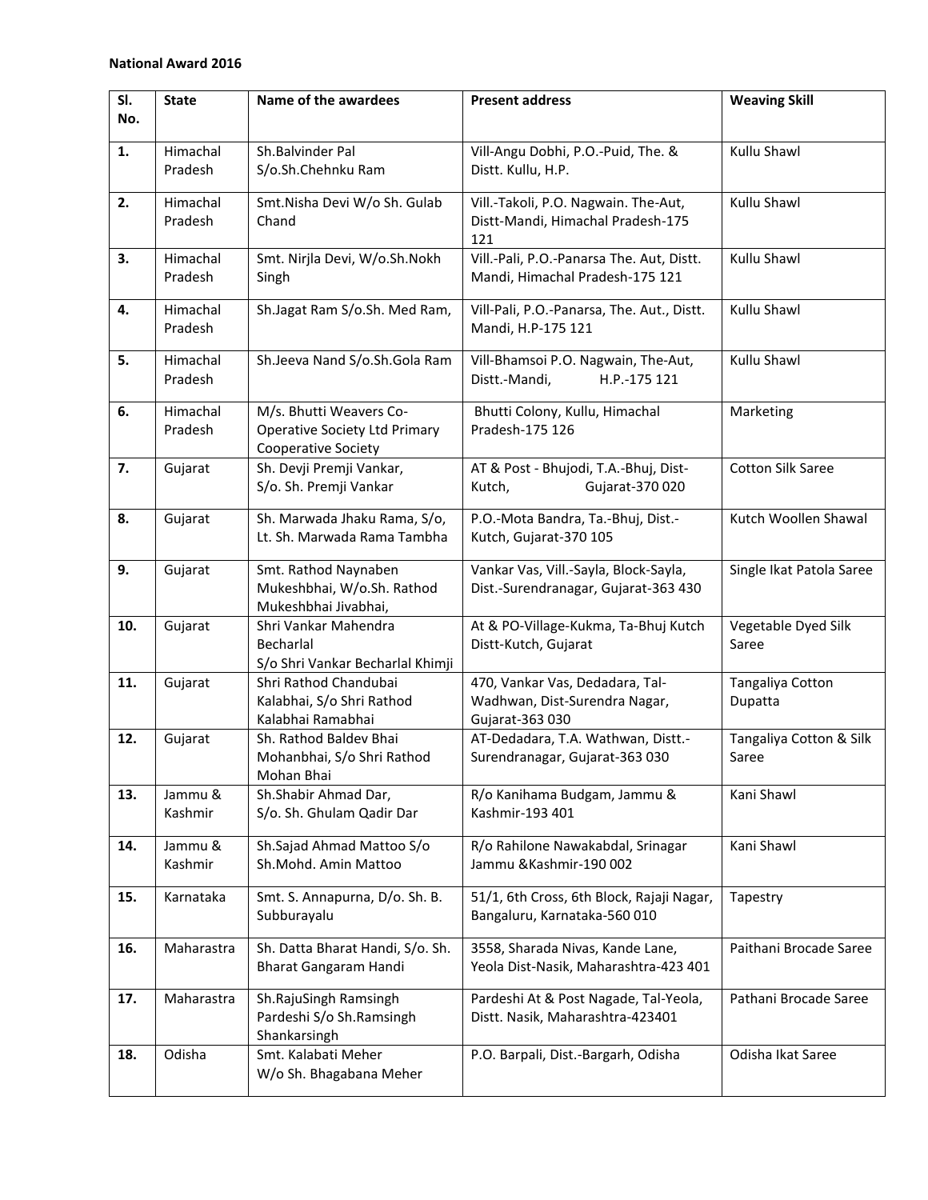**National Award 2016**

| Sl. No. | State | Name of the awardees | Present address | Weaving Skill |
|---|---|---|---|---|
| **1.** | Himachal Pradesh | Sh.Balvinder Pal S/o.Sh.Chehnku Ram | Vill-Angu Dobhi, P.O.-Puid, The. & Distt. Kullu, H.P. | Kullu Shawl |
| **2.** | Himachal Pradesh | Smt.Nisha Devi W/o Sh. Gulab Chand | Vill.-Takoli, P.O. Nagwain. The-Aut, Distt-Mandi, Himachal Pradesh-175 121 | Kullu Shawl |
| **3.** | Himachal Pradesh | Smt. Nirjla Devi, W/o.Sh.Nokh Singh | Vill.-Pali, P.O.-Panarsa The. Aut, Distt. Mandi, Himachal Pradesh-175 121 | Kullu Shawl |
| **4.** | Himachal Pradesh | Sh.Jagat Ram S/o.Sh. Med Ram, | Vill-Pali, P.O.-Panarsa, The. Aut., Distt. Mandi, H.P-175 121 | Kullu Shawl |
| **5.** | Himachal Pradesh | Sh.Jeeva Nand S/o.Sh.Gola Ram | Vill-Bhamsoi P.O. Nagwain, The-Aut, Distt.-Mandi, H.P.-175 121 | Kullu Shawl |
| **6.** | Himachal Pradesh | M/s. Bhutti Weavers Co-Operative Society Ltd Primary Cooperative Society | Bhutti Colony, Kullu, Himachal Pradesh-175 126 | Marketing |
| **7.** | Gujarat | Sh. Devji Premji Vankar, S/o. Sh. Premji Vankar | AT & Post - Bhujodi, T.A.-Bhuj, Dist-Kutch, Gujarat-370 020 | Cotton Silk Saree |
| **8.** | Gujarat | Sh. Marwada Jhaku Rama, S/o, Lt. Sh. Marwada Rama Tambha | P.O.-Mota Bandra, Ta.-Bhuj, Dist.-Kutch, Gujarat-370 105 | Kutch Woollen Shawal |
| **9.** | Gujarat | Smt. Rathod Naynaben Mukeshbhai, W/o.Sh. Rathod Mukeshbhai Jivabhai, | Vankar Vas, Vill.-Sayla, Block-Sayla, Dist.-Surendranagar, Gujarat-363 430 | Single Ikat Patola Saree |
| **10.** | Gujarat | Shri Vankar Mahendra Becharlal S/o Shri Vankar Becharlal Khimji | At & PO-Village-Kukma, Ta-Bhuj Kutch Distt-Kutch, Gujarat | Vegetable Dyed Silk Saree |
| **11.** | Gujarat | Shri Rathod Chandubai Kalabhai, S/o Shri Rathod Kalabhai Ramabhai | 470, Vankar Vas, Dedadara, Tal-Wadhwan, Dist-Surendra Nagar, Gujarat-363 030 | Tangaliya Cotton Dupatta |
| **12.** | Gujarat | Sh. Rathod Baldev Bhai Mohanbhai, S/o Shri Rathod Mohan Bhai | AT-Dedadara, T.A. Wathwan, Distt.-Surendranagar, Gujarat-363 030 | Tangaliya Cotton & Silk Saree |
| **13.** | Jammu & Kashmir | Sh.Shabir Ahmad Dar, S/o. Sh. Ghulam Qadir Dar | R/o Kanihama Budgam, Jammu & Kashmir-193 401 | Kani Shawl |
| **14.** | Jammu & Kashmir | Sh.Sajad Ahmad Mattoo S/o Sh.Mohd. Amin Mattoo | R/o Rahilone Nawakabdal, Srinagar Jammu &Kashmir-190 002 | Kani Shawl |
| **15.** | Karnataka | Smt. S. Annapurna, D/o. Sh. B. Subburayalu | 51/1, 6th Cross, 6th Block, Rajaji Nagar, Bangaluru, Karnataka-560 010 | Tapestry |
| **16.** | Maharastra | Sh. Datta Bharat Handi, S/o. Sh. Bharat Gangaram Handi | 3558, Sharada Nivas, Kande Lane, Yeola Dist-Nasik, Maharashtra-423 401 | Paithani Brocade Saree |
| **17.** | Maharastra | Sh.RajuSingh Ramsingh Pardeshi S/o Sh.Ramsingh Shankarsingh | Pardeshi At & Post Nagade, Tal-Yeola, Distt. Nasik, Maharashtra-423401 | Pathani Brocade Saree |
| **18.** | Odisha | Smt. Kalabati Meher W/o Sh. Bhagabana Meher | P.O. Barpali, Dist.-Bargarh, Odisha | Odisha Ikat Saree |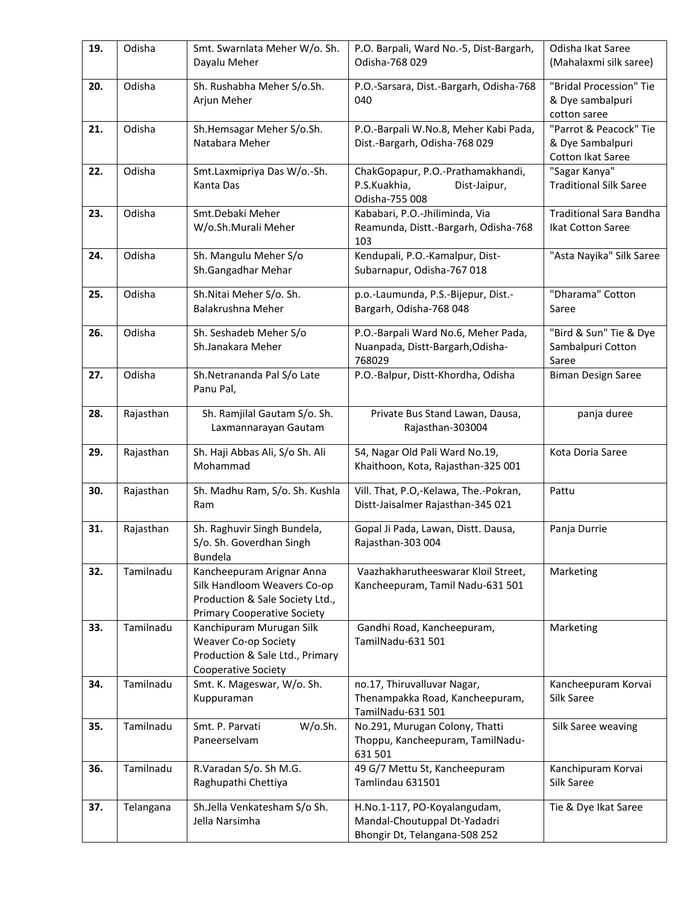| **19.** | Odisha | Smt. Swarnlata Meher W/o. Sh. Dayalu Meher | P.O. Barpali, Ward No.-5, Dist-Bargarh, Odisha-768 029 | Odisha Ikat Saree (Mahalaxmi silk saree) |
|---|---|---|---|---|
| **20.** | Odisha | Sh. Rushabha Meher S/o.Sh. Arjun Meher | P.O.-Sarsara, Dist.-Bargarh, Odisha-768 040 | "Bridal Procession" Tie & Dye sambalpuri cotton saree |
| **21.** | Odisha | Sh.Hemsagar Meher S/o.Sh. Natabara Meher | P.O.-Barpali W.No.8, Meher Kabi Pada, Dist.-Bargarh, Odisha-768 029 | "Parrot & Peacock" Tie & Dye Sambalpuri Cotton Ikat Saree |
| **22.** | Odisha | Smt.Laxmipriya Das W/o.-Sh. Kanta Das | ChakGopapur, P.O.-Prathamakhandi, P.S.Kuakhia, Dist-Jaipur, Odisha-755 008 | "Sagar Kanya" Traditional Silk Saree |
| **23.** | Odisha | Smt.Debaki Meher W/o.Sh.Murali Meher | Kababari, P.O.-Jhiliminda, Via Reamunda, Distt.-Bargarh, Odisha-768 103 | Traditional Sara Bandha Ikat Cotton Saree |
| **24.** | Odisha | Sh. Mangulu Meher S/o Sh.Gangadhar Mehar | Kendupali, P.O.-Kamalpur, Dist-Subarnapur, Odisha-767 018 | "Asta Nayika" Silk Saree |
| **25.** | Odisha | Sh.Nitai Meher S/o. Sh. Balakrushna Meher | p.o.-Laumunda, P.S.-Bijepur, Dist.-Bargarh, Odisha-768 048 | "Dharama" Cotton Saree |
| **26.** | Odisha | Sh. Seshadeb Meher S/o Sh.Janakara Meher | P.O.-Barpali Ward No.6, Meher Pada, Nuanpada, Distt-Bargarh,Odisha-768029 | "Bird & Sun" Tie & Dye Sambalpuri Cotton Saree |
| **27.** | Odisha | Sh.Netrananda Pal S/o Late Panu Pal, | P.O.-Balpur, Distt-Khordha, Odisha | Biman Design Saree |
| **28.** | Rajasthan | Sh. Ramjilal Gautam S/o. Sh. Laxmannarayan Gautam | Private Bus Stand Lawan, Dausa, Rajasthan-303004 | panja duree |
| **29.** | Rajasthan | Sh. Haji Abbas Ali, S/o Sh. Ali Mohammad | 54, Nagar Old Pali Ward No.19, Khaithoon, Kota, Rajasthan-325 001 | Kota Doria Saree |
| **30.** | Rajasthan | Sh. Madhu Ram, S/o. Sh. Kushla Ram | Vill. That, P.O,-Kelawa, The.-Pokran, Distt-Jaisalmer Rajasthan-345 021 | Pattu |
| **31.** | Rajasthan | Sh. Raghuvir Singh Bundela, S/o. Sh. Goverdhan Singh Bundela | Gopal Ji Pada, Lawan, Distt. Dausa, Rajasthan-303 004 | Panja Durrie |
| **32.** | Tamilnadu | Kancheepuram Arignar Anna Silk Handloom Weavers Co-op Production & Sale Society Ltd., Primary Cooperative Society | Vaazhakharutheeswarar Kloil Street, Kancheepuram, Tamil Nadu-631 501 | Marketing |
| **33.** | Tamilnadu | Kanchipuram Murugan Silk Weaver Co-op Society Production & Sale Ltd., Primary Cooperative Society | Gandhi Road, Kancheepuram, TamilNadu-631 501 | Marketing |
| **34.** | Tamilnadu | Smt. K. Mageswar, W/o. Sh. Kuppuraman | no.17, Thiruvalluvar Nagar, Thenampakka Road, Kancheepuram, TamilNadu-631 501 | Kancheepuram Korvai Silk Saree |
| **35.** | Tamilnadu | Smt. P. Parvati W/o.Sh. Paneerselvam | No.291, Murugan Colony, Thatti Thoppu, Kancheepuram, TamilNadu-631 501 | Silk Saree weaving |
| **36.** | Tamilnadu | R.Varadan S/o. Sh M.G. Raghupathi Chettiya | 49 G/7 Mettu St, Kancheepuram Tamlindau 631501 | Kanchipuram Korvai Silk Saree |
| **37.** | Telangana | Sh.Jella Venkatesham S/o Sh. Jella Narsimha | H.No.1-117, PO-Koyalangudam, Mandal-Choutuppal Dt-Yadadri Bhongir Dt, Telangana-508 252 | Tie & Dye Ikat Saree |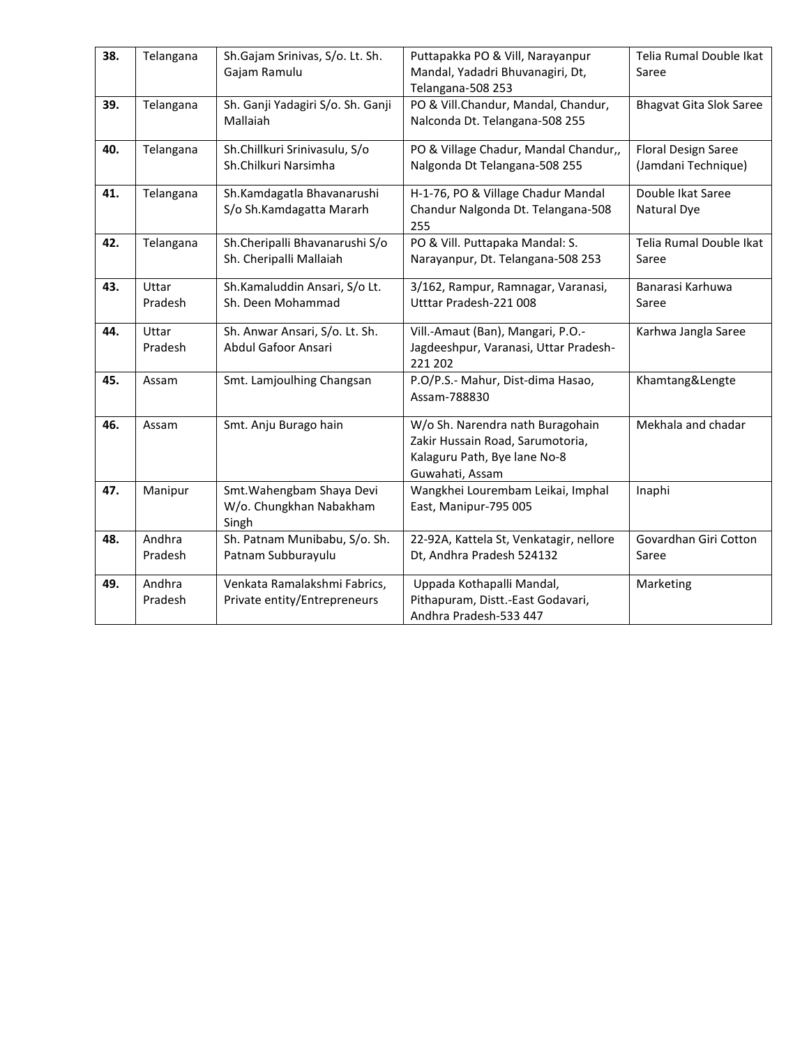| **38.** | Telangana | Sh.Gajam Srinivas, S/o. Lt. Sh. Gajam Ramulu | Puttapakka PO & Vill, Narayanpur Mandal, Yadadri Bhuvanagiri, Dt, Telangana-508 253 | Telia Rumal Double Ikat Saree |
|---|---|---|---|---|
| **39.** | Telangana | Sh. Ganji Yadagiri S/o. Sh. Ganji Mallaiah | PO & Vill.Chandur, Mandal, Chandur, Nalconda Dt. Telangana-508 255 | Bhagvat Gita Slok Saree |
| **40.** | Telangana | Sh.Chillkuri Srinivasulu, S/o Sh.Chilkuri Narsimha | PO & Village Chadur, Mandal Chandur,, Nalgonda Dt Telangana-508 255 | Floral Design Saree (Jamdani Technique) |
| **41.** | Telangana | Sh.Kamdagatla Bhavanarushi S/o Sh.Kamdagatta Mararh | H-1-76, PO & Village Chadur Mandal Chandur Nalgonda Dt. Telangana-508 255 | Double Ikat Saree Natural Dye |
| **42.** | Telangana | Sh.Cheripalli Bhavanarushi S/o Sh. Cheripalli Mallaiah | PO & Vill. Puttapaka Mandal: S. Narayanpur, Dt. Telangana-508 253 | Telia Rumal Double Ikat Saree |
| **43.** | Uttar Pradesh | Sh.Kamaluddin Ansari, S/o Lt. Sh. Deen Mohammad | 3/162, Rampur, Ramnagar, Varanasi, Utttar Pradesh-221 008 | Banarasi Karhuwa Saree |
| **44.** | Uttar Pradesh | Sh. Anwar Ansari, S/o. Lt. Sh. Abdul Gafoor Ansari | Vill.-Amaut (Ban), Mangari, P.O.-Jagdeeshpur, Varanasi, Uttar Pradesh-221 202 | Karhwa Jangla Saree |
| **45.** | Assam | Smt. Lamjoulhing Changsan | P.O/P.S.- Mahur, Dist-dima Hasao, Assam-788830 | Khamtang&Lengte |
| **46.** | Assam | Smt. Anju Burago hain | W/o Sh. Narendra nath Buragohain Zakir Hussain Road, Sarumotoria, Kalaguru Path, Bye lane No-8 Guwahati, Assam | Mekhala and chadar |
| **47.** | Manipur | Smt.Wahengbam Shaya Devi W/o. Chungkhan Nabakham Singh | Wangkhei Lourembam Leikai, Imphal East, Manipur-795 005 | Inaphi |
| **48.** | Andhra Pradesh | Sh. Patnam Munibabu, S/o. Sh. Patnam Subburayulu | 22-92A, Kattela St, Venkatagir, nellore Dt, Andhra Pradesh 524132 | Govardhan Giri Cotton Saree |
| **49.** | Andhra Pradesh | Venkata Ramalakshmi Fabrics, Private entity/Entrepreneurs | Uppada Kothapalli Mandal, Pithapuram, Distt.-East Godavari, Andhra Pradesh-533 447 | Marketing |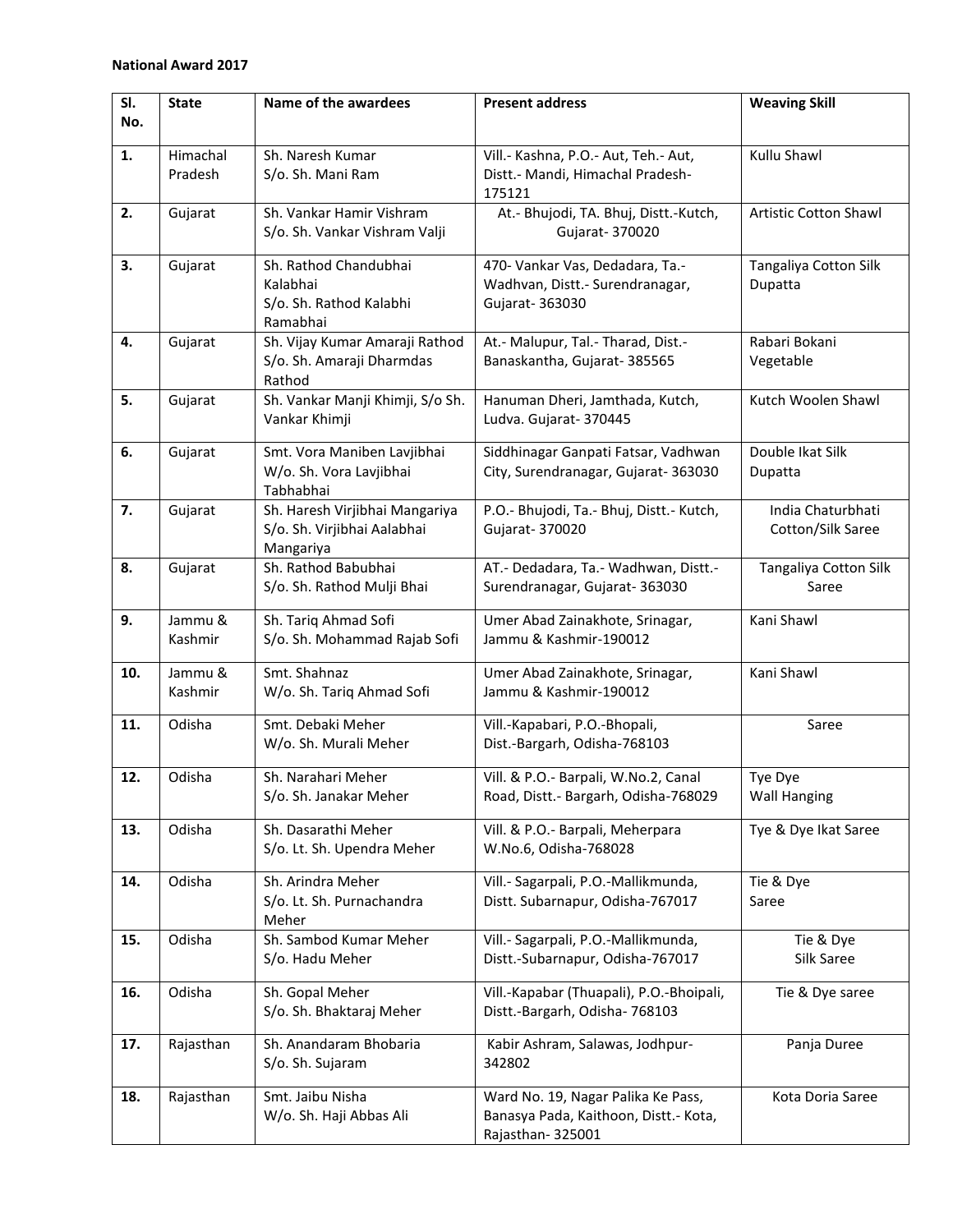**National Award 2017**

| Sl. No. | State | Name of the awardees | Present address | Weaving Skill |
|---|---|---|---|---|
| 1. | Himachal Pradesh | Sh. Naresh Kumar S/o. Sh. Mani Ram | Vill.- Kashna, P.O.- Aut, Teh.- Aut, Distt.- Mandi, Himachal Pradesh-175121 | Kullu Shawl |
| 2. | Gujarat | Sh. Vankar Hamir Vishram S/o. Sh. Vankar Vishram Valji | At.- Bhujodi, TA. Bhuj, Distt.-Kutch, Gujarat- 370020 | Artistic Cotton Shawl |
| 3. | Gujarat | Sh. Rathod Chandubhai Kalabhai S/o. Sh. Rathod Kalabhi Ramabhai | 470- Vankar Vas, Dedadara, Ta.- Wadhvan, Distt.- Surendranagar, Gujarat- 363030 | Tangaliya Cotton Silk Dupatta |
| 4. | Gujarat | Sh. Vijay Kumar Amaraji Rathod S/o. Sh. Amaraji Dharmdas Rathod | At.- Malupur, Tal.- Tharad, Dist.- Banaskantha, Gujarat- 385565 | Rabari Bokani Vegetable |
| 5. | Gujarat | Sh. Vankar Manji Khimji, S/o Sh. Vankar Khimji | Hanuman Dheri, Jamthada, Kutch, Ludva. Gujarat- 370445 | Kutch Woolen Shawl |
| 6. | Gujarat | Smt. Vora Maniben Lavjibhai W/o. Sh. Vora Lavjibhai Tabhabhai | Siddhinagar Ganpati Fatsar, Vadhwan City, Surendranagar, Gujarat- 363030 | Double Ikat Silk Dupatta |
| 7. | Gujarat | Sh. Haresh Virjibhai Mangariya S/o. Sh. Virjibhai Aalabhai Mangariya | P.O.- Bhujodi, Ta.- Bhuj, Distt.- Kutch, Gujarat- 370020 | India Chaturbhati Cotton/Silk Saree |
| 8. | Gujarat | Sh. Rathod Babubhai S/o. Sh. Rathod Mulji Bhai | AT.- Dedadara, Ta.- Wadhwan, Distt.- Surendranagar, Gujarat- 363030 | Tangaliya Cotton Silk Saree |
| 9. | Jammu & Kashmir | Sh. Tariq Ahmad Sofi S/o. Sh. Mohammad Rajab Sofi | Umer Abad Zainakhote, Srinagar, Jammu & Kashmir-190012 | Kani Shawl |
| 10. | Jammu & Kashmir | Smt. Shahnaz W/o. Sh. Tariq Ahmad Sofi | Umer Abad Zainakhote, Srinagar, Jammu & Kashmir-190012 | Kani Shawl |
| 11. | Odisha | Smt. Debaki Meher W/o. Sh. Murali Meher | Vill.-Kapabari, P.O.-Bhopali, Dist.-Bargarh, Odisha-768103 | Saree |
| 12. | Odisha | Sh. Narahari Meher S/o. Sh. Janakar Meher | Vill. & P.O.- Barpali, W.No.2, Canal Road, Distt.- Bargarh, Odisha-768029 | Tye Dye Wall Hanging |
| 13. | Odisha | Sh. Dasarathi Meher S/o. Lt. Sh. Upendra Meher | Vill. & P.O.- Barpali, Meherpara W.No.6, Odisha-768028 | Tye & Dye Ikat Saree |
| 14. | Odisha | Sh. Arindra Meher S/o. Lt. Sh. Purnachandra Meher | Vill.- Sagarpali, P.O.-Mallikmunda, Distt. Subarnapur, Odisha-767017 | Tie & Dye Saree |
| 15. | Odisha | Sh. Sambod Kumar Meher S/o. Hadu Meher | Vill.- Sagarpali, P.O.-Mallikmunda, Distt.-Subarnapur, Odisha-767017 | Tie & Dye Silk Saree |
| 16. | Odisha | Sh. Gopal Meher S/o. Sh. Bhaktaraj Meher | Vill.-Kapabar (Thuapali), P.O.-Bhoipali, Distt.-Bargarh, Odisha- 768103 | Tie & Dye saree |
| 17. | Rajasthan | Sh. Anandaram Bhobaria S/o. Sh. Sujaram | Kabir Ashram, Salawas, Jodhpur-342802 | Panja Duree |
| 18. | Rajasthan | Smt. Jaibu Nisha W/o. Sh. Haji Abbas Ali | Ward No. 19, Nagar Palika Ke Pass, Banasya Pada, Kaithoon, Distt.- Kota, Rajasthan- 325001 | Kota Doria Saree |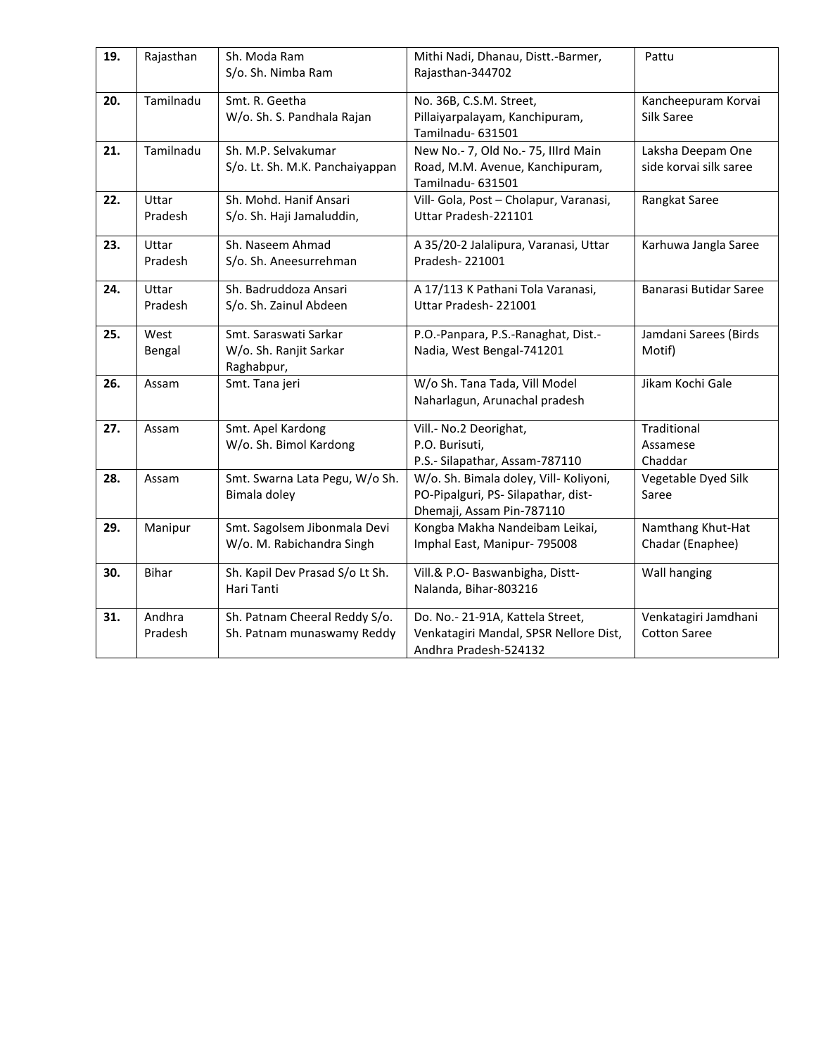| | | | | |
|---|---|---|---|---|
| **19.** | Rajasthan | Sh. Moda Ram<br>S/o. Sh. Nimba Ram | Mithi Nadi, Dhanau, Distt.-Barmer, Rajasthan-344702 | Pattu |
| **20.** | Tamilnadu | Smt. R. Geetha<br>W/o. Sh. S. Pandhala Rajan | No. 36B, C.S.M. Street, Pillaiyarpalayam, Kanchipuram, Tamilnadu- 631501 | Kancheepuram Korvai Silk Saree |
| **21.** | Tamilnadu | Sh. M.P. Selvakumar<br>S/o. Lt. Sh. M.K. Panchaiyappan | New No.- 7, Old No.- 75, IIIrd Main Road, M.M. Avenue, Kanchipuram, Tamilnadu- 631501 | Laksha Deepam One side korvai silk saree |
| **22.** | Uttar Pradesh | Sh. Mohd. Hanif Ansari<br>S/o. Sh. Haji Jamaluddin, | Vill- Gola, Post – Cholapur, Varanasi, Uttar Pradesh-221101 | Rangkat Saree |
| **23.** | Uttar Pradesh | Sh. Naseem Ahmad<br>S/o. Sh. Aneesurrehman | A 35/20-2 Jalalipura, Varanasi, Uttar Pradesh- 221001 | Karhuwa Jangla Saree |
| **24.** | Uttar Pradesh | Sh. Badruddoza Ansari<br>S/o. Sh. Zainul Abdeen | A 17/113 K Pathani Tola Varanasi, Uttar Pradesh- 221001 | Banarasi Butidar Saree |
| **25.** | West Bengal | Smt. Saraswati Sarkar<br>W/o. Sh. Ranjit Sarkar Raghabpur, | P.O.-Panpara, P.S.-Ranaghat, Dist.-Nadia, West Bengal-741201 | Jamdani Sarees (Birds Motif) |
| **26.** | Assam | Smt. Tana jeri | W/o Sh. Tana Tada, Vill Model Naharlagun, Arunachal pradesh | Jikam Kochi Gale |
| **27.** | Assam | Smt. Apel Kardong<br>W/o. Sh. Bimol Kardong | Vill.- No.2 Deorighat,<br>P.O. Burisuti,<br>P.S.- Silapathar, Assam-787110 | Traditional Assamese Chaddar |
| **28.** | Assam | Smt. Swarna Lata Pegu, W/o Sh. Bimala doley | W/o. Sh. Bimala doley, Vill- Koliyoni, PO-Pipalguri, PS- Silapathar, dist- Dhemaji, Assam Pin-787110 | Vegetable Dyed Silk Saree |
| **29.** | Manipur | Smt. Sagolsem Jibonmala Devi<br>W/o. M. Rabichandra Singh | Kongba Makha Nandeibam Leikai, Imphal East, Manipur- 795008 | Namthang Khut-Hat Chadar (Enaphee) |
| **30.** | Bihar | Sh. Kapil Dev Prasad S/o Lt Sh. Hari Tanti | Vill.& P.O- Baswanbigha, Distt- Nalanda, Bihar-803216 | Wall hanging |
| **31.** | Andhra Pradesh | Sh. Patnam Cheeral Reddy S/o. Sh. Patnam munaswamy Reddy | Do. No.- 21-91A, Kattela Street, Venkatagiri Mandal, SPSR Nellore Dist, Andhra Pradesh-524132 | Venkatagiri Jamdhani Cotton Saree |